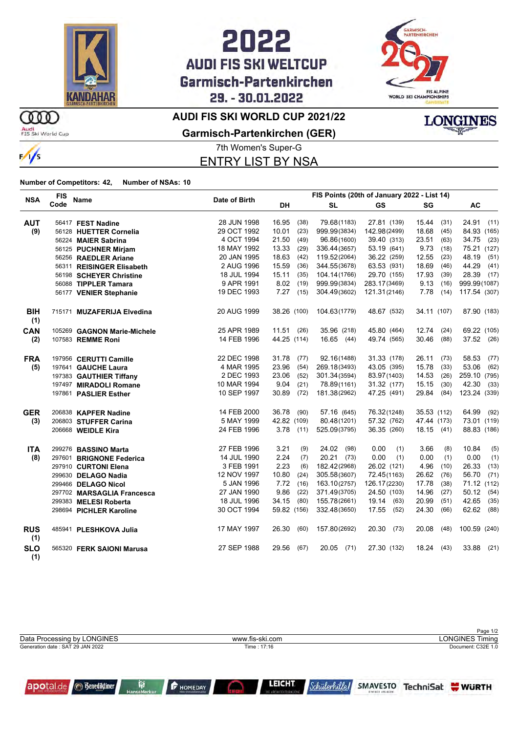# 2022 AUDI FIS SKI WELTCUP Garmisch-Partenkirchen

29. - 30.01.2022

## AUDI FIS SKI WORLD CUP 2021/22

## Garmisch-Partenkirchen (GER)

7th Women's Super-G

## ENTRY LIST BY NSA

**Number of Competitors: 42, Number of NSAs: 10**

| NSA | FIS Code | Name | Date of Birth | FIS Points (20th of January 2022 - List 14) | | | | |
|---|---|---|---|---|---|---|---|---|
| | | | | DH | SL | GS | SG | AC |
| **AUT (9)** | 56417 | **FEST Nadine** | 28 JUN 1998 | 16.95 (38) | 79.68 (1183) | 27.81 (139) | 15.44 (31) | 24.91 (11) |
| | 56128 | **HUETTER Cornelia** | 29 OCT 1992 | 10.01 (23) | 999.99 (3834) | 142.98 (2499) | 18.68 (45) | 84.93 (165) |
| | 56224 | **MAIER Sabrina** | 4 OCT 1994 | 21.50 (49) | 96.86 (1600) | 39.40 (313) | 23.51 (63) | 34.75 (23) |
| | 56125 | **PUCHNER Mirjam** | 18 MAY 1992 | 13.33 (29) | 336.44 (3657) | 53.19 (641) | 9.73 (18) | 75.21 (127) |
| | 56256 | **RAEDLER Ariane** | 20 JAN 1995 | 18.63 (42) | 119.52 (2064) | 36.22 (259) | 12.55 (23) | 48.19 (51) |
| | 56311 | **REISINGER Elisabeth** | 2 AUG 1996 | 15.59 (36) | 344.55 (3678) | 63.53 (931) | 18.69 (46) | 44.29 (41) |
| | 56198 | **SCHEYER Christine** | 18 JUL 1994 | 15.11 (35) | 104.14 (1766) | 29.70 (155) | 17.93 (39) | 28.39 (17) |
| | 56088 | **TIPPLER Tamara** | 9 APR 1991 | 8.02 (19) | 999.99 (3834) | 283.17 (3469) | 9.13 (16) | 999.99 (1087) |
| | 56177 | **VENIER Stephanie** | 19 DEC 1993 | 7.27 (15) | 304.49 (3602) | 121.31 (2146) | 7.78 (14) | 117.54 (307) |
| **BIH (1)** | 715171 | **MUZAFERIJA Elvedina** | 20 AUG 1999 | 38.26 (100) | 104.63 (1779) | 48.67 (532) | 34.11 (107) | 87.90 (183) |
| **CAN (2)** | 105269 | **GAGNON Marie-Michele** | 25 APR 1989 | 11.51 (26) | 35.96 (218) | 45.80 (464) | 12.74 (24) | 69.22 (105) |
| | 107583 | **REMME Roni** | 14 FEB 1996 | 44.25 (114) | 16.65 (44) | 49.74 (565) | 30.46 (88) | 37.52 (26) |
| **FRA (5)** | 197956 | **CERUTTI Camille** | 22 DEC 1998 | 31.78 (77) | 92.16 (1488) | 31.33 (178) | 26.11 (73) | 58.53 (77) |
| | 197641 | **GAUCHE Laura** | 4 MAR 1995 | 23.96 (54) | 269.18 (3493) | 43.05 (395) | 15.78 (33) | 53.06 (62) |
| | 197383 | **GAUTHIER Tiffany** | 2 DEC 1993 | 23.06 (52) | 301.34 (3594) | 83.97 (1403) | 14.53 (26) | 259.10 (795) |
| | 197497 | **MIRADOLI Romane** | 10 MAR 1994 | 9.04 (21) | 78.89 (1161) | 31.32 (177) | 15.15 (30) | 42.30 (33) |
| | 197861 | **PASLIER Esther** | 10 SEP 1997 | 30.89 (72) | 181.38 (2962) | 47.25 (491) | 29.84 (84) | 123.24 (339) |
| **GER (3)** | 206838 | **KAPFER Nadine** | 14 FEB 2000 | 36.78 (90) | 57.16 (645) | 76.32 (1248) | 35.53 (112) | 64.99 (92) |
| | 206803 | **STUFFER Carina** | 5 MAY 1999 | 42.82 (109) | 80.48 (1201) | 57.32 (762) | 47.44 (173) | 73.01 (119) |
| | 206668 | **WEIDLE Kira** | 24 FEB 1996 | 3.78 (11) | 525.09 (3795) | 36.35 (260) | 18.15 (41) | 88.83 (186) |
| **ITA (8)** | 299276 | **BASSINO Marta** | 27 FEB 1996 | 3.21 (9) | 24.02 (98) | 0.00 (1) | 3.66 (8) | 10.84 (5) |
| | 297601 | **BRIGNONE Federica** | 14 JUL 1990 | 2.24 (7) | 20.21 (73) | 0.00 (1) | 0.00 (1) | 0.00 (1) |
| | 297910 | **CURTONI Elena** | 3 FEB 1991 | 2.23 (6) | 182.42 (2968) | 26.02 (121) | 4.96 (10) | 26.33 (13) |
| | 299630 | **DELAGO Nadia** | 12 NOV 1997 | 10.80 (24) | 305.58 (3607) | 72.45 (1163) | 26.62 (76) | 56.70 (71) |
| | 299466 | **DELAGO Nicol** | 5 JAN 1996 | 7.72 (16) | 163.10 (2757) | 126.17 (2230) | 17.78 (38) | 71.12 (112) |
| | 297702 | **MARSAGLIA Francesca** | 27 JAN 1990 | 9.86 (22) | 371.49 (3705) | 24.50 (103) | 14.96 (27) | 50.12 (54) |
| | 299383 | **MELESI Roberta** | 18 JUL 1996 | 34.15 (80) | 155.78 (2661) | 19.14 (63) | 20.99 (51) | 42.65 (35) |
| | 298694 | **PICHLER Karoline** | 30 OCT 1994 | 59.82 (156) | 332.48 (3650) | 17.55 (52) | 24.30 (66) | 62.62 (88) |
| **RUS (1)** | 485941 | **PLESHKOVA Julia** | 17 MAY 1997 | 26.30 (60) | 157.80 (2692) | 20.30 (73) | 20.08 (48) | 100.59 (240) |
| **SLO (1)** | 565320 | **FERK SAIONI Marusa** | 27 SEP 1988 | 29.56 (67) | 20.05 (71) | 27.30 (132) | 18.24 (43) | 33.88 (21) |

Data Processing by LONGINES | www.fis-ski.com | LONGINES Timing

Generation date : SAT 29 JAN 2022 | Time : 17:16 | Document: C32E 1.0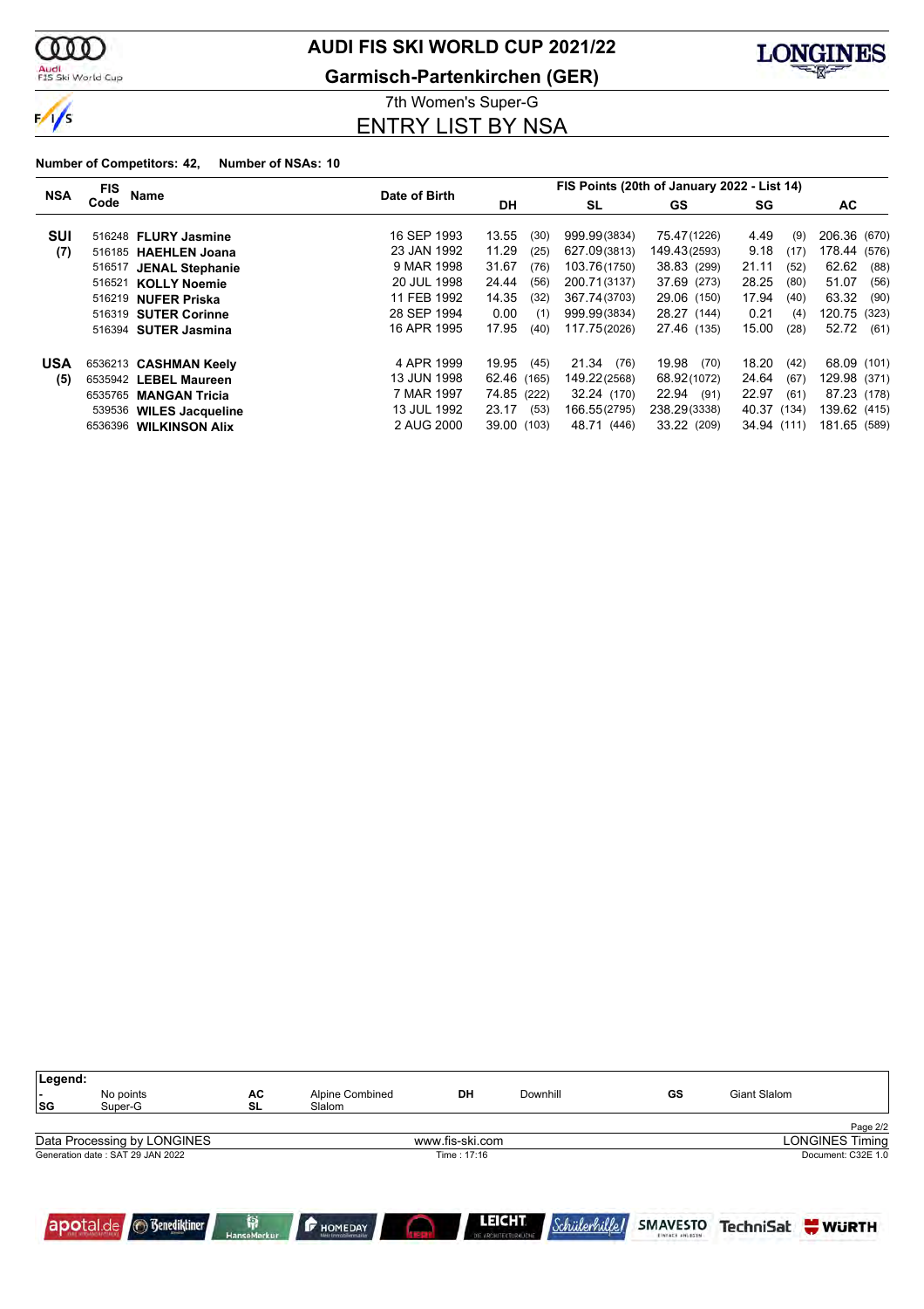# AUDI FIS SKI WORLD CUP 2021/22

## Garmisch-Partenkirchen (GER)

7th Women's Super-G

## ENTRY LIST BY NSA

**Number of Competitors: 42,** **Number of NSAs: 10**

| NSA | FIS Code | Name | Date of Birth | FIS Points (20th of January 2022 - List 14) DH | SL | GS | SG | AC |
|---|---|---|---|---|---|---|---|---|
| **SUI** | 516248 | **FLURY Jasmine** | 16 SEP 1993 | 13.55 (30) | 999.99 (3834) | 75.47 (1226) | 4.49 (9) | 206.36 (670) |
| **(7)** | 516185 | **HAEHLEN Joana** | 23 JAN 1992 | 11.29 (25) | 627.09 (3813) | 149.43 (2593) | 9.18 (17) | 178.44 (576) |
| | 516517 | **JENAL Stephanie** | 9 MAR 1998 | 31.67 (76) | 103.76 (1750) | 38.83 (299) | 21.11 (52) | 62.62 (88) |
| | 516521 | **KOLLY Noemie** | 20 JUL 1998 | 24.44 (56) | 200.71 (3137) | 37.69 (273) | 28.25 (80) | 51.07 (56) |
| | 516219 | **NUFER Priska** | 11 FEB 1992 | 14.35 (32) | 367.74 (3703) | 29.06 (150) | 17.94 (40) | 63.32 (90) |
| | 516319 | **SUTER Corinne** | 28 SEP 1994 | 0.00 (1) | 999.99 (3834) | 28.27 (144) | 0.21 (4) | 120.75 (323) |
| | 516394 | **SUTER Jasmina** | 16 APR 1995 | 17.95 (40) | 117.75 (2026) | 27.46 (135) | 15.00 (28) | 52.72 (61) |
| **USA** | 6536213 | **CASHMAN Keely** | 4 APR 1999 | 19.95 (45) | 21.34 (76) | 19.98 (70) | 18.20 (42) | 68.09 (101) |
| **(5)** | 6535942 | **LEBEL Maureen** | 13 JUN 1998 | 62.46 (165) | 149.22 (2568) | 68.92 (1072) | 24.64 (67) | 129.98 (371) |
| | 6535765 | **MANGAN Tricia** | 7 MAR 1997 | 74.85 (222) | 32.24 (170) | 22.94 (91) | 22.97 (61) | 87.23 (178) |
| | 539536 | **WILES Jacqueline** | 13 JUL 1992 | 23.17 (53) | 166.55 (2795) | 238.29 (3338) | 40.37 (134) | 139.62 (415) |
| | 6536396 | **WILKINSON Alix** | 2 AUG 2000 | 39.00 (103) | 48.71 (446) | 33.22 (209) | 34.94 (111) | 181.65 (589) |

**Legend:**

| | | | | | | | |
|---|---|---|---|---|---|---|---|
| - | No points | AC | Alpine Combined | DH | Downhill | GS | Giant Slalom |
| SG | Super-G | SL | Slalom | | | | |

Data Processing by LONGINES — www.fis-ski.com — LONGINES Timing

Generation date : SAT 29 JAN 2022 — Time : 17:16 — Document: C32E 1.0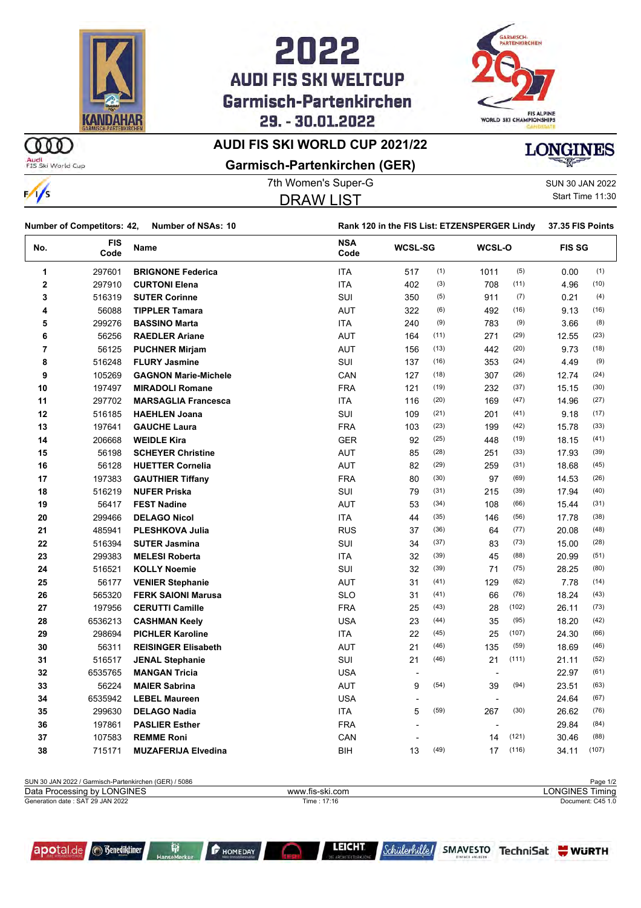# 2022 AUDI FIS SKI WELTCUP Garmisch-Partenkirchen

29. - 30.01.2022

## AUDI FIS SKI WORLD CUP 2021/22

## Garmisch-Partenkirchen (GER)

7th Women's Super-G

SUN 30 JAN 2022

Start Time 11:30

## DRAW LIST

**Number of Competitors: 42, Number of NSAs: 10**

**Rank 120 in the FIS List: ETZENSPERGER Lindy 37.35 FIS Points**

| No. | FIS Code | Name | NSA Code | WCSL-SG | | WCSL-O | | FIS SG | |
|---|---|---|---|---|---|---|---|---|---|
| 1 | 297601 | **BRIGNONE Federica** | ITA | 517 | (1) | 1011 | (5) | 0.00 | (1) |
| 2 | 297910 | **CURTONI Elena** | ITA | 402 | (3) | 708 | (11) | 4.96 | (10) |
| 3 | 516319 | **SUTER Corinne** | SUI | 350 | (5) | 911 | (7) | 0.21 | (4) |
| 4 | 56088 | **TIPPLER Tamara** | AUT | 322 | (6) | 492 | (16) | 9.13 | (16) |
| 5 | 299276 | **BASSINO Marta** | ITA | 240 | (9) | 783 | (9) | 3.66 | (8) |
| 6 | 56256 | **RAEDLER Ariane** | AUT | 164 | (11) | 271 | (29) | 12.55 | (23) |
| 7 | 56125 | **PUCHNER Mirjam** | AUT | 156 | (13) | 442 | (20) | 9.73 | (18) |
| 8 | 516248 | **FLURY Jasmine** | SUI | 137 | (16) | 353 | (24) | 4.49 | (9) |
| 9 | 105269 | **GAGNON Marie-Michele** | CAN | 127 | (18) | 307 | (26) | 12.74 | (24) |
| 10 | 197497 | **MIRADOLI Romane** | FRA | 121 | (19) | 232 | (37) | 15.15 | (30) |
| 11 | 297702 | **MARSAGLIA Francesca** | ITA | 116 | (20) | 169 | (47) | 14.96 | (27) |
| 12 | 516185 | **HAEHLEN Joana** | SUI | 109 | (21) | 201 | (41) | 9.18 | (17) |
| 13 | 197641 | **GAUCHE Laura** | FRA | 103 | (23) | 199 | (42) | 15.78 | (33) |
| 14 | 206668 | **WEIDLE Kira** | GER | 92 | (25) | 448 | (19) | 18.15 | (41) |
| 15 | 56198 | **SCHEYER Christine** | AUT | 85 | (28) | 251 | (33) | 17.93 | (39) |
| 16 | 56128 | **HUETTER Cornelia** | AUT | 82 | (29) | 259 | (31) | 18.68 | (45) |
| 17 | 197383 | **GAUTHIER Tiffany** | FRA | 80 | (30) | 97 | (69) | 14.53 | (26) |
| 18 | 516219 | **NUFER Priska** | SUI | 79 | (31) | 215 | (39) | 17.94 | (40) |
| 19 | 56417 | **FEST Nadine** | AUT | 53 | (34) | 108 | (66) | 15.44 | (31) |
| 20 | 299466 | **DELAGO Nicol** | ITA | 44 | (35) | 146 | (56) | 17.78 | (38) |
| 21 | 485941 | **PLESHKOVA Julia** | RUS | 37 | (36) | 64 | (77) | 20.08 | (48) |
| 22 | 516394 | **SUTER Jasmina** | SUI | 34 | (37) | 83 | (73) | 15.00 | (28) |
| 23 | 299383 | **MELESI Roberta** | ITA | 32 | (39) | 45 | (88) | 20.99 | (51) |
| 24 | 516521 | **KOLLY Noemie** | SUI | 32 | (39) | 71 | (75) | 28.25 | (80) |
| 25 | 56177 | **VENIER Stephanie** | AUT | 31 | (41) | 129 | (62) | 7.78 | (14) |
| 26 | 565320 | **FERK SAIONI Marusa** | SLO | 31 | (41) | 66 | (76) | 18.24 | (43) |
| 27 | 197956 | **CERUTTI Camille** | FRA | 25 | (43) | 28 | (102) | 26.11 | (73) |
| 28 | 6536213 | **CASHMAN Keely** | USA | 23 | (44) | 35 | (95) | 18.20 | (42) |
| 29 | 298694 | **PICHLER Karoline** | ITA | 22 | (45) | 25 | (107) | 24.30 | (66) |
| 30 | 56311 | **REISINGER Elisabeth** | AUT | 21 | (46) | 135 | (59) | 18.69 | (46) |
| 31 | 516517 | **JENAL Stephanie** | SUI | 21 | (46) | 21 | (111) | 21.11 | (52) |
| 32 | 6535765 | **MANGAN Tricia** | USA | - | | - | | 22.97 | (61) |
| 33 | 56224 | **MAIER Sabrina** | AUT | 9 | (54) | 39 | (94) | 23.51 | (63) |
| 34 | 6535942 | **LEBEL Maureen** | USA | - | | - | | 24.64 | (67) |
| 35 | 299630 | **DELAGO Nadia** | ITA | 5 | (59) | 267 | (30) | 26.62 | (76) |
| 36 | 197861 | **PASLIER Esther** | FRA | - | | - | | 29.84 | (84) |
| 37 | 107583 | **REMME Roni** | CAN | - | | 14 | (121) | 30.46 | (88) |
| 38 | 715171 | **MUZAFERIJA Elvedina** | BIH | 13 | (49) | 17 | (116) | 34.11 | (107) |

SUN 30 JAN 2022 / Garmisch-Partenkirchen (GER) / 5086

Data Processing by LONGINES — www.fis-ski.com — LONGINES Timing

Generation date : SAT 29 JAN 2022 — Time : 17:16 — Document: C45 1.0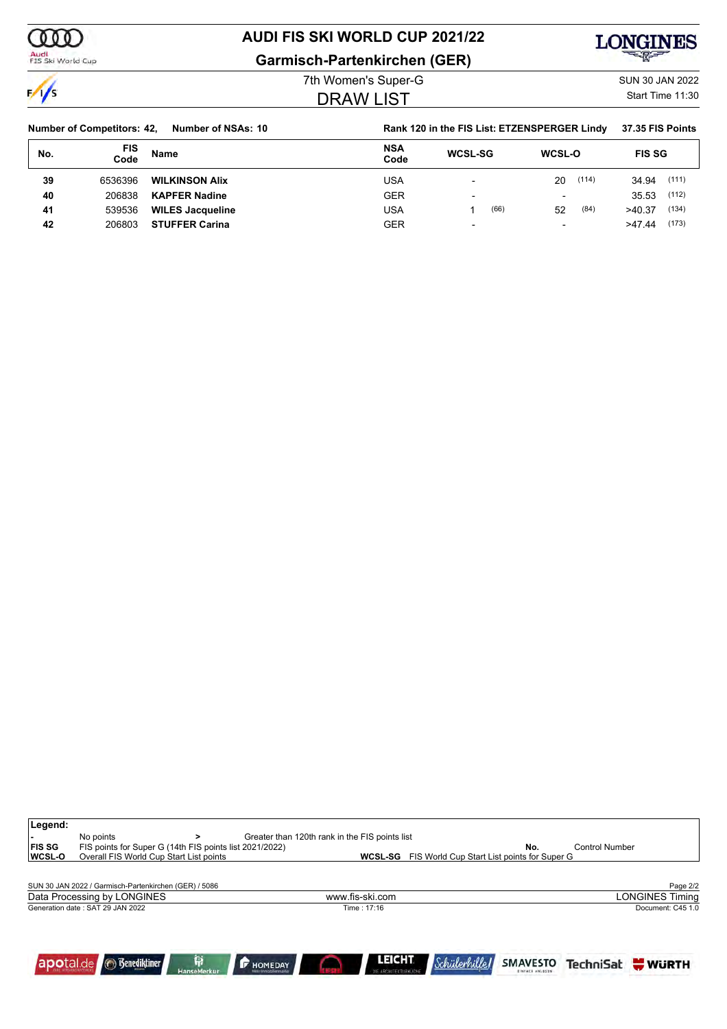# AUDI FIS SKI WORLD CUP 2021/22

## Garmisch-Partenkirchen (GER)

7th Women's Super-G

SUN 30 JAN 2022

## DRAW LIST

Start Time 11:30

**Number of Competitors: 42, Number of NSAs: 10**

**Rank 120 in the FIS List: ETZENSPERGER Lindy 37.35 FIS Points**

| No. | FIS Code | Name | NSA Code | WCSL-SG | | WCSL-O | | FIS SG | |
|---|---|---|---|---|---|---|---|---|---|
| 39 | 6536396 | **WILKINSON Alix** | USA | - | | 20 | (114) | 34.94 | (111) |
| 40 | 206838 | **KAPFER Nadine** | GER | - | | - | | 35.53 | (112) |
| 41 | 539536 | **WILES Jacqueline** | USA | 1 | (66) | 52 | (84) | >40.37 | (134) |
| 42 | 206803 | **STUFFER Carina** | GER | - | | - | | >47.44 | (173) |

**Legend:**

| | | | | | |
|---|---|---|---|---|---|
| **-** | No points | **>** | Greater than 120th rank in the FIS points list | | |
| **FIS SG** | FIS points for Super G (14th FIS points list 2021/2022) | | | **No.** | Control Number |
| **WCSL-O** | Overall FIS World Cup Start List points | | **WCSL-SG** FIS World Cup Start List points for Super G | | |

SUN 30 JAN 2022 / Garmisch-Partenkirchen (GER) / 5086

Data Processing by LONGINES | www.fis-ski.com | LONGINES Timing

Generation date : SAT 29 JAN 2022 | Time : 17:16 | Document: C45 1.0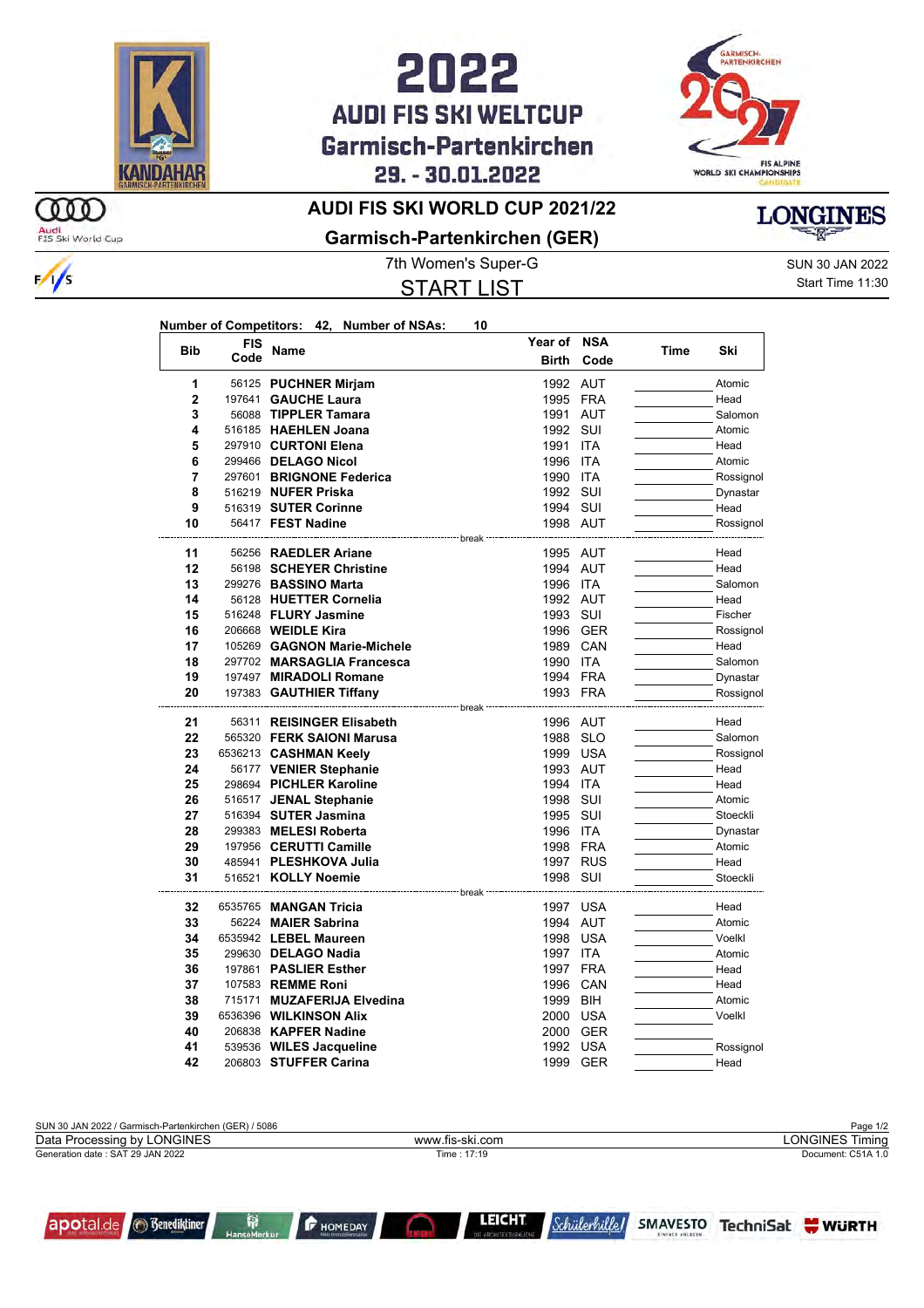2022

AUDI FIS SKI WELTCUP

Garmisch-Partenkirchen

29. - 30.01.2022

# AUDI FIS SKI WORLD CUP 2021/22

## Garmisch-Partenkirchen (GER)

7th Women's Super-G

SUN 30 JAN 2022

Start Time 11:30

## START LIST

**Number of Competitors: 42, Number of NSAs: 10**

| Bib | FIS Code | Name | Year of Birth | NSA Code | Time | Ski |
|---|---|---|---|---|---|---|
| 1 | 56125 | **PUCHNER Mirjam** | 1992 | AUT | | Atomic |
| 2 | 197641 | **GAUCHE Laura** | 1995 | FRA | | Head |
| 3 | 56088 | **TIPPLER Tamara** | 1991 | AUT | | Salomon |
| 4 | 516185 | **HAEHLEN Joana** | 1992 | SUI | | Atomic |
| 5 | 297910 | **CURTONI Elena** | 1991 | ITA | | Head |
| 6 | 299466 | **DELAGO Nicol** | 1996 | ITA | | Atomic |
| 7 | 297601 | **BRIGNONE Federica** | 1990 | ITA | | Rossignol |
| 8 | 516219 | **NUFER Priska** | 1992 | SUI | | Dynastar |
| 9 | 516319 | **SUTER Corinne** | 1994 | SUI | | Head |
| 10 | 56417 | **FEST Nadine** | 1998 | AUT | | Rossignol |
| | | break | | | | |
| 11 | 56256 | **RAEDLER Ariane** | 1995 | AUT | | Head |
| 12 | 56198 | **SCHEYER Christine** | 1994 | AUT | | Head |
| 13 | 299276 | **BASSINO Marta** | 1996 | ITA | | Salomon |
| 14 | 56128 | **HUETTER Cornelia** | 1992 | AUT | | Head |
| 15 | 516248 | **FLURY Jasmine** | 1993 | SUI | | Fischer |
| 16 | 206668 | **WEIDLE Kira** | 1996 | GER | | Rossignol |
| 17 | 105269 | **GAGNON Marie-Michele** | 1989 | CAN | | Head |
| 18 | 297702 | **MARSAGLIA Francesca** | 1990 | ITA | | Salomon |
| 19 | 197497 | **MIRADOLI Romane** | 1994 | FRA | | Dynastar |
| 20 | 197383 | **GAUTHIER Tiffany** | 1993 | FRA | | Rossignol |
| | | break | | | | |
| 21 | 56311 | **REISINGER Elisabeth** | 1996 | AUT | | Head |
| 22 | 565320 | **FERK SAIONI Marusa** | 1988 | SLO | | Salomon |
| 23 | 6536213 | **CASHMAN Keely** | 1999 | USA | | Rossignol |
| 24 | 56177 | **VENIER Stephanie** | 1993 | AUT | | Head |
| 25 | 298694 | **PICHLER Karoline** | 1994 | ITA | | Head |
| 26 | 516517 | **JENAL Stephanie** | 1998 | SUI | | Atomic |
| 27 | 516394 | **SUTER Jasmina** | 1995 | SUI | | Stoeckli |
| 28 | 299383 | **MELESI Roberta** | 1996 | ITA | | Dynastar |
| 29 | 197956 | **CERUTTI Camille** | 1998 | FRA | | Atomic |
| 30 | 485941 | **PLESHKOVA Julia** | 1997 | RUS | | Head |
| 31 | 516521 | **KOLLY Noemie** | 1998 | SUI | | Stoeckli |
| | | break | | | | |
| 32 | 6535765 | **MANGAN Tricia** | 1997 | USA | | Head |
| 33 | 56224 | **MAIER Sabrina** | 1994 | AUT | | Atomic |
| 34 | 6535942 | **LEBEL Maureen** | 1998 | USA | | Voelkl |
| 35 | 299630 | **DELAGO Nadia** | 1997 | ITA | | Atomic |
| 36 | 197861 | **PASLIER Esther** | 1997 | FRA | | Head |
| 37 | 107583 | **REMME Roni** | 1996 | CAN | | Head |
| 38 | 715171 | **MUZAFERIJA Elvedina** | 1999 | BIH | | Atomic |
| 39 | 6536396 | **WILKINSON Alix** | 2000 | USA | | Voelkl |
| 40 | 206838 | **KAPFER Nadine** | 2000 | GER | | |
| 41 | 539536 | **WILES Jacqueline** | 1992 | USA | | Rossignol |
| 42 | 206803 | **STUFFER Carina** | 1999 | GER | | Head |

SUN 30 JAN 2022 / Garmisch-Partenkirchen (GER) / 5086

Data Processing by LONGINES | www.fis-ski.com | LONGINES Timing

Generation date : SAT 29 JAN 2022 | Time : 17:19 | Document: C51A 1.0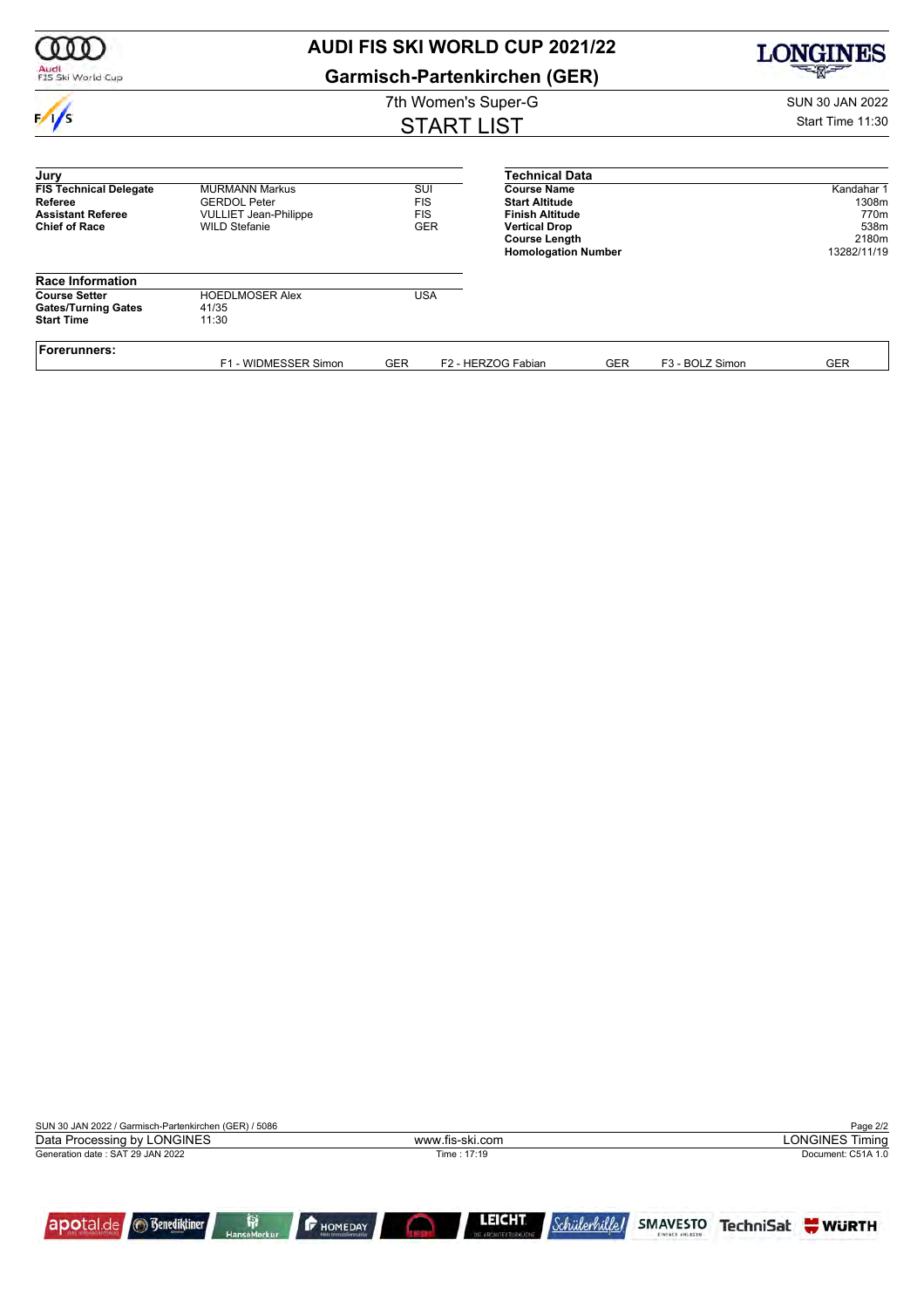# AUDI FIS SKI WORLD CUP 2021/22

## Garmisch-Partenkirchen (GER)

### 7th Women's Super-G

### START LIST

SUN 30 JAN 2022

Start Time 11:30

| Jury | | |
|---|---|---|
| FIS Technical Delegate | MURMANN Markus | SUI |
| Referee | GERDOL Peter | FIS |
| Assistant Referee | VULLIET Jean-Philippe | FIS |
| Chief of Race | WILD Stefanie | GER |

| Technical Data | |
|---|---|
| Course Name | Kandahar 1 |
| Start Altitude | 1308m |
| Finish Altitude | 770m |
| Vertical Drop | 538m |
| Course Length | 2180m |
| Homologation Number | 13282/11/19 |

| Race Information | | |
|---|---|---|
| Course Setter | HOEDLMOSER Alex | USA |
| Gates/Turning Gates | 41/35 | |
| Start Time | 11:30 | |

| Forerunners: | | | | | |
|---|---|---|---|---|---|
| F1 - WIDMESSER Simon | GER | F2 - HERZOG Fabian | GER | F3 - BOLZ Simon | GER |

SUN 30 JAN 2022 / Garmisch-Partenkirchen (GER) / 5086

Data Processing by LONGINES | www.fis-ski.com | LONGINES Timing

Generation date : SAT 29 JAN 2022 | Time : 17:19 | Document: C51A 1.0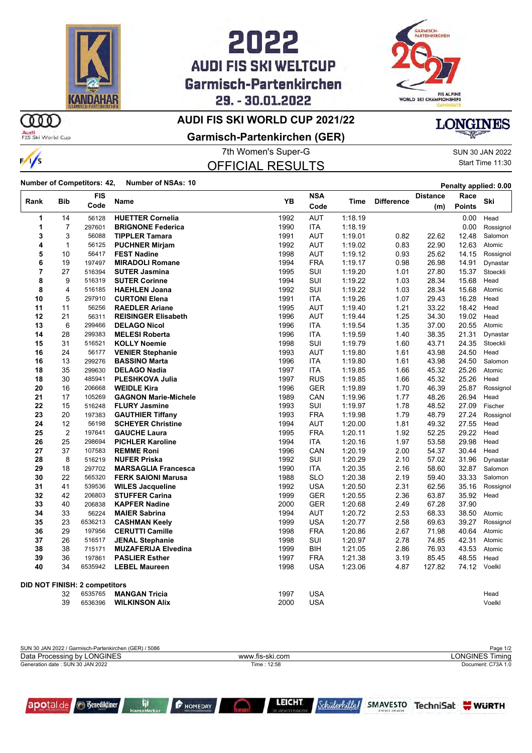2022

AUDI FIS SKI WELTCUP

Garmisch-Partenkirchen

29. - 30.01.2022

# AUDI FIS SKI WORLD CUP 2021/22

## Garmisch-Partenkirchen (GER)

7th Women's Super-G

SUN 30 JAN 2022

Start Time 11:30

## OFFICIAL RESULTS

**Number of Competitors: 42, Number of NSAs: 10**

**Penalty applied: 0.00**

| Rank | Bib | FIS Code | Name | YB | NSA Code | Time | Difference | Distance (m) | Race Points | Ski |
|---|---|---|---|---|---|---|---|---|---|---|
| 1 | 14 | 56128 | **HUETTER Cornelia** | 1992 | AUT | 1:18.19 | | | 0.00 | Head |
| 1 | 7 | 297601 | **BRIGNONE Federica** | 1990 | ITA | 1:18.19 | | | 0.00 | Rossignol |
| 3 | 3 | 56088 | **TIPPLER Tamara** | 1991 | AUT | 1:19.01 | 0.82 | 22.62 | 12.48 | Salomon |
| 4 | 1 | 56125 | **PUCHNER Mirjam** | 1992 | AUT | 1:19.02 | 0.83 | 22.90 | 12.63 | Atomic |
| 5 | 10 | 56417 | **FEST Nadine** | 1998 | AUT | 1:19.12 | 0.93 | 25.62 | 14.15 | Rossignol |
| 6 | 19 | 197497 | **MIRADOLI Romane** | 1994 | FRA | 1:19.17 | 0.98 | 26.98 | 14.91 | Dynastar |
| 7 | 27 | 516394 | **SUTER Jasmina** | 1995 | SUI | 1:19.20 | 1.01 | 27.80 | 15.37 | Stoeckli |
| 8 | 9 | 516319 | **SUTER Corinne** | 1994 | SUI | 1:19.22 | 1.03 | 28.34 | 15.68 | Head |
| 8 | 4 | 516185 | **HAEHLEN Joana** | 1992 | SUI | 1:19.22 | 1.03 | 28.34 | 15.68 | Atomic |
| 10 | 5 | 297910 | **CURTONI Elena** | 1991 | ITA | 1:19.26 | 1.07 | 29.43 | 16.28 | Head |
| 11 | 11 | 56256 | **RAEDLER Ariane** | 1995 | AUT | 1:19.40 | 1.21 | 33.22 | 18.42 | Head |
| 12 | 21 | 56311 | **REISINGER Elisabeth** | 1996 | AUT | 1:19.44 | 1.25 | 34.30 | 19.02 | Head |
| 13 | 6 | 299466 | **DELAGO Nicol** | 1996 | ITA | 1:19.54 | 1.35 | 37.00 | 20.55 | Atomic |
| 14 | 28 | 299383 | **MELESI Roberta** | 1996 | ITA | 1:19.59 | 1.40 | 38.35 | 21.31 | Dynastar |
| 15 | 31 | 516521 | **KOLLY Noemie** | 1998 | SUI | 1:19.79 | 1.60 | 43.71 | 24.35 | Stoeckli |
| 16 | 24 | 56177 | **VENIER Stephanie** | 1993 | AUT | 1:19.80 | 1.61 | 43.98 | 24.50 | Head |
| 16 | 13 | 299276 | **BASSINO Marta** | 1996 | ITA | 1:19.80 | 1.61 | 43.98 | 24.50 | Salomon |
| 18 | 35 | 299630 | **DELAGO Nadia** | 1997 | ITA | 1:19.85 | 1.66 | 45.32 | 25.26 | Atomic |
| 18 | 30 | 485941 | **PLESHKOVA Julia** | 1997 | RUS | 1:19.85 | 1.66 | 45.32 | 25.26 | Head |
| 20 | 16 | 206668 | **WEIDLE Kira** | 1996 | GER | 1:19.89 | 1.70 | 46.39 | 25.87 | Rossignol |
| 21 | 17 | 105269 | **GAGNON Marie-Michele** | 1989 | CAN | 1:19.96 | 1.77 | 48.26 | 26.94 | Head |
| 22 | 15 | 516248 | **FLURY Jasmine** | 1993 | SUI | 1:19.97 | 1.78 | 48.52 | 27.09 | Fischer |
| 23 | 20 | 197383 | **GAUTHIER Tiffany** | 1993 | FRA | 1:19.98 | 1.79 | 48.79 | 27.24 | Rossignol |
| 24 | 12 | 56198 | **SCHEYER Christine** | 1994 | AUT | 1:20.00 | 1.81 | 49.32 | 27.55 | Head |
| 25 | 2 | 197641 | **GAUCHE Laura** | 1995 | FRA | 1:20.11 | 1.92 | 52.25 | 29.22 | Head |
| 26 | 25 | 298694 | **PICHLER Karoline** | 1994 | ITA | 1:20.16 | 1.97 | 53.58 | 29.98 | Head |
| 27 | 37 | 107583 | **REMME Roni** | 1996 | CAN | 1:20.19 | 2.00 | 54.37 | 30.44 | Head |
| 28 | 8 | 516219 | **NUFER Priska** | 1992 | SUI | 1:20.29 | 2.10 | 57.02 | 31.96 | Dynastar |
| 29 | 18 | 297702 | **MARSAGLIA Francesca** | 1990 | ITA | 1:20.35 | 2.16 | 58.60 | 32.87 | Salomon |
| 30 | 22 | 565320 | **FERK SAIONI Marusa** | 1988 | SLO | 1:20.38 | 2.19 | 59.40 | 33.33 | Salomon |
| 31 | 41 | 539536 | **WILES Jacqueline** | 1992 | USA | 1:20.50 | 2.31 | 62.56 | 35.16 | Rossignol |
| 32 | 42 | 206803 | **STUFFER Carina** | 1999 | GER | 1:20.55 | 2.36 | 63.87 | 35.92 | Head |
| 33 | 40 | 206838 | **KAPFER Nadine** | 2000 | GER | 1:20.68 | 2.49 | 67.28 | 37.90 | |
| 34 | 33 | 56224 | **MAIER Sabrina** | 1994 | AUT | 1:20.72 | 2.53 | 68.33 | 38.50 | Atomic |
| 35 | 23 | 6536213 | **CASHMAN Keely** | 1999 | USA | 1:20.77 | 2.58 | 69.63 | 39.27 | Rossignol |
| 36 | 29 | 197956 | **CERUTTI Camille** | 1998 | FRA | 1:20.86 | 2.67 | 71.98 | 40.64 | Atomic |
| 37 | 26 | 516517 | **JENAL Stephanie** | 1998 | SUI | 1:20.97 | 2.78 | 74.85 | 42.31 | Atomic |
| 38 | 38 | 715171 | **MUZAFERIJA Elvedina** | 1999 | BIH | 1:21.05 | 2.86 | 76.93 | 43.53 | Atomic |
| 39 | 36 | 197861 | **PASLIER Esther** | 1997 | FRA | 1:21.38 | 3.19 | 85.45 | 48.55 | Head |
| 40 | 34 | 6535942 | **LEBEL Maureen** | 1998 | USA | 1:23.06 | 4.87 | 127.82 | 74.12 | Voelkl |

**DID NOT FINISH: 2 competitors**

| Bib | FIS Code | Name | YB | NSA Code | Ski |
|---|---|---|---|---|---|
| 32 | 6535765 | **MANGAN Tricia** | 1997 | USA | Head |
| 39 | 6536396 | **WILKINSON Alix** | 2000 | USA | Voelkl |

SUN 30 JAN 2022 / Garmisch-Partenkirchen (GER) / 5086

Data Processing by LONGINES | www.fis-ski.com | LONGINES Timing

Generation date : SUN 30 JAN 2022 | Time : 12:58 | Document: C73A 1.0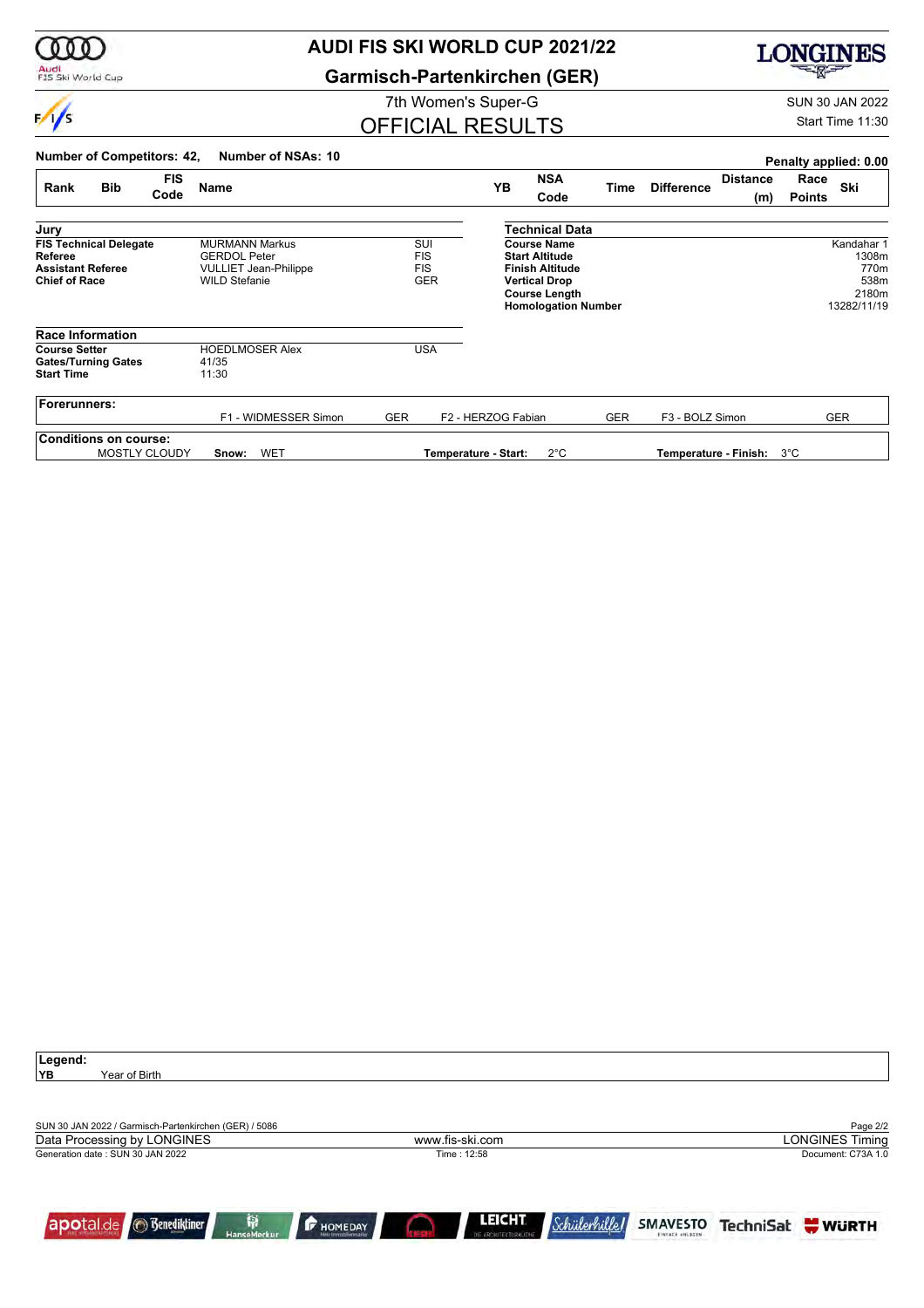# AUDI FIS SKI WORLD CUP 2021/22

## Garmisch-Partenkirchen (GER)

7th Women's Super-G

SUN 30 JAN 2022

## OFFICIAL RESULTS

Start Time 11:30

**Number of Competitors: 42, Number of NSAs: 10**

**Penalty applied: 0.00**

| Rank | Bib | FIS Code | Name | YB | NSA Code | Time | Difference | Distance (m) | Race Points | Ski |
|---|---|---|---|---|---|---|---|---|---|---|

### Jury

| | | |
|---|---|---|
| **FIS Technical Delegate** | MURMANN Markus | SUI |
| **Referee** | GERDOL Peter | FIS |
| **Assistant Referee** | VULLIET Jean-Philippe | FIS |
| **Chief of Race** | WILD Stefanie | GER |

### Technical Data

| | |
|---|---|
| **Course Name** | Kandahar 1 |
| **Start Altitude** | 1308m |
| **Finish Altitude** | 770m |
| **Vertical Drop** | 538m |
| **Course Length** | 2180m |
| **Homologation Number** | 13282/11/19 |

### Race Information

| | | |
|---|---|---|
| **Course Setter** | HOEDLMOSER Alex | USA |
| **Gates/Turning Gates** | 41/35 | |
| **Start Time** | 11:30 | |

### Forerunners:

| | | | | | |
|---|---|---|---|---|---|
| F1 - WIDMESSER Simon | GER | F2 - HERZOG Fabian | GER | F3 - BOLZ Simon | GER |

### Conditions on course:

MOSTLY CLOUDY **Snow:** WET **Temperature - Start:** 2°C **Temperature - Finish:** 3°C

**Legend:**
**YB** Year of Birth

SUN 30 JAN 2022 / Garmisch-Partenkirchen (GER) / 5086

Data Processing by LONGINES — www.fis-ski.com — LONGINES Timing

Generation date : SUN 30 JAN 2022 — Time : 12:58 — Document: C73A 1.0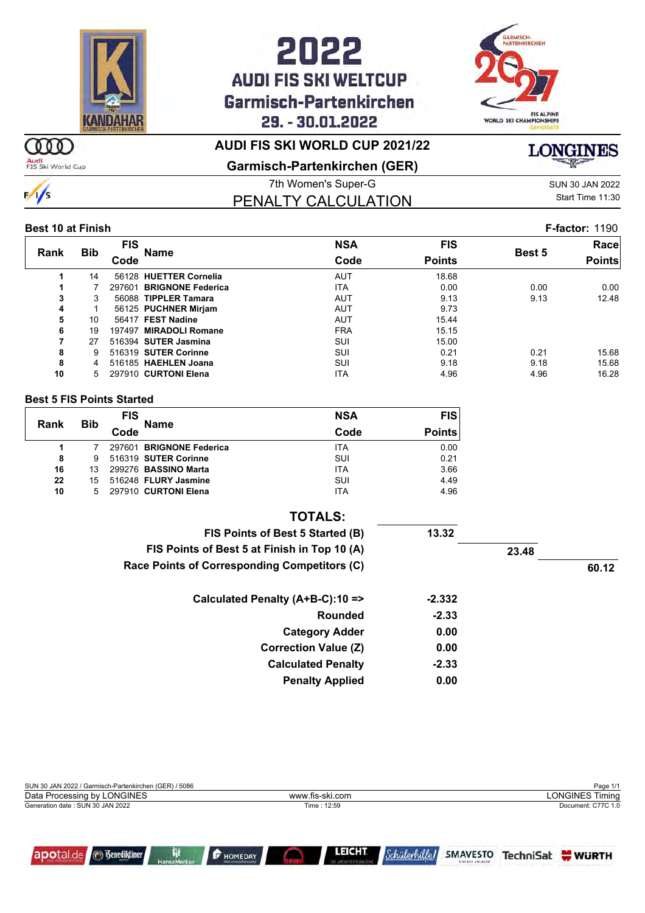# 2022 AUDI FIS SKI WELTCUP Garmisch-Partenkirchen 29. - 30.01.2022

## AUDI FIS SKI WORLD CUP 2021/22

## Garmisch-Partenkirchen (GER)

7th Women's Super-G

SUN 30 JAN 2022
Start Time 11:30

## PENALTY CALCULATION

### Best 10 at Finish

**F-factor:** 1190

| Rank | Bib | FIS Code | Name | NSA Code | FIS Points | Best 5 | Race Points |
|---|---|---|---|---|---|---|---|
| 1 | 14 | 56128 | **HUETTER Cornelia** | AUT | 18.68 | | |
| 1 | 7 | 297601 | **BRIGNONE Federica** | ITA | 0.00 | 0.00 | 0.00 |
| 3 | 3 | 56088 | **TIPPLER Tamara** | AUT | 9.13 | 9.13 | 12.48 |
| 4 | 1 | 56125 | **PUCHNER Mirjam** | AUT | 9.73 | | |
| 5 | 10 | 56417 | **FEST Nadine** | AUT | 15.44 | | |
| 6 | 19 | 197497 | **MIRADOLI Romane** | FRA | 15.15 | | |
| 7 | 27 | 516394 | **SUTER Jasmina** | SUI | 15.00 | | |
| 8 | 9 | 516319 | **SUTER Corinne** | SUI | 0.21 | 0.21 | 15.68 |
| 8 | 4 | 516185 | **HAEHLEN Joana** | SUI | 9.18 | 9.18 | 15.68 |
| 10 | 5 | 297910 | **CURTONI Elena** | ITA | 4.96 | 4.96 | 16.28 |

### Best 5 FIS Points Started

| Rank | Bib | FIS Code | Name | NSA Code | FIS Points |
|---|---|---|---|---|---|
| 1 | 7 | 297601 | **BRIGNONE Federica** | ITA | 0.00 |
| 8 | 9 | 516319 | **SUTER Corinne** | SUI | 0.21 |
| 16 | 13 | 299276 | **BASSINO Marta** | ITA | 3.66 |
| 22 | 15 | 516248 | **FLURY Jasmine** | SUI | 4.49 |
| 10 | 5 | 297910 | **CURTONI Elena** | ITA | 4.96 |

### TOTALS:

| | | | |
|---|---|---|---|
| **FIS Points of Best 5 Started (B)** | **13.32** | | |
| **FIS Points of Best 5 at Finish in Top 10 (A)** | | **23.48** | |
| **Race Points of Corresponding Competitors (C)** | | | **60.12** |
| **Calculated Penalty (A+B-C):10 =>** | **-2.332** | | |
| **Rounded** | **-2.33** | | |
| **Category Adder** | **0.00** | | |
| **Correction Value (Z)** | **0.00** | | |
| **Calculated Penalty** | **-2.33** | | |
| **Penalty Applied** | **0.00** | | |

SUN 30 JAN 2022 / Garmisch-Partenkirchen (GER) / 5086
Data Processing by LONGINES — www.fis-ski.com — LONGINES Timing
Generation date : SUN 30 JAN 2022 — Time : 12:59 — Document: C77C 1.0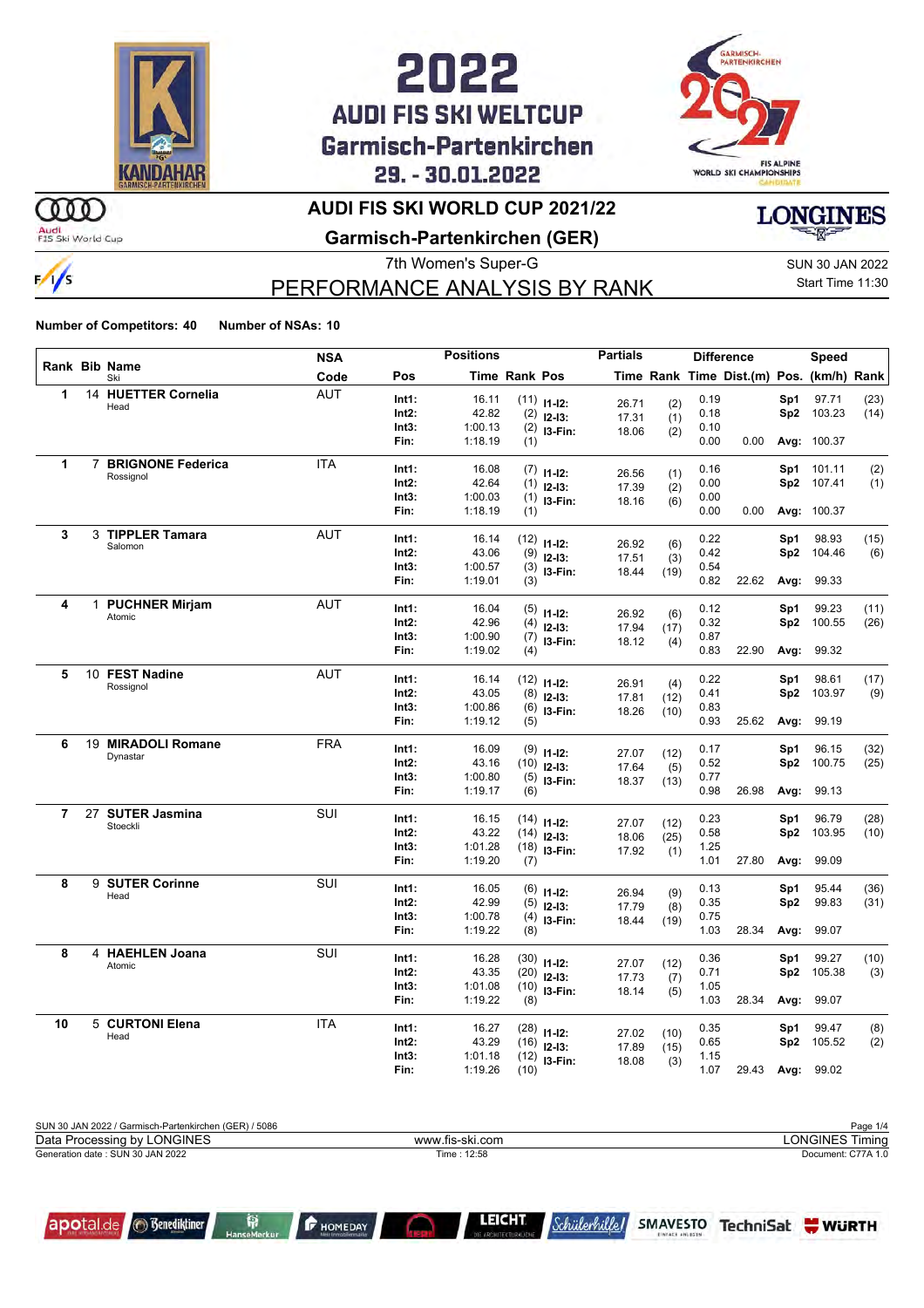# 2022 AUDI FIS SKI WELTCUP Garmisch-Partenkirchen

29. - 30.01.2022

## AUDI FIS SKI WORLD CUP 2021/22

### Garmisch-Partenkirchen (GER)

7th Women's Super-G

SUN 30 JAN 2022

Start Time 11:30

## PERFORMANCE ANALYSIS BY RANK

**Number of Competitors: 40** **Number of NSAs: 10**

| Rank | Bib | Name / Ski | NSA Code | Pos | Time | Rank | Pos | Partials Time | Rank | Difference Time | Dist.(m) | Pos. | Speed (km/h) | Rank |
|---|---|---|---|---|---|---|---|---|---|---|---|---|---|---|
| 1 | 14 | **HUETTER Cornelia** Head | AUT | Int1: | 16.11 | (11) | I1-I2: | 26.71 | (2) | 0.19 | | Sp1 | 97.71 | (23) |
| | | | | Int2: | 42.82 | (2) | I2-I3: | 17.31 | (1) | 0.18 | | Sp2 | 103.23 | (14) |
| | | | | Int3: | 1:00.13 | (2) | I3-Fin: | 18.06 | (2) | 0.10 | | | | |
| | | | | Fin: | 1:18.19 | (1) | | | | 0.00 | 0.00 | Avg: | 100.37 | |
| 1 | 7 | **BRIGNONE Federica** Rossignol | ITA | Int1: | 16.08 | (7) | I1-I2: | 26.56 | (1) | 0.16 | | Sp1 | 101.11 | (2) |
| | | | | Int2: | 42.64 | (1) | I2-I3: | 17.39 | (2) | 0.00 | | Sp2 | 107.41 | (1) |
| | | | | Int3: | 1:00.03 | (1) | I3-Fin: | 18.16 | (6) | 0.00 | | | | |
| | | | | Fin: | 1:18.19 | (1) | | | | 0.00 | 0.00 | Avg: | 100.37 | |
| 3 | 3 | **TIPPLER Tamara** Salomon | AUT | Int1: | 16.14 | (12) | I1-I2: | 26.92 | (6) | 0.22 | | Sp1 | 98.93 | (15) |
| | | | | Int2: | 43.06 | (9) | I2-I3: | 17.51 | (3) | 0.42 | | Sp2 | 104.46 | (6) |
| | | | | Int3: | 1:00.57 | (3) | I3-Fin: | 18.44 | (19) | 0.54 | | | | |
| | | | | Fin: | 1:19.01 | (3) | | | | 0.82 | 22.62 | Avg: | 99.33 | |
| 4 | 1 | **PUCHNER Mirjam** Atomic | AUT | Int1: | 16.04 | (5) | I1-I2: | 26.92 | (6) | 0.12 | | Sp1 | 99.23 | (11) |
| | | | | Int2: | 42.96 | (4) | I2-I3: | 17.94 | (17) | 0.32 | | Sp2 | 100.55 | (26) |
| | | | | Int3: | 1:00.90 | (7) | I3-Fin: | 18.12 | (4) | 0.87 | | | | |
| | | | | Fin: | 1:19.02 | (4) | | | | 0.83 | 22.90 | Avg: | 99.32 | |
| 5 | 10 | **FEST Nadine** Rossignol | AUT | Int1: | 16.14 | (12) | I1-I2: | 26.91 | (4) | 0.22 | | Sp1 | 98.61 | (17) |
| | | | | Int2: | 43.05 | (8) | I2-I3: | 17.81 | (12) | 0.41 | | Sp2 | 103.97 | (9) |
| | | | | Int3: | 1:00.86 | (6) | I3-Fin: | 18.26 | (10) | 0.83 | | | | |
| | | | | Fin: | 1:19.12 | (5) | | | | 0.93 | 25.62 | Avg: | 99.19 | |
| 6 | 19 | **MIRADOLI Romane** Dynastar | FRA | Int1: | 16.09 | (9) | I1-I2: | 27.07 | (12) | 0.17 | | Sp1 | 96.15 | (32) |
| | | | | Int2: | 43.16 | (10) | I2-I3: | 17.64 | (5) | 0.52 | | Sp2 | 100.75 | (25) |
| | | | | Int3: | 1:00.80 | (5) | I3-Fin: | 18.37 | (13) | 0.77 | | | | |
| | | | | Fin: | 1:19.17 | (6) | | | | 0.98 | 26.98 | Avg: | 99.13 | |
| 7 | 27 | **SUTER Jasmina** Stoeckli | SUI | Int1: | 16.15 | (14) | I1-I2: | 27.07 | (12) | 0.23 | | Sp1 | 96.79 | (28) |
| | | | | Int2: | 43.22 | (14) | I2-I3: | 18.06 | (25) | 0.58 | | Sp2 | 103.95 | (10) |
| | | | | Int3: | 1:01.28 | (18) | I3-Fin: | 17.92 | (1) | 1.25 | | | | |
| | | | | Fin: | 1:19.20 | (7) | | | | 1.01 | 27.80 | Avg: | 99.09 | |
| 8 | 9 | **SUTER Corinne** Head | SUI | Int1: | 16.05 | (6) | I1-I2: | 26.94 | (9) | 0.13 | | Sp1 | 95.44 | (36) |
| | | | | Int2: | 42.99 | (5) | I2-I3: | 17.79 | (8) | 0.35 | | Sp2 | 99.83 | (31) |
| | | | | Int3: | 1:00.78 | (4) | I3-Fin: | 18.44 | (19) | 0.75 | | | | |
| | | | | Fin: | 1:19.22 | (8) | | | | 1.03 | 28.34 | Avg: | 99.07 | |
| 8 | 4 | **HAEHLEN Joana** Atomic | SUI | Int1: | 16.28 | (30) | I1-I2: | 27.07 | (12) | 0.36 | | Sp1 | 99.27 | (10) |
| | | | | Int2: | 43.35 | (20) | I2-I3: | 17.73 | (7) | 0.71 | | Sp2 | 105.38 | (3) |
| | | | | Int3: | 1:01.08 | (10) | I3-Fin: | 18.14 | (5) | 1.05 | | | | |
| | | | | Fin: | 1:19.22 | (8) | | | | 1.03 | 28.34 | Avg: | 99.07 | |
| 10 | 5 | **CURTONI Elena** Head | ITA | Int1: | 16.27 | (28) | I1-I2: | 27.02 | (10) | 0.35 | | Sp1 | 99.47 | (8) |
| | | | | Int2: | 43.29 | (16) | I2-I3: | 17.89 | (15) | 0.65 | | Sp2 | 105.52 | (2) |
| | | | | Int3: | 1:01.18 | (12) | I3-Fin: | 18.08 | (3) | 1.15 | | | | |
| | | | | Fin: | 1:19.26 | (10) | | | | 1.07 | 29.43 | Avg: | 99.02 | |

SUN 30 JAN 2022 / Garmisch-Partenkirchen (GER) / 5086

Data Processing by LONGINES — www.fis-ski.com — LONGINES Timing

Generation date : SUN 30 JAN 2022 — Time : 12:58 — Document: C77A 1.0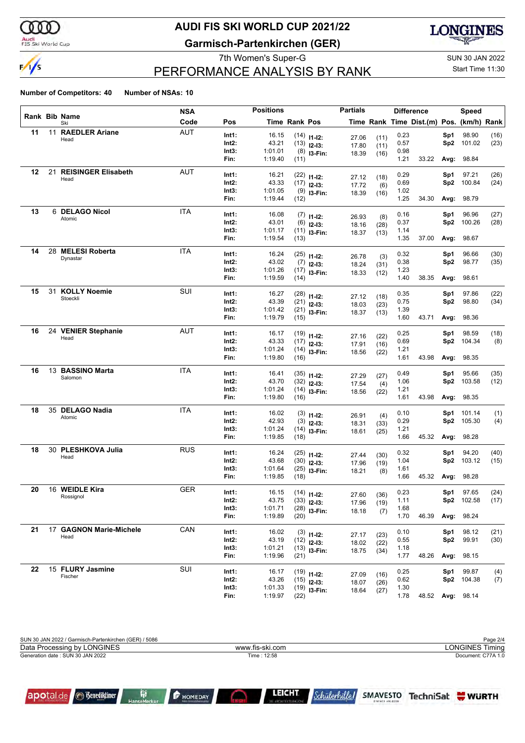# AUDI FIS SKI WORLD CUP 2021/22

## Garmisch-Partenkirchen (GER)

7th Women's Super-G

SUN 30 JAN 2022

Start Time 11:30

## PERFORMANCE ANALYSIS BY RANK

**Number of Competitors: 40** **Number of NSAs: 10**

| Rank | Bib | Name / Ski | NSA Code | Pos | Time | Rank | Pos | Partials Time | Partials Rank | Difference Time | Dist.(m) | Pos. | Speed (km/h) | Speed Rank |
|---|---|---|---|---|---|---|---|---|---|---|---|---|---|---|
| 11 | 11 | **RAEDLER Ariane** | AUT | Int1: | 16.15 | (14) | I1-I2: | 27.06 | (11) | 0.23 | | Sp1 | 98.90 | (16) |
| | | Head | | Int2: | 43.21 | (13) | I2-I3: | 17.80 | (11) | 0.57 | | Sp2 | 101.02 | (23) |
| | | | | Int3: | 1:01.01 | (8) | I3-Fin: | 18.39 | (16) | 0.98 | | | | |
| | | | | Fin: | 1:19.40 | (11) | | | | 1.21 | 33.22 | Avg: | 98.84 | |
| 12 | 21 | **REISINGER Elisabeth** | AUT | Int1: | 16.21 | (22) | I1-I2: | 27.12 | (18) | 0.29 | | Sp1 | 97.21 | (26) |
| | | Head | | Int2: | 43.33 | (17) | I2-I3: | 17.72 | (6) | 0.69 | | Sp2 | 100.84 | (24) |
| | | | | Int3: | 1:01.05 | (9) | I3-Fin: | 18.39 | (16) | 1.02 | | | | |
| | | | | Fin: | 1:19.44 | (12) | | | | 1.25 | 34.30 | Avg: | 98.79 | |
| 13 | 6 | **DELAGO Nicol** | ITA | Int1: | 16.08 | (7) | I1-I2: | 26.93 | (8) | 0.16 | | Sp1 | 96.96 | (27) |
| | | Atomic | | Int2: | 43.01 | (6) | I2-I3: | 18.16 | (28) | 0.37 | | Sp2 | 100.26 | (28) |
| | | | | Int3: | 1:01.17 | (11) | I3-Fin: | 18.37 | (13) | 1.14 | | | | |
| | | | | Fin: | 1:19.54 | (13) | | | | 1.35 | 37.00 | Avg: | 98.67 | |
| 14 | 28 | **MELESI Roberta** | ITA | Int1: | 16.24 | (25) | I1-I2: | 26.78 | (3) | 0.32 | | Sp1 | 96.66 | (30) |
| | | Dynastar | | Int2: | 43.02 | (7) | I2-I3: | 18.24 | (31) | 0.38 | | Sp2 | 98.77 | (35) |
| | | | | Int3: | 1:01.26 | (17) | I3-Fin: | 18.33 | (12) | 1.23 | | | | |
| | | | | Fin: | 1:19.59 | (14) | | | | 1.40 | 38.35 | Avg: | 98.61 | |
| 15 | 31 | **KOLLY Noemie** | SUI | Int1: | 16.27 | (28) | I1-I2: | 27.12 | (18) | 0.35 | | Sp1 | 97.86 | (22) |
| | | Stoeckli | | Int2: | 43.39 | (21) | I2-I3: | 18.03 | (23) | 0.75 | | Sp2 | 98.80 | (34) |
| | | | | Int3: | 1:01.42 | (21) | I3-Fin: | 18.37 | (13) | 1.39 | | | | |
| | | | | Fin: | 1:19.79 | (15) | | | | 1.60 | 43.71 | Avg: | 98.36 | |
| 16 | 24 | **VENIER Stephanie** | AUT | Int1: | 16.17 | (19) | I1-I2: | 27.16 | (22) | 0.25 | | Sp1 | 98.59 | (18) |
| | | Head | | Int2: | 43.33 | (17) | I2-I3: | 17.91 | (16) | 0.69 | | Sp2 | 104.34 | (8) |
| | | | | Int3: | 1:01.24 | (14) | I3-Fin: | 18.56 | (22) | 1.21 | | | | |
| | | | | Fin: | 1:19.80 | (16) | | | | 1.61 | 43.98 | Avg: | 98.35 | |
| 16 | 13 | **BASSINO Marta** | ITA | Int1: | 16.41 | (35) | I1-I2: | 27.29 | (27) | 0.49 | | Sp1 | 95.66 | (35) |
| | | Salomon | | Int2: | 43.70 | (32) | I2-I3: | 17.54 | (4) | 1.06 | | Sp2 | 103.58 | (12) |
| | | | | Int3: | 1:01.24 | (14) | I3-Fin: | 18.56 | (22) | 1.21 | | | | |
| | | | | Fin: | 1:19.80 | (16) | | | | 1.61 | 43.98 | Avg: | 98.35 | |
| 18 | 35 | **DELAGO Nadia** | ITA | Int1: | 16.02 | (3) | I1-I2: | 26.91 | (4) | 0.10 | | Sp1 | 101.14 | (1) |
| | | Atomic | | Int2: | 42.93 | (3) | I2-I3: | 18.31 | (33) | 0.29 | | Sp2 | 105.30 | (4) |
| | | | | Int3: | 1:01.24 | (14) | I3-Fin: | 18.61 | (25) | 1.21 | | | | |
| | | | | Fin: | 1:19.85 | (18) | | | | 1.66 | 45.32 | Avg: | 98.28 | |
| 18 | 30 | **PLESHKOVA Julia** | RUS | Int1: | 16.24 | (25) | I1-I2: | 27.44 | (30) | 0.32 | | Sp1 | 94.20 | (40) |
| | | Head | | Int2: | 43.68 | (30) | I2-I3: | 17.96 | (19) | 1.04 | | Sp2 | 103.12 | (15) |
| | | | | Int3: | 1:01.64 | (25) | I3-Fin: | 18.21 | (8) | 1.61 | | | | |
| | | | | Fin: | 1:19.85 | (18) | | | | 1.66 | 45.32 | Avg: | 98.28 | |
| 20 | 16 | **WEIDLE Kira** | GER | Int1: | 16.15 | (14) | I1-I2: | 27.60 | (36) | 0.23 | | Sp1 | 97.65 | (24) |
| | | Rossignol | | Int2: | 43.75 | (33) | I2-I3: | 17.96 | (19) | 1.11 | | Sp2 | 102.58 | (17) |
| | | | | Int3: | 1:01.71 | (28) | I3-Fin: | 18.18 | (7) | 1.68 | | | | |
| | | | | Fin: | 1:19.89 | (20) | | | | 1.70 | 46.39 | Avg: | 98.24 | |
| 21 | 17 | **GAGNON Marie-Michele** | CAN | Int1: | 16.02 | (3) | I1-I2: | 27.17 | (23) | 0.10 | | Sp1 | 98.12 | (21) |
| | | Head | | Int2: | 43.19 | (12) | I2-I3: | 18.02 | (22) | 0.55 | | Sp2 | 99.91 | (30) |
| | | | | Int3: | 1:01.21 | (13) | I3-Fin: | 18.75 | (34) | 1.18 | | | | |
| | | | | Fin: | 1:19.96 | (21) | | | | 1.77 | 48.26 | Avg: | 98.15 | |
| 22 | 15 | **FLURY Jasmine** | SUI | Int1: | 16.17 | (19) | I1-I2: | 27.09 | (16) | 0.25 | | Sp1 | 99.87 | (4) |
| | | Fischer | | Int2: | 43.26 | (15) | I2-I3: | 18.07 | (26) | 0.62 | | Sp2 | 104.38 | (7) |
| | | | | Int3: | 1:01.33 | (19) | I3-Fin: | 18.64 | (27) | 1.30 | | | | |
| | | | | Fin: | 1:19.97 | (22) | | | | 1.78 | 48.52 | Avg: | 98.14 | |

SUN 30 JAN 2022 / Garmisch-Partenkirchen (GER) / 5086

Data Processing by LONGINES — www.fis-ski.com — LONGINES Timing

Generation date : SUN 30 JAN 2022 — Time : 12:58 — Document: C77A 1.0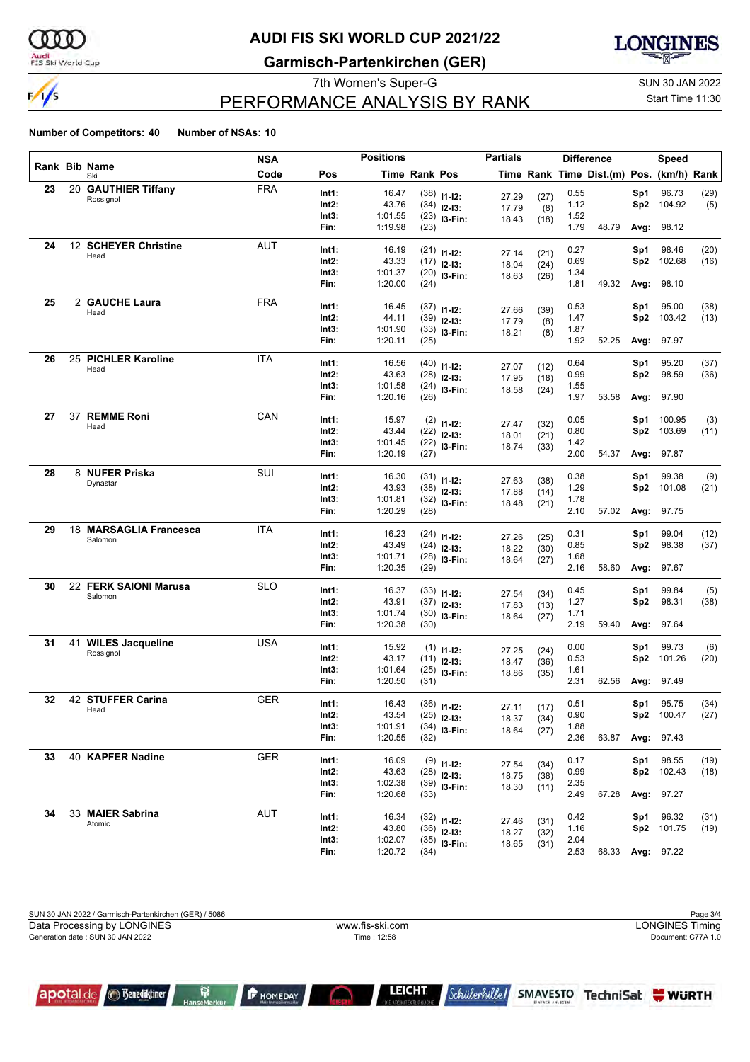# AUDI FIS SKI WORLD CUP 2021/22

## Garmisch-Partenkirchen (GER)

7th Women's Super-G

SUN 30 JAN 2022

Start Time 11:30

## PERFORMANCE ANALYSIS BY RANK

**Number of Competitors: 40** **Number of NSAs: 10**

| Rank | Bib | Name / Ski | NSA Code | Pos | Time | Rank | Pos | Partials Time | Partials Rank | Difference Time | Dist.(m) | Pos. | Speed (km/h) | Rank |
|---|---|---|---|---|---|---|---|---|---|---|---|---|---|---|
| 23 | 20 | **GAUTHIER Tiffany** Rossignol | FRA | Int1: | 16.47 | (38) | I1-I2: | 27.29 | (27) | 0.55 | | Sp1 | 96.73 | (29) |
| | | | | Int2: | 43.76 | (34) | I2-I3: | 17.79 | (8) | 1.12 | | Sp2 | 104.92 | (5) |
| | | | | Int3: | 1:01.55 | (23) | I3-Fin: | 18.43 | (18) | 1.52 | | | | |
| | | | | Fin: | 1:19.98 | (23) | | | | 1.79 | 48.79 | Avg: | 98.12 | |
| 24 | 12 | **SCHEYER Christine** Head | AUT | Int1: | 16.19 | (21) | I1-I2: | 27.14 | (21) | 0.27 | | Sp1 | 98.46 | (20) |
| | | | | Int2: | 43.33 | (17) | I2-I3: | 18.04 | (24) | 0.69 | | Sp2 | 102.68 | (16) |
| | | | | Int3: | 1:01.37 | (20) | I3-Fin: | 18.63 | (26) | 1.34 | | | | |
| | | | | Fin: | 1:20.00 | (24) | | | | 1.81 | 49.32 | Avg: | 98.10 | |
| 25 | 2 | **GAUCHE Laura** Head | FRA | Int1: | 16.45 | (37) | I1-I2: | 27.66 | (39) | 0.53 | | Sp1 | 95.00 | (38) |
| | | | | Int2: | 44.11 | (39) | I2-I3: | 17.79 | (8) | 1.47 | | Sp2 | 103.42 | (13) |
| | | | | Int3: | 1:01.90 | (33) | I3-Fin: | 18.21 | (8) | 1.87 | | | | |
| | | | | Fin: | 1:20.11 | (25) | | | | 1.92 | 52.25 | Avg: | 97.97 | |
| 26 | 25 | **PICHLER Karoline** Head | ITA | Int1: | 16.56 | (40) | I1-I2: | 27.07 | (12) | 0.64 | | Sp1 | 95.20 | (37) |
| | | | | Int2: | 43.63 | (28) | I2-I3: | 17.95 | (18) | 0.99 | | Sp2 | 98.59 | (36) |
| | | | | Int3: | 1:01.58 | (24) | I3-Fin: | 18.58 | (24) | 1.55 | | | | |
| | | | | Fin: | 1:20.16 | (26) | | | | 1.97 | 53.58 | Avg: | 97.90 | |
| 27 | 37 | **REMME Roni** Head | CAN | Int1: | 15.97 | (2) | I1-I2: | 27.47 | (32) | 0.05 | | Sp1 | 100.95 | (3) |
| | | | | Int2: | 43.44 | (22) | I2-I3: | 18.01 | (21) | 0.80 | | Sp2 | 103.69 | (11) |
| | | | | Int3: | 1:01.45 | (22) | I3-Fin: | 18.74 | (33) | 1.42 | | | | |
| | | | | Fin: | 1:20.19 | (27) | | | | 2.00 | 54.37 | Avg: | 97.87 | |
| 28 | 8 | **NUFER Priska** Dynastar | SUI | Int1: | 16.30 | (31) | I1-I2: | 27.63 | (38) | 0.38 | | Sp1 | 99.38 | (9) |
| | | | | Int2: | 43.93 | (38) | I2-I3: | 17.88 | (14) | 1.29 | | Sp2 | 101.08 | (21) |
| | | | | Int3: | 1:01.81 | (32) | I3-Fin: | 18.48 | (21) | 1.78 | | | | |
| | | | | Fin: | 1:20.29 | (28) | | | | 2.10 | 57.02 | Avg: | 97.75 | |
| 29 | 18 | **MARSAGLIA Francesca** Salomon | ITA | Int1: | 16.23 | (24) | I1-I2: | 27.26 | (25) | 0.31 | | Sp1 | 99.04 | (12) |
| | | | | Int2: | 43.49 | (24) | I2-I3: | 18.22 | (30) | 0.85 | | Sp2 | 98.38 | (37) |
| | | | | Int3: | 1:01.71 | (28) | I3-Fin: | 18.64 | (27) | 1.68 | | | | |
| | | | | Fin: | 1:20.35 | (29) | | | | 2.16 | 58.60 | Avg: | 97.67 | |
| 30 | 22 | **FERK SAIONI Marusa** Salomon | SLO | Int1: | 16.37 | (33) | I1-I2: | 27.54 | (34) | 0.45 | | Sp1 | 99.84 | (5) |
| | | | | Int2: | 43.91 | (37) | I2-I3: | 17.83 | (13) | 1.27 | | Sp2 | 98.31 | (38) |
| | | | | Int3: | 1:01.74 | (30) | I3-Fin: | 18.64 | (27) | 1.71 | | | | |
| | | | | Fin: | 1:20.38 | (30) | | | | 2.19 | 59.40 | Avg: | 97.64 | |
| 31 | 41 | **WILES Jacqueline** Rossignol | USA | Int1: | 15.92 | (1) | I1-I2: | 27.25 | (24) | 0.00 | | Sp1 | 99.73 | (6) |
| | | | | Int2: | 43.17 | (11) | I2-I3: | 18.47 | (36) | 0.53 | | Sp2 | 101.26 | (20) |
| | | | | Int3: | 1:01.64 | (25) | I3-Fin: | 18.86 | (35) | 1.61 | | | | |
| | | | | Fin: | 1:20.50 | (31) | | | | 2.31 | 62.56 | Avg: | 97.49 | |
| 32 | 42 | **STUFFER Carina** Head | GER | Int1: | 16.43 | (36) | I1-I2: | 27.11 | (17) | 0.51 | | Sp1 | 95.75 | (34) |
| | | | | Int2: | 43.54 | (25) | I2-I3: | 18.37 | (34) | 0.90 | | Sp2 | 100.47 | (27) |
| | | | | Int3: | 1:01.91 | (34) | I3-Fin: | 18.64 | (27) | 1.88 | | | | |
| | | | | Fin: | 1:20.55 | (32) | | | | 2.36 | 63.87 | Avg: | 97.43 | |
| 33 | 40 | **KAPFER Nadine** | GER | Int1: | 16.09 | (9) | I1-I2: | 27.54 | (34) | 0.17 | | Sp1 | 98.55 | (19) |
| | | | | Int2: | 43.63 | (28) | I2-I3: | 18.75 | (38) | 0.99 | | Sp2 | 102.43 | (18) |
| | | | | Int3: | 1:02.38 | (39) | I3-Fin: | 18.30 | (11) | 2.35 | | | | |
| | | | | Fin: | 1:20.68 | (33) | | | | 2.49 | 67.28 | Avg: | 97.27 | |
| 34 | 33 | **MAIER Sabrina** Atomic | AUT | Int1: | 16.34 | (32) | I1-I2: | 27.46 | (31) | 0.42 | | Sp1 | 96.32 | (31) |
| | | | | Int2: | 43.80 | (36) | I2-I3: | 18.27 | (32) | 1.16 | | Sp2 | 101.75 | (19) |
| | | | | Int3: | 1:02.07 | (35) | I3-Fin: | 18.65 | (31) | 2.04 | | | | |
| | | | | Fin: | 1:20.72 | (34) | | | | 2.53 | 68.33 | Avg: | 97.22 | |

SUN 30 JAN 2022 / Garmisch-Partenkirchen (GER) / 5086

Data Processing by LONGINES — www.fis-ski.com — LONGINES Timing

Generation date : SUN 30 JAN 2022 — Time : 12:58 — Document: C77A 1.0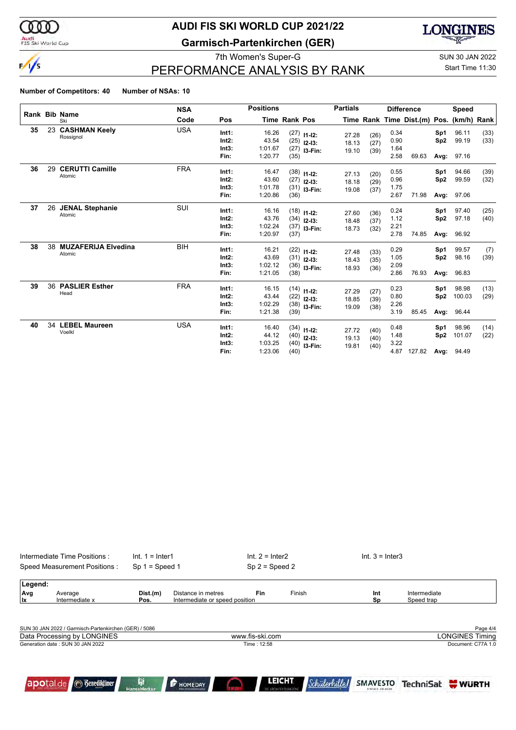# AUDI FIS SKI WORLD CUP 2021/22

## Garmisch-Partenkirchen (GER)

### 7th Women's Super-G

SUN 30 JAN 2022

## PERFORMANCE ANALYSIS BY RANK

Start Time 11:30

**Number of Competitors: 40** **Number of NSAs: 10**

| Rank | Bib | Name / Ski | NSA Code | Pos | Time | Rank | Pos | Partials Time | Rank | Difference Time | Dist.(m) | Speed Pos. | (km/h) | Rank |
|---|---|---|---|---|---|---|---|---|---|---|---|---|---|---|
| 35 | 23 | **CASHMAN Keely** Rossignol | USA | Int1: | 16.26 | (27) | I1-I2: | 27.28 | (26) | 0.34 | | Sp1 | 96.11 | (33) |
| | | | | Int2: | 43.54 | (25) | I2-I3: | 18.13 | (27) | 0.90 | | Sp2 | 99.19 | (33) |
| | | | | Int3: | 1:01.67 | (27) | I3-Fin: | 19.10 | (39) | 1.64 | | | | |
| | | | | Fin: | 1:20.77 | (35) | | | | 2.58 | 69.63 | Avg: | 97.16 | |
| 36 | 29 | **CERUTTI Camille** Atomic | FRA | Int1: | 16.47 | (38) | I1-I2: | 27.13 | (20) | 0.55 | | Sp1 | 94.66 | (39) |
| | | | | Int2: | 43.60 | (27) | I2-I3: | 18.18 | (29) | 0.96 | | Sp2 | 99.59 | (32) |
| | | | | Int3: | 1:01.78 | (31) | I3-Fin: | 19.08 | (37) | 1.75 | | | | |
| | | | | Fin: | 1:20.86 | (36) | | | | 2.67 | 71.98 | Avg: | 97.06 | |
| 37 | 26 | **JENAL Stephanie** Atomic | SUI | Int1: | 16.16 | (18) | I1-I2: | 27.60 | (36) | 0.24 | | Sp1 | 97.40 | (25) |
| | | | | Int2: | 43.76 | (34) | I2-I3: | 18.48 | (37) | 1.12 | | Sp2 | 97.18 | (40) |
| | | | | Int3: | 1:02.24 | (37) | I3-Fin: | 18.73 | (32) | 2.21 | | | | |
| | | | | Fin: | 1:20.97 | (37) | | | | 2.78 | 74.85 | Avg: | 96.92 | |
| 38 | 38 | **MUZAFERIJA Elvedina** Atomic | BIH | Int1: | 16.21 | (22) | I1-I2: | 27.48 | (33) | 0.29 | | Sp1 | 99.57 | (7) |
| | | | | Int2: | 43.69 | (31) | I2-I3: | 18.43 | (35) | 1.05 | | Sp2 | 98.16 | (39) |
| | | | | Int3: | 1:02.12 | (36) | I3-Fin: | 18.93 | (36) | 2.09 | | | | |
| | | | | Fin: | 1:21.05 | (38) | | | | 2.86 | 76.93 | Avg: | 96.83 | |
| 39 | 36 | **PASLIER Esther** Head | FRA | Int1: | 16.15 | (14) | I1-I2: | 27.29 | (27) | 0.23 | | Sp1 | 98.98 | (13) |
| | | | | Int2: | 43.44 | (22) | I2-I3: | 18.85 | (39) | 0.80 | | Sp2 | 100.03 | (29) |
| | | | | Int3: | 1:02.29 | (38) | I3-Fin: | 19.09 | (38) | 2.26 | | | | |
| | | | | Fin: | 1:21.38 | (39) | | | | 3.19 | 85.45 | Avg: | 96.44 | |
| 40 | 34 | **LEBEL Maureen** Voelkl | USA | Int1: | 16.40 | (34) | I1-I2: | 27.72 | (40) | 0.48 | | Sp1 | 98.96 | (14) |
| | | | | Int2: | 44.12 | (40) | I2-I3: | 19.13 | (40) | 1.48 | | Sp2 | 101.07 | (22) |
| | | | | Int3: | 1:03.25 | (40) | I3-Fin: | 19.81 | (40) | 3.22 | | | | |
| | | | | Fin: | 1:23.06 | (40) | | | | 4.87 | 127.82 | Avg: | 94.49 | |

Intermediate Time Positions : Int. 1 = Inter1 Int. 2 = Inter2 Int. 3 = Inter3

Speed Measurement Positions : Sp 1 = Speed 1 Sp 2 = Speed 2

**Legend:**

| | | | | | | | |
|---|---|---|---|---|---|---|---|
| Avg | Average | Dist.(m) | Distance in metres | Fin | Finish | Int | Intermediate |
| Ix | Intermediate x | Pos. | Intermediate or speed position | | | Sp | Speed trap |

SUN 30 JAN 2022 / Garmisch-Partenkirchen (GER) / 5086

Data Processing by LONGINES www.fis-ski.com LONGINES Timing

Generation date : SUN 30 JAN 2022 Time : 12:58 Document: C77A 1.0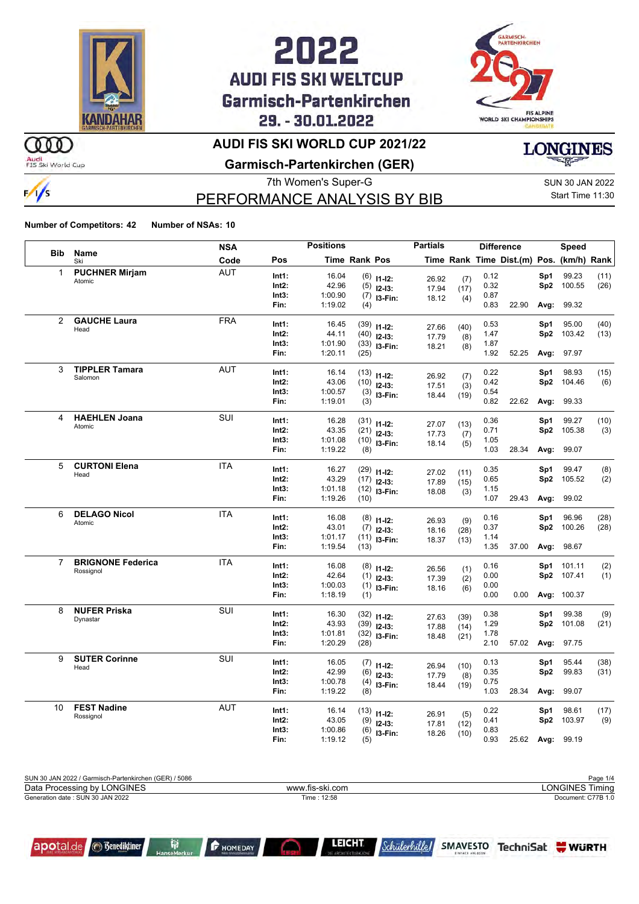# 2022 AUDI FIS SKI WELTCUP Garmisch-Partenkirchen

29. - 30.01.2022

## AUDI FIS SKI WORLD CUP 2021/22

### Garmisch-Partenkirchen (GER)

7th Women's Super-G

SUN 30 JAN 2022

Start Time 11:30

## PERFORMANCE ANALYSIS BY BIB

**Number of Competitors: 42** **Number of NSAs: 10**

| Bib | Name / Ski | NSA Code | Pos | Time | Rank | Pos | Partials Time | Rank | Diff. Time | Dist.(m) | Speed Pos. | (km/h) | Rank |
|---|---|---|---|---|---|---|---|---|---|---|---|---|---|
| 1 | **PUCHNER Mirjam** Atomic | AUT | Int1: | 16.04 | (6) | I1-I2: | 26.92 | (7) | 0.12 | | Sp1 | 99.23 | (11) |
| | | | Int2: | 42.96 | (5) | I2-I3: | 17.94 | (17) | 0.32 | | Sp2 | 100.55 | (26) |
| | | | Int3: | 1:00.90 | (7) | I3-Fin: | 18.12 | (4) | 0.87 | | | | |
| | | | Fin: | 1:19.02 | (4) | | | | 0.83 | 22.90 | Avg: | 99.32 | |
| 2 | **GAUCHE Laura** Head | FRA | Int1: | 16.45 | (39) | I1-I2: | 27.66 | (40) | 0.53 | | Sp1 | 95.00 | (40) |
| | | | Int2: | 44.11 | (40) | I2-I3: | 17.79 | (8) | 1.47 | | Sp2 | 103.42 | (13) |
| | | | Int3: | 1:01.90 | (33) | I3-Fin: | 18.21 | (8) | 1.87 | | | | |
| | | | Fin: | 1:20.11 | (25) | | | | 1.92 | 52.25 | Avg: | 97.97 | |
| 3 | **TIPPLER Tamara** Salomon | AUT | Int1: | 16.14 | (13) | I1-I2: | 26.92 | (7) | 0.22 | | Sp1 | 98.93 | (15) |
| | | | Int2: | 43.06 | (10) | I2-I3: | 17.51 | (3) | 0.42 | | Sp2 | 104.46 | (6) |
| | | | Int3: | 1:00.57 | (3) | I3-Fin: | 18.44 | (19) | 0.54 | | | | |
| | | | Fin: | 1:19.01 | (3) | | | | 0.82 | 22.62 | Avg: | 99.33 | |
| 4 | **HAEHLEN Joana** Atomic | SUI | Int1: | 16.28 | (31) | I1-I2: | 27.07 | (13) | 0.36 | | Sp1 | 99.27 | (10) |
| | | | Int2: | 43.35 | (21) | I2-I3: | 17.73 | (7) | 0.71 | | Sp2 | 105.38 | (3) |
| | | | Int3: | 1:01.08 | (10) | I3-Fin: | 18.14 | (5) | 1.05 | | | | |
| | | | Fin: | 1:19.22 | (8) | | | | 1.03 | 28.34 | Avg: | 99.07 | |
| 5 | **CURTONI Elena** Head | ITA | Int1: | 16.27 | (29) | I1-I2: | 27.02 | (11) | 0.35 | | Sp1 | 99.47 | (8) |
| | | | Int2: | 43.29 | (17) | I2-I3: | 17.89 | (15) | 0.65 | | Sp2 | 105.52 | (2) |
| | | | Int3: | 1:01.18 | (12) | I3-Fin: | 18.08 | (3) | 1.15 | | | | |
| | | | Fin: | 1:19.26 | (10) | | | | 1.07 | 29.43 | Avg: | 99.02 | |
| 6 | **DELAGO Nicol** Atomic | ITA | Int1: | 16.08 | (8) | I1-I2: | 26.93 | (9) | 0.16 | | Sp1 | 96.96 | (28) |
| | | | Int2: | 43.01 | (7) | I2-I3: | 18.16 | (28) | 0.37 | | Sp2 | 100.26 | (28) |
| | | | Int3: | 1:01.17 | (11) | I3-Fin: | 18.37 | (13) | 1.14 | | | | |
| | | | Fin: | 1:19.54 | (13) | | | | 1.35 | 37.00 | Avg: | 98.67 | |
| 7 | **BRIGNONE Federica** Rossignol | ITA | Int1: | 16.08 | (8) | I1-I2: | 26.56 | (1) | 0.16 | | Sp1 | 101.11 | (2) |
| | | | Int2: | 42.64 | (1) | I2-I3: | 17.39 | (2) | 0.00 | | Sp2 | 107.41 | (1) |
| | | | Int3: | 1:00.03 | (1) | I3-Fin: | 18.16 | (6) | 0.00 | | | | |
| | | | Fin: | 1:18.19 | (1) | | | | 0.00 | 0.00 | Avg: | 100.37 | |
| 8 | **NUFER Priska** Dynastar | SUI | Int1: | 16.30 | (32) | I1-I2: | 27.63 | (39) | 0.38 | | Sp1 | 99.38 | (9) |
| | | | Int2: | 43.93 | (39) | I2-I3: | 17.88 | (14) | 1.29 | | Sp2 | 101.08 | (21) |
| | | | Int3: | 1:01.81 | (32) | I3-Fin: | 18.48 | (21) | 1.78 | | | | |
| | | | Fin: | 1:20.29 | (28) | | | | 2.10 | 57.02 | Avg: | 97.75 | |
| 9 | **SUTER Corinne** Head | SUI | Int1: | 16.05 | (7) | I1-I2: | 26.94 | (10) | 0.13 | | Sp1 | 95.44 | (38) |
| | | | Int2: | 42.99 | (6) | I2-I3: | 17.79 | (8) | 0.35 | | Sp2 | 99.83 | (31) |
| | | | Int3: | 1:00.78 | (4) | I3-Fin: | 18.44 | (19) | 0.75 | | | | |
| | | | Fin: | 1:19.22 | (8) | | | | 1.03 | 28.34 | Avg: | 99.07 | |
| 10 | **FEST Nadine** Rossignol | AUT | Int1: | 16.14 | (13) | I1-I2: | 26.91 | (5) | 0.22 | | Sp1 | 98.61 | (17) |
| | | | Int2: | 43.05 | (9) | I2-I3: | 17.81 | (12) | 0.41 | | Sp2 | 103.97 | (9) |
| | | | Int3: | 1:00.86 | (6) | I3-Fin: | 18.26 | (10) | 0.83 | | | | |
| | | | Fin: | 1:19.12 | (5) | | | | 0.93 | 25.62 | Avg: | 99.19 | |

SUN 30 JAN 2022 / Garmisch-Partenkirchen (GER) / 5086

Data Processing by LONGINES — www.fis-ski.com — LONGINES Timing

Generation date : SUN 30 JAN 2022 — Time : 12:58 — Document: C77B 1.0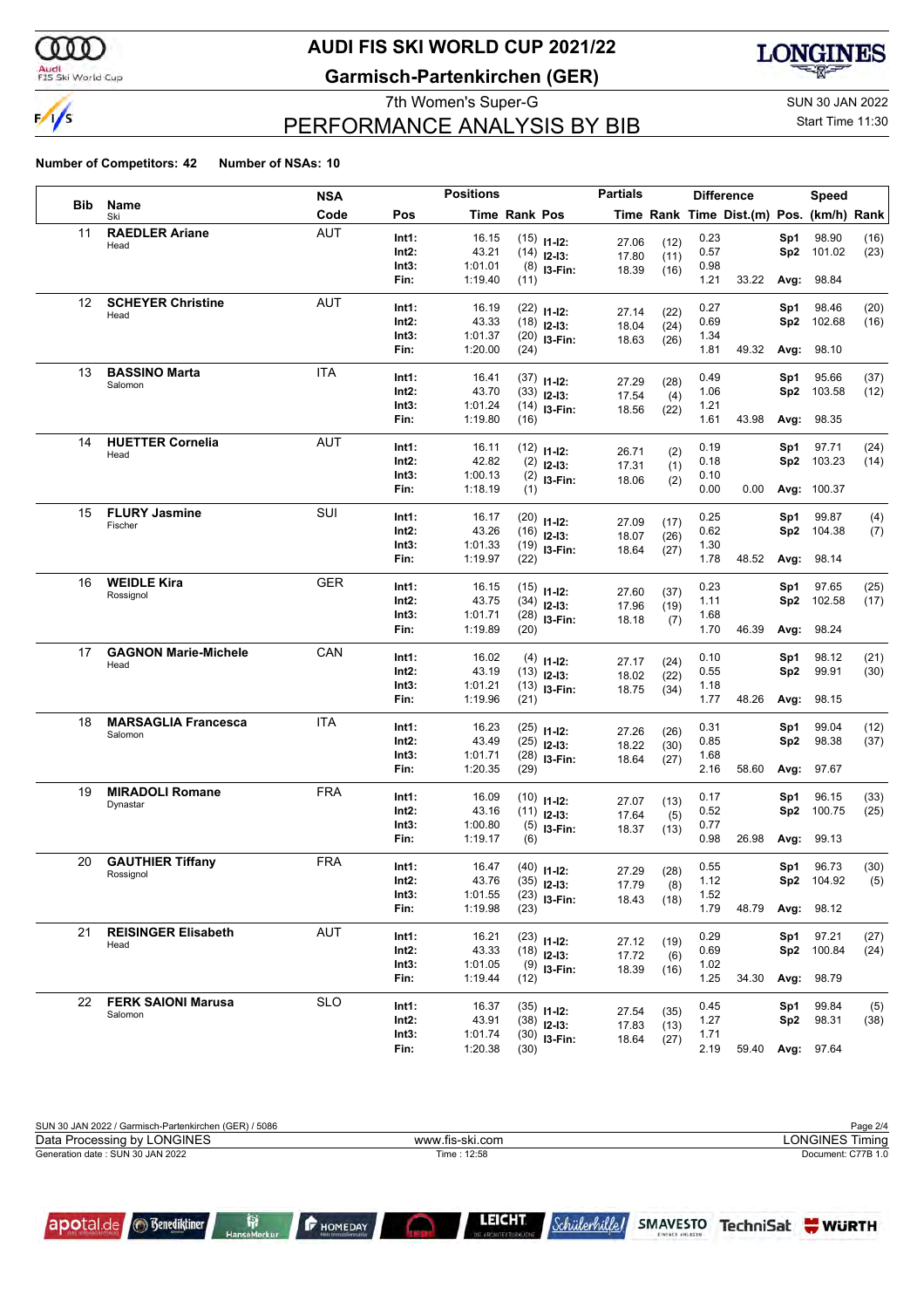# AUDI FIS SKI WORLD CUP 2021/22

## Garmisch-Partenkirchen (GER)

7th Women's Super-G

SUN 30 JAN 2022

Start Time 11:30

## PERFORMANCE ANALYSIS BY BIB

**Number of Competitors: 42** **Number of NSAs: 10**

| Bib | Name / Ski | NSA Code | Pos | Positions Time | Rank | Partials Pos | Partials Time | Partials Rank | Difference Time | Dist.(m) | Speed Pos. | (km/h) | Rank |
|---|---|---|---|---|---|---|---|---|---|---|---|---|---|
| 11 | **RAEDLER Ariane** Head | AUT | Int1: | 16.15 | (15) | I1-I2: | 27.06 | (12) | 0.23 | | Sp1 | 98.90 | (16) |
| | | | Int2: | 43.21 | (14) | I2-I3: | 17.80 | (11) | 0.57 | | Sp2 | 101.02 | (23) |
| | | | Int3: | 1:01.01 | (8) | I3-Fin: | 18.39 | (16) | 0.98 | | | | |
| | | | Fin: | 1:19.40 | (11) | | | | 1.21 | 33.22 | Avg: | 98.84 | |
| 12 | **SCHEYER Christine** Head | AUT | Int1: | 16.19 | (22) | I1-I2: | 27.14 | (22) | 0.27 | | Sp1 | 98.46 | (20) |
| | | | Int2: | 43.33 | (18) | I2-I3: | 18.04 | (24) | 0.69 | | Sp2 | 102.68 | (16) |
| | | | Int3: | 1:01.37 | (20) | I3-Fin: | 18.63 | (26) | 1.34 | | | | |
| | | | Fin: | 1:20.00 | (24) | | | | 1.81 | 49.32 | Avg: | 98.10 | |
| 13 | **BASSINO Marta** Salomon | ITA | Int1: | 16.41 | (37) | I1-I2: | 27.29 | (28) | 0.49 | | Sp1 | 95.66 | (37) |
| | | | Int2: | 43.70 | (33) | I2-I3: | 17.54 | (4) | 1.06 | | Sp2 | 103.58 | (12) |
| | | | Int3: | 1:01.24 | (14) | I3-Fin: | 18.56 | (22) | 1.21 | | | | |
| | | | Fin: | 1:19.80 | (16) | | | | 1.61 | 43.98 | Avg: | 98.35 | |
| 14 | **HUETTER Cornelia** Head | AUT | Int1: | 16.11 | (12) | I1-I2: | 26.71 | (2) | 0.19 | | Sp1 | 97.71 | (24) |
| | | | Int2: | 42.82 | (2) | I2-I3: | 17.31 | (1) | 0.18 | | Sp2 | 103.23 | (14) |
| | | | Int3: | 1:00.13 | (2) | I3-Fin: | 18.06 | (2) | 0.10 | | | | |
| | | | Fin: | 1:18.19 | (1) | | | | 0.00 | 0.00 | Avg: | 100.37 | |
| 15 | **FLURY Jasmine** Fischer | SUI | Int1: | 16.17 | (20) | I1-I2: | 27.09 | (17) | 0.25 | | Sp1 | 99.87 | (4) |
| | | | Int2: | 43.26 | (16) | I2-I3: | 18.07 | (26) | 0.62 | | Sp2 | 104.38 | (7) |
| | | | Int3: | 1:01.33 | (19) | I3-Fin: | 18.64 | (27) | 1.30 | | | | |
| | | | Fin: | 1:19.97 | (22) | | | | 1.78 | 48.52 | Avg: | 98.14 | |
| 16 | **WEIDLE Kira** Rossignol | GER | Int1: | 16.15 | (15) | I1-I2: | 27.60 | (37) | 0.23 | | Sp1 | 97.65 | (25) |
| | | | Int2: | 43.75 | (34) | I2-I3: | 17.96 | (19) | 1.11 | | Sp2 | 102.58 | (17) |
| | | | Int3: | 1:01.71 | (28) | I3-Fin: | 18.18 | (7) | 1.68 | | | | |
| | | | Fin: | 1:19.89 | (20) | | | | 1.70 | 46.39 | Avg: | 98.24 | |
| 17 | **GAGNON Marie-Michele** Head | CAN | Int1: | 16.02 | (4) | I1-I2: | 27.17 | (24) | 0.10 | | Sp1 | 98.12 | (21) |
| | | | Int2: | 43.19 | (13) | I2-I3: | 18.02 | (22) | 0.55 | | Sp2 | 99.91 | (30) |
| | | | Int3: | 1:01.21 | (13) | I3-Fin: | 18.75 | (34) | 1.18 | | | | |
| | | | Fin: | 1:19.96 | (21) | | | | 1.77 | 48.26 | Avg: | 98.15 | |
| 18 | **MARSAGLIA Francesca** Salomon | ITA | Int1: | 16.23 | (25) | I1-I2: | 27.26 | (26) | 0.31 | | Sp1 | 99.04 | (12) |
| | | | Int2: | 43.49 | (25) | I2-I3: | 18.22 | (30) | 0.85 | | Sp2 | 98.38 | (37) |
| | | | Int3: | 1:01.71 | (28) | I3-Fin: | 18.64 | (27) | 1.68 | | | | |
| | | | Fin: | 1:20.35 | (29) | | | | 2.16 | 58.60 | Avg: | 97.67 | |
| 19 | **MIRADOLI Romane** Dynastar | FRA | Int1: | 16.09 | (10) | I1-I2: | 27.07 | (13) | 0.17 | | Sp1 | 96.15 | (33) |
| | | | Int2: | 43.16 | (11) | I2-I3: | 17.64 | (5) | 0.52 | | Sp2 | 100.75 | (25) |
| | | | Int3: | 1:00.80 | (5) | I3-Fin: | 18.37 | (13) | 0.77 | | | | |
| | | | Fin: | 1:19.17 | (6) | | | | 0.98 | 26.98 | Avg: | 99.13 | |
| 20 | **GAUTHIER Tiffany** Rossignol | FRA | Int1: | 16.47 | (40) | I1-I2: | 27.29 | (28) | 0.55 | | Sp1 | 96.73 | (30) |
| | | | Int2: | 43.76 | (35) | I2-I3: | 17.79 | (8) | 1.12 | | Sp2 | 104.92 | (5) |
| | | | Int3: | 1:01.55 | (23) | I3-Fin: | 18.43 | (18) | 1.52 | | | | |
| | | | Fin: | 1:19.98 | (23) | | | | 1.79 | 48.79 | Avg: | 98.12 | |
| 21 | **REISINGER Elisabeth** Head | AUT | Int1: | 16.21 | (23) | I1-I2: | 27.12 | (19) | 0.29 | | Sp1 | 97.21 | (27) |
| | | | Int2: | 43.33 | (18) | I2-I3: | 17.72 | (6) | 0.69 | | Sp2 | 100.84 | (24) |
| | | | Int3: | 1:01.05 | (9) | I3-Fin: | 18.39 | (16) | 1.02 | | | | |
| | | | Fin: | 1:19.44 | (12) | | | | 1.25 | 34.30 | Avg: | 98.79 | |
| 22 | **FERK SAIONI Marusa** Salomon | SLO | Int1: | 16.37 | (35) | I1-I2: | 27.54 | (35) | 0.45 | | Sp1 | 99.84 | (5) |
| | | | Int2: | 43.91 | (38) | I2-I3: | 17.83 | (13) | 1.27 | | Sp2 | 98.31 | (38) |
| | | | Int3: | 1:01.74 | (30) | I3-Fin: | 18.64 | (27) | 1.71 | | | | |
| | | | Fin: | 1:20.38 | (30) | | | | 2.19 | 59.40 | Avg: | 97.64 | |

SUN 30 JAN 2022 / Garmisch-Partenkirchen (GER) / 5086

Data Processing by LONGINES — www.fis-ski.com — LONGINES Timing

Generation date : SUN 30 JAN 2022 — Time : 12:58 — Document: C77B 1.0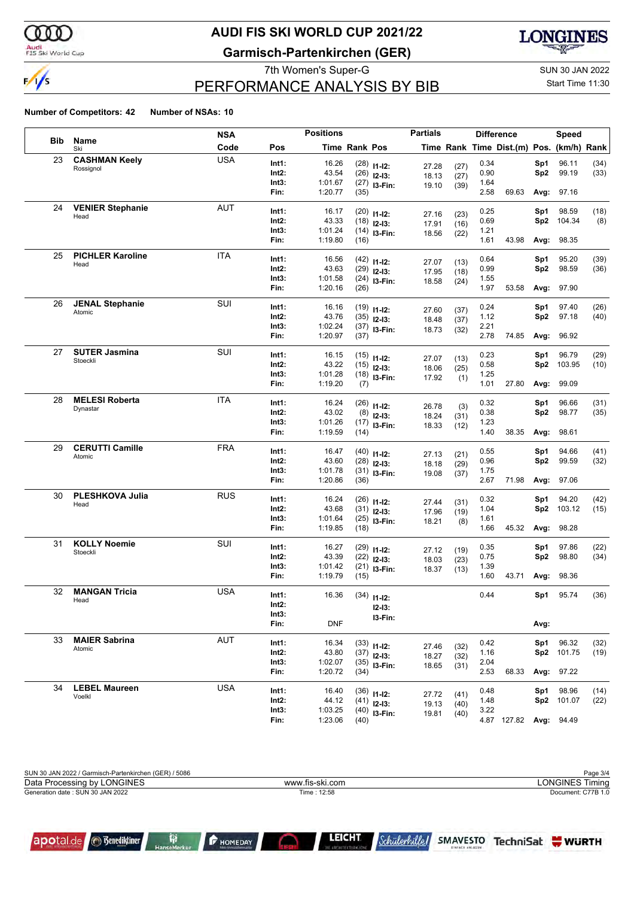# AUDI FIS SKI WORLD CUP 2021/22

## Garmisch-Partenkirchen (GER)

7th Women's Super-G

SUN 30 JAN 2022

Start Time 11:30

# PERFORMANCE ANALYSIS BY BIB

**Number of Competitors: 42** **Number of NSAs: 10**

| Bib | Name / Ski | NSA Code | Pos | Time | Rank | Pos | Partials Time | Partials Rank | Difference Time | Dist.(m) | Pos. | Speed (km/h) | Speed Rank |
|---|---|---|---|---|---|---|---|---|---|---|---|---|---|
| 23 | **CASHMAN Keely** | USA | Int1: | 16.26 | (28) | I1-I2: | 27.28 | (27) | 0.34 | | Sp1 | 96.11 | (34) |
| | Rossignol | | Int2: | 43.54 | (26) | I2-I3: | 18.13 | (27) | 0.90 | | Sp2 | 99.19 | (33) |
| | | | Int3: | 1:01.67 | (27) | I3-Fin: | 19.10 | (39) | 1.64 | | | | |
| | | | Fin: | 1:20.77 | (35) | | | | 2.58 | 69.63 | Avg: | 97.16 | |
| 24 | **VENIER Stephanie** | AUT | Int1: | 16.17 | (20) | I1-I2: | 27.16 | (23) | 0.25 | | Sp1 | 98.59 | (18) |
| | Head | | Int2: | 43.33 | (18) | I2-I3: | 17.91 | (16) | 0.69 | | Sp2 | 104.34 | (8) |
| | | | Int3: | 1:01.24 | (14) | I3-Fin: | 18.56 | (22) | 1.21 | | | | |
| | | | Fin: | 1:19.80 | (16) | | | | 1.61 | 43.98 | Avg: | 98.35 | |
| 25 | **PICHLER Karoline** | ITA | Int1: | 16.56 | (42) | I1-I2: | 27.07 | (13) | 0.64 | | Sp1 | 95.20 | (39) |
| | Head | | Int2: | 43.63 | (29) | I2-I3: | 17.95 | (18) | 0.99 | | Sp2 | 98.59 | (36) |
| | | | Int3: | 1:01.58 | (24) | I3-Fin: | 18.58 | (24) | 1.55 | | | | |
| | | | Fin: | 1:20.16 | (26) | | | | 1.97 | 53.58 | Avg: | 97.90 | |
| 26 | **JENAL Stephanie** | SUI | Int1: | 16.16 | (19) | I1-I2: | 27.60 | (37) | 0.24 | | Sp1 | 97.40 | (26) |
| | Atomic | | Int2: | 43.76 | (35) | I2-I3: | 18.48 | (37) | 1.12 | | Sp2 | 97.18 | (40) |
| | | | Int3: | 1:02.24 | (37) | I3-Fin: | 18.73 | (32) | 2.21 | | | | |
| | | | Fin: | 1:20.97 | (37) | | | | 2.78 | 74.85 | Avg: | 96.92 | |
| 27 | **SUTER Jasmina** | SUI | Int1: | 16.15 | (15) | I1-I2: | 27.07 | (13) | 0.23 | | Sp1 | 96.79 | (29) |
| | Stoeckli | | Int2: | 43.22 | (15) | I2-I3: | 18.06 | (25) | 0.58 | | Sp2 | 103.95 | (10) |
| | | | Int3: | 1:01.28 | (18) | I3-Fin: | 17.92 | (1) | 1.25 | | | | |
| | | | Fin: | 1:19.20 | (7) | | | | 1.01 | 27.80 | Avg: | 99.09 | |
| 28 | **MELESI Roberta** | ITA | Int1: | 16.24 | (26) | I1-I2: | 26.78 | (3) | 0.32 | | Sp1 | 96.66 | (31) |
| | Dynastar | | Int2: | 43.02 | (8) | I2-I3: | 18.24 | (31) | 0.38 | | Sp2 | 98.77 | (35) |
| | | | Int3: | 1:01.26 | (17) | I3-Fin: | 18.33 | (12) | 1.23 | | | | |
| | | | Fin: | 1:19.59 | (14) | | | | 1.40 | 38.35 | Avg: | 98.61 | |
| 29 | **CERUTTI Camille** | FRA | Int1: | 16.47 | (40) | I1-I2: | 27.13 | (21) | 0.55 | | Sp1 | 94.66 | (41) |
| | Atomic | | Int2: | 43.60 | (28) | I2-I3: | 18.18 | (29) | 0.96 | | Sp2 | 99.59 | (32) |
| | | | Int3: | 1:01.78 | (31) | I3-Fin: | 19.08 | (37) | 1.75 | | | | |
| | | | Fin: | 1:20.86 | (36) | | | | 2.67 | 71.98 | Avg: | 97.06 | |
| 30 | **PLESHKOVA Julia** | RUS | Int1: | 16.24 | (26) | I1-I2: | 27.44 | (31) | 0.32 | | Sp1 | 94.20 | (42) |
| | Head | | Int2: | 43.68 | (31) | I2-I3: | 17.96 | (19) | 1.04 | | Sp2 | 103.12 | (15) |
| | | | Int3: | 1:01.64 | (25) | I3-Fin: | 18.21 | (8) | 1.61 | | | | |
| | | | Fin: | 1:19.85 | (18) | | | | 1.66 | 45.32 | Avg: | 98.28 | |
| 31 | **KOLLY Noemie** | SUI | Int1: | 16.27 | (29) | I1-I2: | 27.12 | (19) | 0.35 | | Sp1 | 97.86 | (22) |
| | Stoeckli | | Int2: | 43.39 | (22) | I2-I3: | 18.03 | (23) | 0.75 | | Sp2 | 98.80 | (34) |
| | | | Int3: | 1:01.42 | (21) | I3-Fin: | 18.37 | (13) | 1.39 | | | | |
| | | | Fin: | 1:19.79 | (15) | | | | 1.60 | 43.71 | Avg: | 98.36 | |
| 32 | **MANGAN Tricia** | USA | Int1: | 16.36 | (34) | I1-I2: | | | 0.44 | | Sp1 | 95.74 | (36) |
| | Head | | Int2: | | | I2-I3: | | | | | | | |
| | | | Int3: | | | I3-Fin: | | | | | | | |
| | | | Fin: | DNF | | | | | | | Avg: | | |
| 33 | **MAIER Sabrina** | AUT | Int1: | 16.34 | (33) | I1-I2: | 27.46 | (32) | 0.42 | | Sp1 | 96.32 | (32) |
| | Atomic | | Int2: | 43.80 | (37) | I2-I3: | 18.27 | (32) | 1.16 | | Sp2 | 101.75 | (19) |
| | | | Int3: | 1:02.07 | (35) | I3-Fin: | 18.65 | (31) | 2.04 | | | | |
| | | | Fin: | 1:20.72 | (34) | | | | 2.53 | 68.33 | Avg: | 97.22 | |
| 34 | **LEBEL Maureen** | USA | Int1: | 16.40 | (36) | I1-I2: | 27.72 | (41) | 0.48 | | Sp1 | 98.96 | (14) |
| | Voelkl | | Int2: | 44.12 | (41) | I2-I3: | 19.13 | (40) | 1.48 | | Sp2 | 101.07 | (22) |
| | | | Int3: | 1:03.25 | (40) | I3-Fin: | 19.81 | (40) | 3.22 | | | | |
| | | | Fin: | 1:23.06 | (40) | | | | 4.87 | 127.82 | Avg: | 94.49 | |

SUN 30 JAN 2022 / Garmisch-Partenkirchen (GER) / 5086

Data Processing by LONGINES — www.fis-ski.com — LONGINES Timing

Generation date : SUN 30 JAN 2022 — Time : 12:58 — Document: C77B 1.0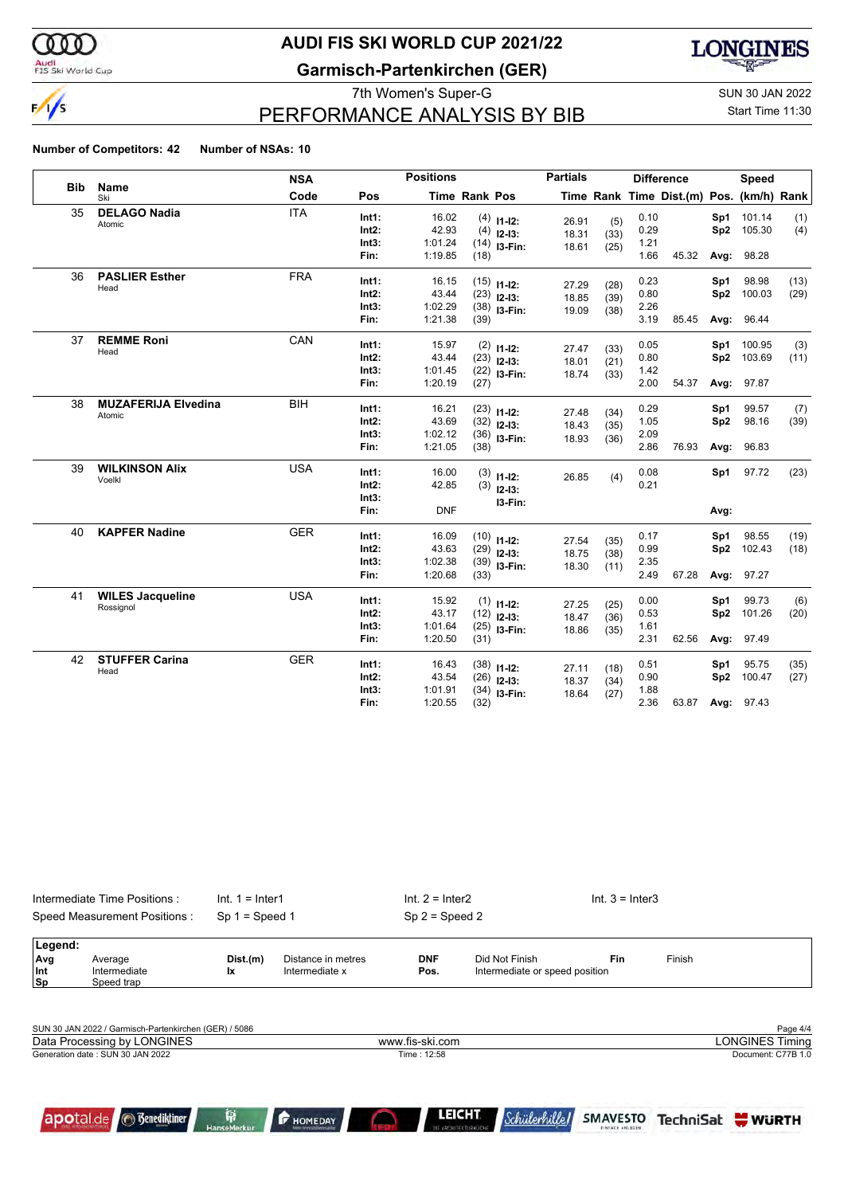# AUDI FIS SKI WORLD CUP 2021/22

## Garmisch-Partenkirchen (GER)

7th Women's Super-G

SUN 30 JAN 2022

Start Time 11:30

## PERFORMANCE ANALYSIS BY BIB

**Number of Competitors: 42** **Number of NSAs: 10**

| Bib | Name / Ski | NSA Code | Pos | Time | Rank | Partials Pos | Time | Rank | Difference Time | Dist.(m) | Speed Pos. | (km/h) | Rank |
|---|---|---|---|---|---|---|---|---|---|---|---|---|---|
| 35 | **DELAGO Nadia** Atomic | ITA | Int1: | 16.02 | (4) | I1-I2: | 26.91 | (5) | 0.10 | | Sp1 | 101.14 | (1) |
| | | | Int2: | 42.93 | (4) | I2-I3: | 18.31 | (33) | 0.29 | | Sp2 | 105.30 | (4) |
| | | | Int3: | 1:01.24 | (14) | I3-Fin: | 18.61 | (25) | 1.21 | | | | |
| | | | Fin: | 1:19.85 | (18) | | | | 1.66 | 45.32 | Avg: | 98.28 | |
| 36 | **PASLIER Esther** Head | FRA | Int1: | 16.15 | (15) | I1-I2: | 27.29 | (28) | 0.23 | | Sp1 | 98.98 | (13) |
| | | | Int2: | 43.44 | (23) | I2-I3: | 18.85 | (39) | 0.80 | | Sp2 | 100.03 | (29) |
| | | | Int3: | 1:02.29 | (38) | I3-Fin: | 19.09 | (38) | 2.26 | | | | |
| | | | Fin: | 1:21.38 | (39) | | | | 3.19 | 85.45 | Avg: | 96.44 | |
| 37 | **REMME Roni** Head | CAN | Int1: | 15.97 | (2) | I1-I2: | 27.47 | (33) | 0.05 | | Sp1 | 100.95 | (3) |
| | | | Int2: | 43.44 | (23) | I2-I3: | 18.01 | (21) | 0.80 | | Sp2 | 103.69 | (11) |
| | | | Int3: | 1:01.45 | (22) | I3-Fin: | 18.74 | (33) | 1.42 | | | | |
| | | | Fin: | 1:20.19 | (27) | | | | 2.00 | 54.37 | Avg: | 97.87 | |
| 38 | **MUZAFERIJA Elvedina** Atomic | BIH | Int1: | 16.21 | (23) | I1-I2: | 27.48 | (34) | 0.29 | | Sp1 | 99.57 | (7) |
| | | | Int2: | 43.69 | (32) | I2-I3: | 18.43 | (35) | 1.05 | | Sp2 | 98.16 | (39) |
| | | | Int3: | 1:02.12 | (36) | I3-Fin: | 18.93 | (36) | 2.09 | | | | |
| | | | Fin: | 1:21.05 | (38) | | | | 2.86 | 76.93 | Avg: | 96.83 | |
| 39 | **WILKINSON Alix** Voelkl | USA | Int1: | 16.00 | (3) | I1-I2: | 26.85 | (4) | 0.08 | | Sp1 | 97.72 | (23) |
| | | | Int2: | 42.85 | (3) | I2-I3: | | | 0.21 | | | | |
| | | | Int3: | | | I3-Fin: | | | | | | | |
| | | | Fin: | DNF | | | | | | | Avg: | | |
| 40 | **KAPFER Nadine** | GER | Int1: | 16.09 | (10) | I1-I2: | 27.54 | (35) | 0.17 | | Sp1 | 98.55 | (19) |
| | | | Int2: | 43.63 | (29) | I2-I3: | 18.75 | (38) | 0.99 | | Sp2 | 102.43 | (18) |
| | | | Int3: | 1:02.38 | (39) | I3-Fin: | 18.30 | (11) | 2.35 | | | | |
| | | | Fin: | 1:20.68 | (33) | | | | 2.49 | 67.28 | Avg: | 97.27 | |
| 41 | **WILES Jacqueline** Rossignol | USA | Int1: | 15.92 | (1) | I1-I2: | 27.25 | (25) | 0.00 | | Sp1 | 99.73 | (6) |
| | | | Int2: | 43.17 | (12) | I2-I3: | 18.47 | (36) | 0.53 | | Sp2 | 101.26 | (20) |
| | | | Int3: | 1:01.64 | (25) | I3-Fin: | 18.86 | (35) | 1.61 | | | | |
| | | | Fin: | 1:20.50 | (31) | | | | 2.31 | 62.56 | Avg: | 97.49 | |
| 42 | **STUFFER Carina** Head | GER | Int1: | 16.43 | (38) | I1-I2: | 27.11 | (18) | 0.51 | | Sp1 | 95.75 | (35) |
| | | | Int2: | 43.54 | (26) | I2-I3: | 18.37 | (34) | 0.90 | | Sp2 | 100.47 | (27) |
| | | | Int3: | 1:01.91 | (34) | I3-Fin: | 18.64 | (27) | 1.88 | | | | |
| | | | Fin: | 1:20.55 | (32) | | | | 2.36 | 63.87 | Avg: | 97.43 | |

Intermediate Time Positions : Int. 1 = Inter1 Int. 2 = Inter2 Int. 3 = Inter3

Speed Measurement Positions : Sp 1 = Speed 1 Sp 2 = Speed 2

**Legend:**

| | | | | | | | |
|---|---|---|---|---|---|---|---|
| Avg | Average | Dist.(m) | Distance in metres | DNF | Did Not Finish | Fin | Finish |
| Int | Intermediate | Ix | Intermediate x | Pos. | Intermediate or speed position | | |
| Sp | Speed trap | | | | | | |

SUN 30 JAN 2022 / Garmisch-Partenkirchen (GER) / 5086

Data Processing by LONGINES www.fis-ski.com LONGINES Timing

Generation date : SUN 30 JAN 2022 Time : 12:58 Document: C77B 1.0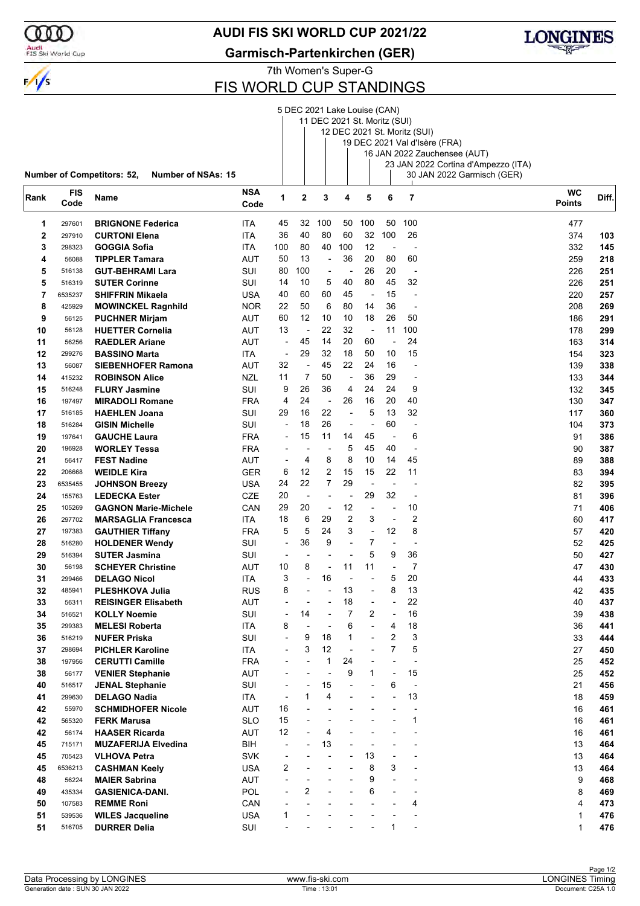# AUDI FIS SKI WORLD CUP 2021/22

## Garmisch-Partenkirchen (GER)

7th Women's Super-G

## FIS WORLD CUP STANDINGS

Number of Competitors: 52, Number of NSAs: 15

1. 5 DEC 2021 Lake Louise (CAN)
2. 11 DEC 2021 St. Moritz (SUI)
3. 12 DEC 2021 St. Moritz (SUI)
4. 19 DEC 2021 Val d'Isère (FRA)
5. 16 JAN 2022 Zauchensee (AUT)
6. 23 JAN 2022 Cortina d'Ampezzo (ITA)
7. 30 JAN 2022 Garmisch (GER)

| Rank | FIS Code | Name | NSA Code | 1 | 2 | 3 | 4 | 5 | 6 | 7 | WC Points | Diff. |
|---|---|---|---|---|---|---|---|---|---|---|---|---|
| 1 | 297601 | **BRIGNONE Federica** | ITA | 45 | 32 | 100 | 50 | 100 | 50 | 100 | 477 | |
| 2 | 297910 | **CURTONI Elena** | ITA | 36 | 40 | 80 | 60 | 32 | 100 | 26 | 374 | **103** |
| 3 | 298323 | **GOGGIA Sofia** | ITA | 100 | 80 | 40 | 100 | 12 | - | - | 332 | **145** |
| 4 | 56088 | **TIPPLER Tamara** | AUT | 50 | 13 | - | 36 | 20 | 80 | 60 | 259 | **218** |
| 5 | 516138 | **GUT-BEHRAMI Lara** | SUI | 80 | 100 | - | - | 26 | 20 | - | 226 | **251** |
| 5 | 516319 | **SUTER Corinne** | SUI | 14 | 10 | 5 | 40 | 80 | 45 | 32 | 226 | **251** |
| 7 | 6535237 | **SHIFFRIN Mikaela** | USA | 40 | 60 | 60 | 45 | - | 15 | - | 220 | **257** |
| 8 | 425929 | **MOWINCKEL Ragnhild** | NOR | 22 | 50 | 6 | 80 | 14 | 36 | - | 208 | **269** |
| 9 | 56125 | **PUCHNER Mirjam** | AUT | 60 | 12 | 10 | 10 | 18 | 26 | 50 | 186 | **291** |
| 10 | 56128 | **HUETTER Cornelia** | AUT | 13 | - | 22 | 32 | - | 11 | 100 | 178 | **299** |
| 11 | 56256 | **RAEDLER Ariane** | AUT | - | 45 | 14 | 20 | 60 | - | 24 | 163 | **314** |
| 12 | 299276 | **BASSINO Marta** | ITA | - | 29 | 32 | 18 | 50 | 10 | 15 | 154 | **323** |
| 13 | 56087 | **SIEBENHOFER Ramona** | AUT | 32 | - | 45 | 22 | 24 | 16 | - | 139 | **338** |
| 14 | 415232 | **ROBINSON Alice** | NZL | 11 | 7 | 50 | - | 36 | 29 | - | 133 | **344** |
| 15 | 516248 | **FLURY Jasmine** | SUI | 9 | 26 | 36 | 4 | 24 | 24 | 9 | 132 | **345** |
| 16 | 197497 | **MIRADOLI Romane** | FRA | 4 | 24 | - | 26 | 16 | 20 | 40 | 130 | **347** |
| 17 | 516185 | **HAEHLEN Joana** | SUI | 29 | 16 | 22 | - | 5 | 13 | 32 | 117 | **360** |
| 18 | 516284 | **GISIN Michelle** | SUI | - | 18 | 26 | - | - | 60 | - | 104 | **373** |
| 19 | 197641 | **GAUCHE Laura** | FRA | - | 15 | 11 | 14 | 45 | - | 6 | 91 | **386** |
| 20 | 196928 | **WORLEY Tessa** | FRA | - | - | - | 5 | 45 | 40 | - | 90 | **387** |
| 21 | 56417 | **FEST Nadine** | AUT | - | 4 | 8 | 8 | 10 | 14 | 45 | 89 | **388** |
| 22 | 206668 | **WEIDLE Kira** | GER | 6 | 12 | 2 | 15 | 15 | 22 | 11 | 83 | **394** |
| 23 | 6535455 | **JOHNSON Breezy** | USA | 24 | 22 | 7 | 29 | - | - | - | 82 | **395** |
| 24 | 155763 | **LEDECKA Ester** | CZE | 20 | - | - | - | 29 | 32 | - | 81 | **396** |
| 25 | 105269 | **GAGNON Marie-Michele** | CAN | 29 | 20 | - | 12 | - | - | 10 | 71 | **406** |
| 26 | 297702 | **MARSAGLIA Francesca** | ITA | 18 | 6 | 29 | 2 | 3 | - | 2 | 60 | **417** |
| 27 | 197383 | **GAUTHIER Tiffany** | FRA | 5 | 5 | 24 | 3 | - | 12 | 8 | 57 | **420** |
| 28 | 516280 | **HOLDENER Wendy** | SUI | - | 36 | 9 | - | 7 | - | - | 52 | **425** |
| 29 | 516394 | **SUTER Jasmina** | SUI | - | - | - | - | 5 | 9 | 36 | 50 | **427** |
| 30 | 56198 | **SCHEYER Christine** | AUT | 10 | 8 | - | 11 | 11 | - | 7 | 47 | **430** |
| 31 | 299466 | **DELAGO Nicol** | ITA | 3 | - | 16 | - | - | 5 | 20 | 44 | **433** |
| 32 | 485941 | **PLESHKOVA Julia** | RUS | 8 | - | - | 13 | - | 8 | 13 | 42 | **435** |
| 33 | 56311 | **REISINGER Elisabeth** | AUT | - | - | - | 18 | - | - | 22 | 40 | **437** |
| 34 | 516521 | **KOLLY Noemie** | SUI | - | 14 | - | 7 | 2 | - | 16 | 39 | **438** |
| 35 | 299383 | **MELESI Roberta** | ITA | 8 | - | - | 6 | - | 4 | 18 | 36 | **441** |
| 36 | 516219 | **NUFER Priska** | SUI | - | 9 | 18 | 1 | - | 2 | 3 | 33 | **444** |
| 37 | 298694 | **PICHLER Karoline** | ITA | - | 3 | 12 | - | - | 7 | 5 | 27 | **450** |
| 38 | 197956 | **CERUTTI Camille** | FRA | - | - | 1 | 24 | - | - | - | 25 | **452** |
| 38 | 56177 | **VENIER Stephanie** | AUT | - | - | - | 9 | 1 | - | 15 | 25 | **452** |
| 40 | 516517 | **JENAL Stephanie** | SUI | - | - | 15 | - | - | 6 | - | 21 | **456** |
| 41 | 299630 | **DELAGO Nadia** | ITA | - | 1 | 4 | - | - | - | 13 | 18 | **459** |
| 42 | 55970 | **SCHMIDHOFER Nicole** | AUT | 16 | - | - | - | - | - | - | 16 | **461** |
| 42 | 565320 | **FERK Marusa** | SLO | 15 | - | - | - | - | - | 1 | 16 | **461** |
| 42 | 56174 | **HAASER Ricarda** | AUT | 12 | - | 4 | - | - | - | - | 16 | **461** |
| 45 | 715171 | **MUZAFERIJA Elvedina** | BIH | - | - | 13 | - | - | - | - | 13 | **464** |
| 45 | 705423 | **VLHOVA Petra** | SVK | - | - | - | - | 13 | - | - | 13 | **464** |
| 45 | 6536213 | **CASHMAN Keely** | USA | 2 | - | - | - | 8 | 3 | - | 13 | **464** |
| 48 | 56224 | **MAIER Sabrina** | AUT | - | - | - | - | 9 | - | - | 9 | **468** |
| 49 | 435334 | **GASIENICA-DANI.** | POL | - | 2 | - | - | 6 | - | - | 8 | **469** |
| 50 | 107583 | **REMME Roni** | CAN | - | - | - | - | - | - | 4 | 4 | **473** |
| 51 | 539536 | **WILES Jacqueline** | USA | 1 | - | - | - | - | - | - | 1 | **476** |
| 51 | 516705 | **DURRER Delia** | SUI | - | - | - | - | - | 1 | - | 1 | **476** |

Data Processing by LONGINES | www.fis-ski.com | LONGINES Timing

Generation date : SUN 30 JAN 2022 | Time : 13:01 | Document: C25A 1.0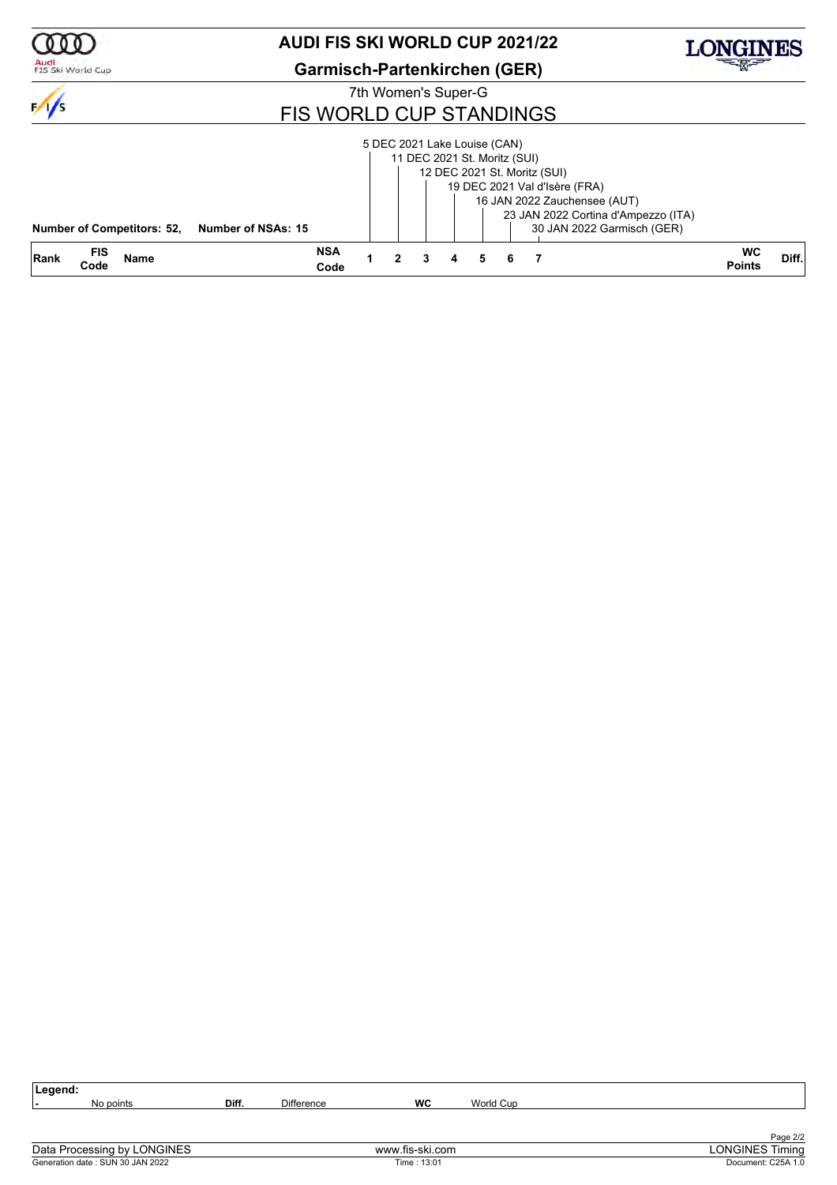# AUDI FIS SKI WORLD CUP 2021/22

## Garmisch-Partenkirchen (GER)

7th Women's Super-G

## FIS WORLD CUP STANDINGS

1. 5 DEC 2021 Lake Louise (CAN)
2. 11 DEC 2021 St. Moritz (SUI)
3. 12 DEC 2021 St. Moritz (SUI)
4. 19 DEC 2021 Val d'Isère (FRA)
5. 16 JAN 2022 Zauchensee (AUT)
6. 23 JAN 2022 Cortina d'Ampezzo (ITA)
7. 30 JAN 2022 Garmisch (GER)

**Number of Competitors: 52,** **Number of NSAs: 15**

| Rank | FIS Code | Name | NSA Code | 1 | 2 | 3 | 4 | 5 | 6 | 7 | WC Points | Diff. |
|---|---|---|---|---|---|---|---|---|---|---|---|---|

| Legend: | | | | | |
|---|---|---|---|---|---|
| - | No points | Diff. | Difference | WC | World Cup |

Data Processing by LONGINES — www.fis-ski.com — LONGINES Timing

Generation date : SUN 30 JAN 2022 — Time : 13:01 — Document: C25A 1.0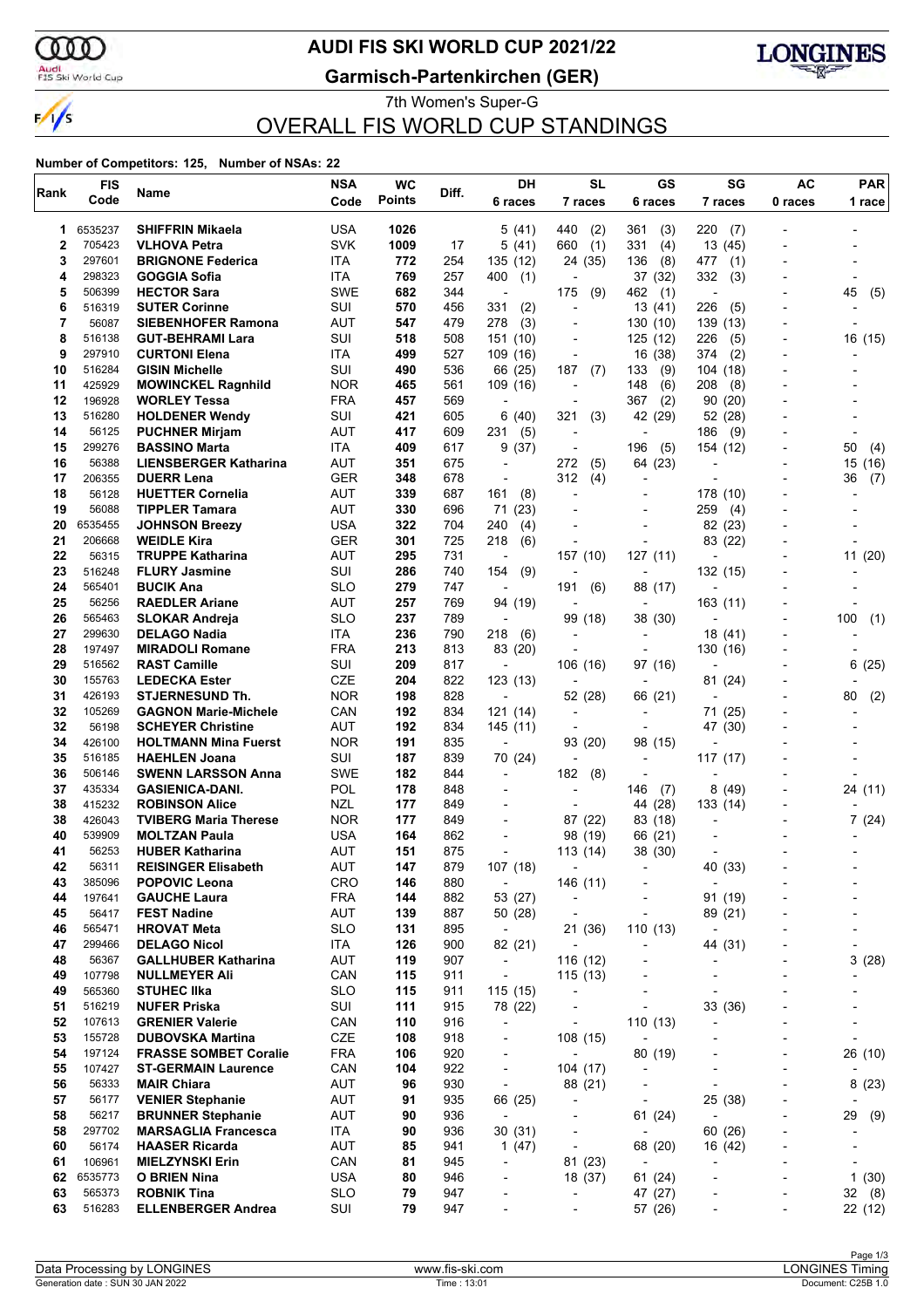# AUDI FIS SKI WORLD CUP 2021/22

## Garmisch-Partenkirchen (GER)

7th Women's Super-G

## OVERALL FIS WORLD CUP STANDINGS

**Number of Competitors: 125, Number of NSAs: 22**

| Rank | FIS Code | Name | NSA Code | WC Points | Diff. | DH 6 races | SL 7 races | GS 6 races | SG 7 races | AC 0 races | PAR 1 race |
|---|---|---|---|---|---|---|---|---|---|---|---|
| 1 | 6535237 | **SHIFFRIN Mikaela** | USA | **1026** | | 5 (41) | 440 (2) | 361 (3) | 220 (7) | - | - |
| 2 | 705423 | **VLHOVA Petra** | SVK | **1009** | 17 | 5 (41) | 660 (1) | 331 (4) | 13 (45) | - | - |
| 3 | 297601 | **BRIGNONE Federica** | ITA | **772** | 254 | 135 (12) | 24 (35) | 136 (8) | 477 (1) | - | - |
| 4 | 298323 | **GOGGIA Sofia** | ITA | **769** | 257 | 400 (1) | - | 37 (32) | 332 (3) | - | - |
| 5 | 506399 | **HECTOR Sara** | SWE | **682** | 344 | - | 175 (9) | 462 (1) | - | - | 45 (5) |
| 6 | 516319 | **SUTER Corinne** | SUI | **570** | 456 | 331 (2) | - | 13 (41) | 226 (5) | - | - |
| 7 | 56087 | **SIEBENHOFER Ramona** | AUT | **547** | 479 | 278 (3) | - | 130 (10) | 139 (13) | - | - |
| 8 | 516138 | **GUT-BEHRAMI Lara** | SUI | **518** | 508 | 151 (10) | - | 125 (12) | 226 (5) | - | 16 (15) |
| 9 | 297910 | **CURTONI Elena** | ITA | **499** | 527 | 109 (16) | - | 16 (38) | 374 (2) | - | - |
| 10 | 516284 | **GISIN Michelle** | SUI | **490** | 536 | 66 (25) | 187 (7) | 133 (9) | 104 (18) | - | - |
| 11 | 425929 | **MOWINCKEL Ragnhild** | NOR | **465** | 561 | 109 (16) | - | 148 (6) | 208 (8) | - | - |
| 12 | 196928 | **WORLEY Tessa** | FRA | **457** | 569 | - | - | 367 (2) | 90 (20) | - | - |
| 13 | 516280 | **HOLDENER Wendy** | SUI | **421** | 605 | 6 (40) | 321 (3) | 42 (29) | 52 (28) | - | - |
| 14 | 56125 | **PUCHNER Mirjam** | AUT | **417** | 609 | 231 (5) | - | - | 186 (9) | - | - |
| 15 | 299276 | **BASSINO Marta** | ITA | **409** | 617 | 9 (37) | - | 196 (5) | 154 (12) | - | 50 (4) |
| 16 | 56388 | **LIENSBERGER Katharina** | AUT | **351** | 675 | - | 272 (5) | 64 (23) | - | - | 15 (16) |
| 17 | 206355 | **DUERR Lena** | GER | **348** | 678 | - | 312 (4) | - | - | - | 36 (7) |
| 18 | 56128 | **HUETTER Cornelia** | AUT | **339** | 687 | 161 (8) | - | - | 178 (10) | - | - |
| 19 | 56088 | **TIPPLER Tamara** | AUT | **330** | 696 | 71 (23) | - | - | 259 (4) | - | - |
| 20 | 6535455 | **JOHNSON Breezy** | USA | **322** | 704 | 240 (4) | - | - | 82 (23) | - | - |
| 21 | 206668 | **WEIDLE Kira** | GER | **301** | 725 | 218 (6) | - | - | 83 (22) | - | - |
| 22 | 56315 | **TRUPPE Katharina** | AUT | **295** | 731 | - | 157 (10) | 127 (11) | - | - | 11 (20) |
| 23 | 516248 | **FLURY Jasmine** | SUI | **286** | 740 | 154 (9) | - | - | 132 (15) | - | - |
| 24 | 565401 | **BUCIK Ana** | SLO | **279** | 747 | - | 191 (6) | 88 (17) | - | - | - |
| 25 | 56256 | **RAEDLER Ariane** | AUT | **257** | 769 | 94 (19) | - | - | 163 (11) | - | - |
| 26 | 565463 | **SLOKAR Andreja** | SLO | **237** | 789 | - | 99 (18) | 38 (30) | - | - | 100 (1) |
| 27 | 299630 | **DELAGO Nadia** | ITA | **236** | 790 | 218 (6) | - | - | 18 (41) | - | - |
| 28 | 197497 | **MIRADOLI Romane** | FRA | **213** | 813 | 83 (20) | - | - | 130 (16) | - | - |
| 29 | 516562 | **RAST Camille** | SUI | **209** | 817 | - | 106 (16) | 97 (16) | - | - | 6 (25) |
| 30 | 155763 | **LEDECKA Ester** | CZE | **204** | 822 | 123 (13) | - | - | 81 (24) | - | - |
| 31 | 426193 | **STJERNESUND Th.** | NOR | **198** | 828 | - | 52 (28) | 66 (21) | - | - | 80 (2) |
| 32 | 105269 | **GAGNON Marie-Michele** | CAN | **192** | 834 | 121 (14) | - | - | 71 (25) | - | - |
| 32 | 56198 | **SCHEYER Christine** | AUT | **192** | 834 | 145 (11) | - | - | 47 (30) | - | - |
| 34 | 426100 | **HOLTMANN Mina Fuerst** | NOR | **191** | 835 | - | 93 (20) | 98 (15) | - | - | - |
| 35 | 516185 | **HAEHLEN Joana** | SUI | **187** | 839 | 70 (24) | - | - | 117 (17) | - | - |
| 36 | 506146 | **SWENN LARSSON Anna** | SWE | **182** | 844 | - | 182 (8) | - | - | - | - |
| 37 | 435334 | **GASIENICA-DANI.** | POL | **178** | 848 | - | - | 146 (7) | 8 (49) | - | 24 (11) |
| 38 | 415232 | **ROBINSON Alice** | NZL | **177** | 849 | - | - | 44 (28) | 133 (14) | - | - |
| 38 | 426043 | **TVIBERG Maria Therese** | NOR | **177** | 849 | - | 87 (22) | 83 (18) | - | - | 7 (24) |
| 40 | 539909 | **MOLTZAN Paula** | USA | **164** | 862 | - | 98 (19) | 66 (21) | - | - | - |
| 41 | 56253 | **HUBER Katharina** | AUT | **151** | 875 | - | 113 (14) | 38 (30) | - | - | - |
| 42 | 56311 | **REISINGER Elisabeth** | AUT | **147** | 879 | 107 (18) | - | - | 40 (33) | - | - |
| 43 | 385096 | **POPOVIC Leona** | CRO | **146** | 880 | - | 146 (11) | - | - | - | - |
| 44 | 197641 | **GAUCHE Laura** | FRA | **144** | 882 | 53 (27) | - | - | 91 (19) | - | - |
| 45 | 56417 | **FEST Nadine** | AUT | **139** | 887 | 50 (28) | - | - | 89 (21) | - | - |
| 46 | 565471 | **HROVAT Meta** | SLO | **131** | 895 | - | 21 (36) | 110 (13) | - | - | - |
| 47 | 299466 | **DELAGO Nicol** | ITA | **126** | 900 | 82 (21) | - | - | 44 (31) | - | - |
| 48 | 56367 | **GALLHUBER Katharina** | AUT | **119** | 907 | - | 116 (12) | - | - | - | 3 (28) |
| 49 | 107798 | **NULLMEYER Ali** | CAN | **115** | 911 | - | 115 (13) | - | - | - | - |
| 49 | 565360 | **STUHEC Ilka** | SLO | **115** | 911 | 115 (15) | - | - | - | - | - |
| 51 | 516219 | **NUFER Priska** | SUI | **111** | 915 | 78 (22) | - | - | 33 (36) | - | - |
| 52 | 107613 | **GRENIER Valerie** | CAN | **110** | 916 | - | - | 110 (13) | - | - | - |
| 53 | 155728 | **DUBOVSKA Martina** | CZE | **108** | 918 | - | 108 (15) | - | - | - | - |
| 54 | 197124 | **FRASSE SOMBET Coralie** | FRA | **106** | 920 | - | - | 80 (19) | - | - | 26 (10) |
| 55 | 107427 | **ST-GERMAIN Laurence** | CAN | **104** | 922 | - | 104 (17) | - | - | - | - |
| 56 | 56333 | **MAIR Chiara** | AUT | **96** | 930 | - | 88 (21) | - | - | - | 8 (23) |
| 57 | 56177 | **VENIER Stephanie** | AUT | **91** | 935 | 66 (25) | - | - | 25 (38) | - | - |
| 58 | 56217 | **BRUNNER Stephanie** | AUT | **90** | 936 | - | - | 61 (24) | - | - | 29 (9) |
| 58 | 297702 | **MARSAGLIA Francesca** | ITA | **90** | 936 | 30 (31) | - | - | 60 (26) | - | - |
| 60 | 56174 | **HAASER Ricarda** | AUT | **85** | 941 | 1 (47) | - | 68 (20) | 16 (42) | - | - |
| 61 | 106961 | **MIELZYNSKI Erin** | CAN | **81** | 945 | - | 81 (23) | - | - | - | - |
| 62 | 6535773 | **O BRIEN Nina** | USA | **80** | 946 | - | 18 (37) | 61 (24) | - | - | 1 (30) |
| 63 | 565373 | **ROBNIK Tina** | SLO | **79** | 947 | - | - | 47 (27) | - | - | 32 (8) |
| 63 | 516283 | **ELLENBERGER Andrea** | SUI | **79** | 947 | - | - | 57 (26) | - | - | 22 (12) |

Data Processing by LONGINES | www.fis-ski.com | LONGINES Timing

Generation date : SUN 30 JAN 2022 | Time : 13:01 | Document: C25B 1.0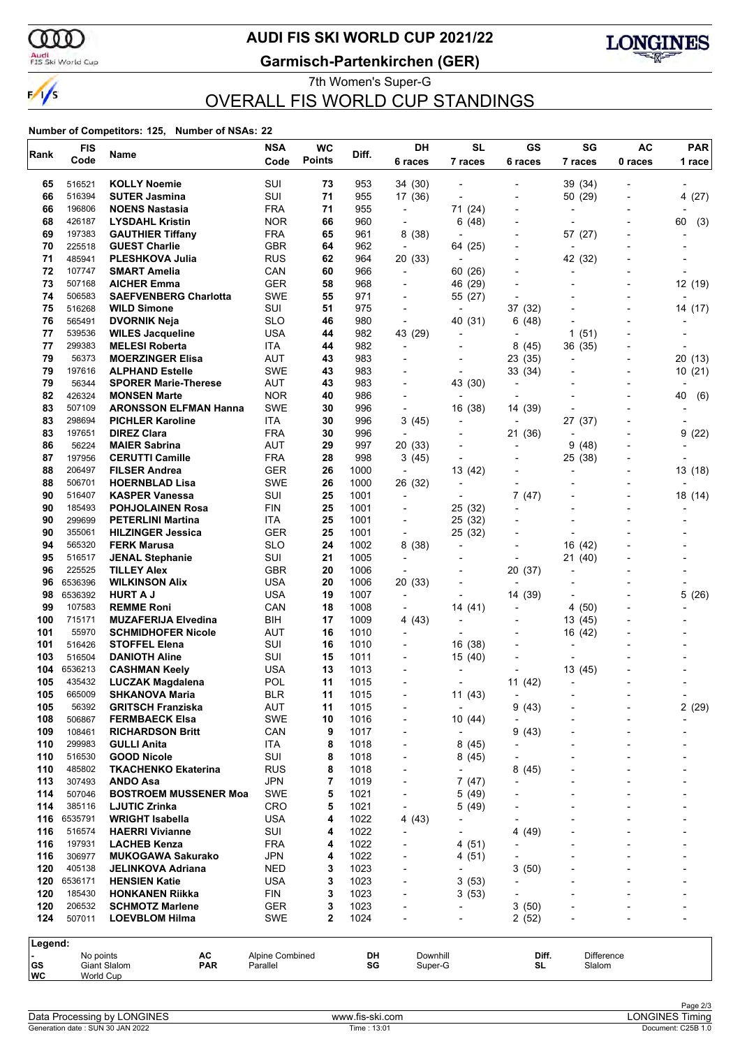# AUDI FIS SKI WORLD CUP 2021/22

## Garmisch-Partenkirchen (GER)

7th Women's Super-G

## OVERALL FIS WORLD CUP STANDINGS

**Number of Competitors: 125, Number of NSAs: 22**

| Rank | FIS Code | Name | NSA Code | WC Points | Diff. | DH 6 races | SL 7 races | GS 6 races | SG 7 races | AC 0 races | PAR 1 race |
|---|---|---|---|---|---|---|---|---|---|---|---|
| 65 | 516521 | **KOLLY Noemie** | SUI | **73** | 953 | 34 (30) | - | - | 39 (34) | - | - |
| 66 | 516394 | **SUTER Jasmina** | SUI | **71** | 955 | 17 (36) | - | - | 50 (29) | - | 4 (27) |
| 66 | 196806 | **NOENS Nastasia** | FRA | **71** | 955 | - | 71 (24) | - | - | - | - |
| 68 | 426187 | **LYSDAHL Kristin** | NOR | **66** | 960 | - | 6 (48) | - | - | - | 60 (3) |
| 69 | 197383 | **GAUTHIER Tiffany** | FRA | **65** | 961 | 8 (38) | - | - | 57 (27) | - | - |
| 70 | 225518 | **GUEST Charlie** | GBR | **64** | 962 | - | 64 (25) | - | - | - | - |
| 71 | 485941 | **PLESHKOVA Julia** | RUS | **62** | 964 | 20 (33) | - | - | 42 (32) | - | - |
| 72 | 107747 | **SMART Amelia** | CAN | **60** | 966 | - | 60 (26) | - | - | - | - |
| 73 | 507168 | **AICHER Emma** | GER | **58** | 968 | - | 46 (29) | - | - | - | 12 (19) |
| 74 | 506583 | **SAEFVENBERG Charlotta** | SWE | **55** | 971 | - | 55 (27) | - | - | - | - |
| 75 | 516268 | **WILD Simone** | SUI | **51** | 975 | - | - | 37 (32) | - | - | 14 (17) |
| 76 | 565491 | **DVORNIK Neja** | SLO | **46** | 980 | - | 40 (31) | 6 (48) | - | - | - |
| 77 | 539536 | **WILES Jacqueline** | USA | **44** | 982 | 43 (29) | - | - | 1 (51) | - | - |
| 77 | 299383 | **MELESI Roberta** | ITA | **44** | 982 | - | - | 8 (45) | 36 (35) | - | - |
| 79 | 56373 | **MOERZINGER Elisa** | AUT | **43** | 983 | - | - | 23 (35) | - | - | 20 (13) |
| 79 | 197616 | **ALPHAND Estelle** | SWE | **43** | 983 | - | - | 33 (34) | - | - | 10 (21) |
| 79 | 56344 | **SPORER Marie-Therese** | AUT | **43** | 983 | - | 43 (30) | - | - | - | - |
| 82 | 426324 | **MONSEN Marte** | NOR | **40** | 986 | - | - | - | - | - | 40 (6) |
| 83 | 507109 | **ARONSSON ELFMAN Hanna** | SWE | **30** | 996 | - | 16 (38) | 14 (39) | - | - | - |
| 83 | 298694 | **PICHLER Karoline** | ITA | **30** | 996 | 3 (45) | - | - | 27 (37) | - | - |
| 83 | 197651 | **DIREZ Clara** | FRA | **30** | 996 | - | - | 21 (36) | - | - | 9 (22) |
| 86 | 56224 | **MAIER Sabrina** | AUT | **29** | 997 | 20 (33) | - | - | 9 (48) | - | - |
| 87 | 197956 | **CERUTTI Camille** | FRA | **28** | 998 | 3 (45) | - | - | 25 (38) | - | - |
| 88 | 206497 | **FILSER Andrea** | GER | **26** | 1000 | - | 13 (42) | - | - | - | 13 (18) |
| 88 | 506701 | **HOERNBLAD Lisa** | SWE | **26** | 1000 | 26 (32) | - | - | - | - | - |
| 90 | 516407 | **KASPER Vanessa** | SUI | **25** | 1001 | - | - | 7 (47) | - | - | 18 (14) |
| 90 | 185493 | **POHJOLAINEN Rosa** | FIN | **25** | 1001 | - | 25 (32) | - | - | - | - |
| 90 | 299699 | **PETERLINI Martina** | ITA | **25** | 1001 | - | 25 (32) | - | - | - | - |
| 90 | 355061 | **HILZINGER Jessica** | GER | **25** | 1001 | - | 25 (32) | - | - | - | - |
| 94 | 565320 | **FERK Marusa** | SLO | **24** | 1002 | 8 (38) | - | - | 16 (42) | - | - |
| 95 | 516517 | **JENAL Stephanie** | SUI | **21** | 1005 | - | - | - | 21 (40) | - | - |
| 96 | 225525 | **TILLEY Alex** | GBR | **20** | 1006 | - | - | 20 (37) | - | - | - |
| 96 | 6536396 | **WILKINSON Alix** | USA | **20** | 1006 | 20 (33) | - | - | - | - | - |
| 98 | 6536392 | **HURT A J** | USA | **19** | 1007 | - | - | 14 (39) | - | - | 5 (26) |
| 99 | 107583 | **REMME Roni** | CAN | **18** | 1008 | - | 14 (41) | - | 4 (50) | - | - |
| 100 | 715171 | **MUZAFERIJA Elvedina** | BIH | **17** | 1009 | 4 (43) | - | - | 13 (45) | - | - |
| 101 | 55970 | **SCHMIDHOFER Nicole** | AUT | **16** | 1010 | - | - | - | 16 (42) | - | - |
| 101 | 516426 | **STOFFEL Elena** | SUI | **16** | 1010 | - | 16 (38) | - | - | - | - |
| 103 | 516504 | **DANIOTH Aline** | SUI | **15** | 1011 | - | 15 (40) | - | - | - | - |
| 104 | 6536213 | **CASHMAN Keely** | USA | **13** | 1013 | - | - | - | 13 (45) | - | - |
| 105 | 435432 | **LUCZAK Magdalena** | POL | **11** | 1015 | - | - | 11 (42) | - | - | - |
| 105 | 665009 | **SHKANOVA Maria** | BLR | **11** | 1015 | - | 11 (43) | - | - | - | - |
| 105 | 56392 | **GRITSCH Franziska** | AUT | **11** | 1015 | - | - | 9 (43) | - | - | 2 (29) |
| 108 | 506867 | **FERMBAECK Elsa** | SWE | **10** | 1016 | - | 10 (44) | - | - | - | - |
| 109 | 108461 | **RICHARDSON Britt** | CAN | **9** | 1017 | - | - | 9 (43) | - | - | - |
| 110 | 299983 | **GULLI Anita** | ITA | **8** | 1018 | - | 8 (45) | - | - | - | - |
| 110 | 516530 | **GOOD Nicole** | SUI | **8** | 1018 | - | 8 (45) | - | - | - | - |
| 110 | 485802 | **TKACHENKO Ekaterina** | RUS | **8** | 1018 | - | - | 8 (45) | - | - | - |
| 113 | 307493 | **ANDO Asa** | JPN | **7** | 1019 | - | 7 (47) | - | - | - | - |
| 114 | 507046 | **BOSTROEM MUSSENER Moa** | SWE | **5** | 1021 | - | 5 (49) | - | - | - | - |
| 114 | 385116 | **LJUTIC Zrinka** | CRO | **5** | 1021 | - | 5 (49) | - | - | - | - |
| 116 | 6535791 | **WRIGHT Isabella** | USA | **4** | 1022 | 4 (43) | - | - | - | - | - |
| 116 | 516574 | **HAERRI Vivianne** | SUI | **4** | 1022 | - | - | 4 (49) | - | - | - |
| 116 | 197931 | **LACHEB Kenza** | FRA | **4** | 1022 | - | 4 (51) | - | - | - | - |
| 116 | 306977 | **MUKOGAWA Sakurako** | JPN | **4** | 1022 | - | 4 (51) | - | - | - | - |
| 120 | 405138 | **JELINKOVA Adriana** | NED | **3** | 1023 | - | - | 3 (50) | - | - | - |
| 120 | 6536171 | **HENSIEN Katie** | USA | **3** | 1023 | - | 3 (53) | - | - | - | - |
| 120 | 185430 | **HONKANEN Riikka** | FIN | **3** | 1023 | - | 3 (53) | - | - | - | - |
| 120 | 206532 | **SCHMOTZ Marlene** | GER | **3** | 1023 | - | - | 3 (50) | - | - | - |
| 124 | 507011 | **LOEVBLOM Hilma** | SWE | **2** | 1024 | - | - | 2 (52) | - | - | - |

**Legend:**

| | | | | | | | |
|---|---|---|---|---|---|---|---|
| - | No points | AC | Alpine Combined | DH | Downhill | Diff. | Difference |
| GS | Giant Slalom | PAR | Parallel | SG | Super-G | SL | Slalom |
| WC | World Cup | | | | | | |

Data Processing by LONGINES — www.fis-ski.com — LONGINES Timing

Generation date : SUN 30 JAN 2022 — Time : 13:01 — Document: C25B 1.0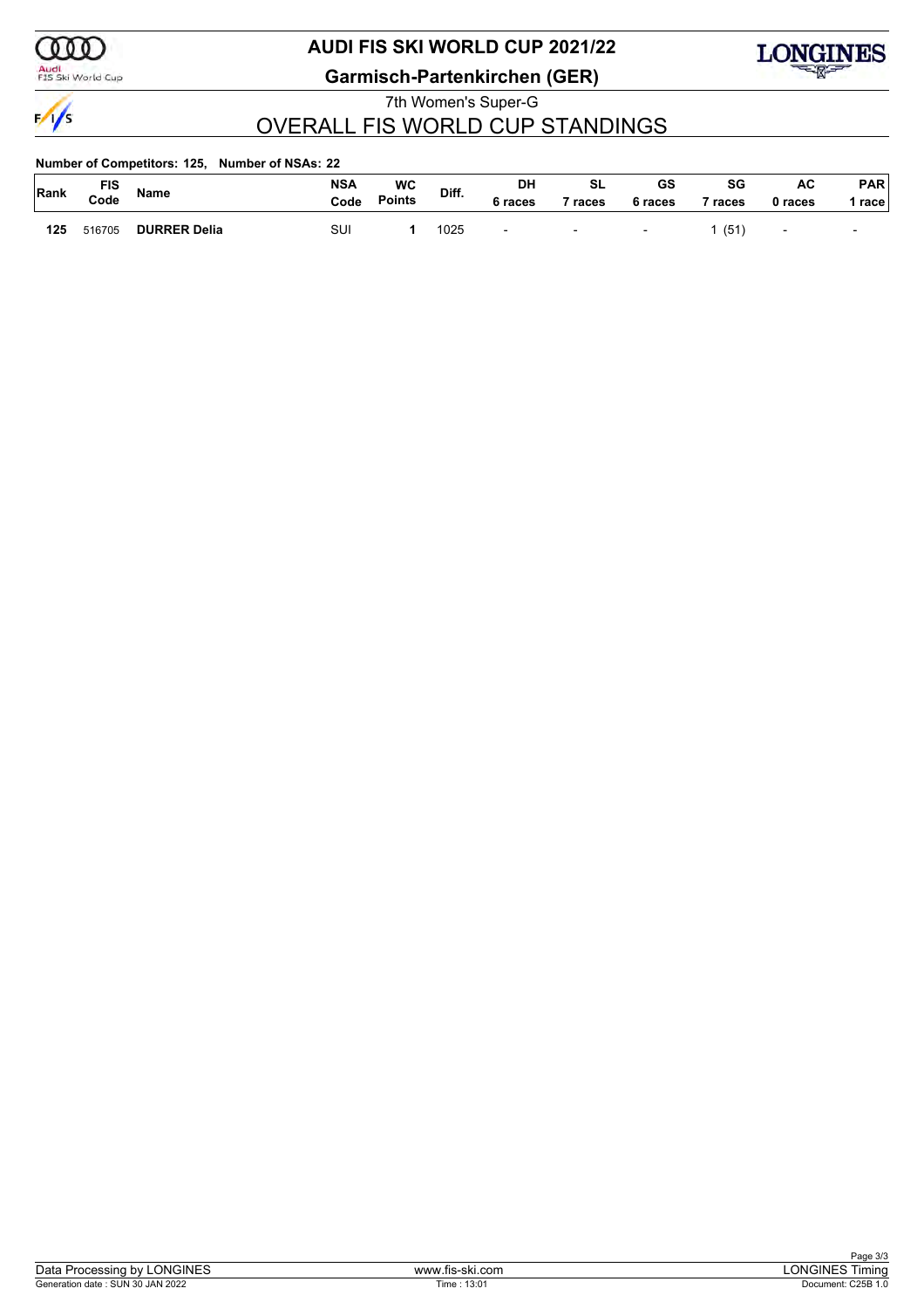# AUDI FIS SKI WORLD CUP 2021/22

## Garmisch-Partenkirchen (GER)

7th Women's Super-G

## OVERALL FIS WORLD CUP STANDINGS

**Number of Competitors: 125, Number of NSAs: 22**

| Rank | FIS Code | Name | NSA Code | WC Points | Diff. | DH 6 races | SL 7 races | GS 6 races | SG 7 races | AC 0 races | PAR 1 race |
|---|---|---|---|---|---|---|---|---|---|---|---|
| **125** | 516705 | **DURRER Delia** | SUI | **1** | 1025 | - | - | - | 1 (51) | - | - |

Data Processing by LONGINES | www.fis-ski.com | LONGINES Timing

Generation date : SUN 30 JAN 2022 | Time : 13:01 | Document: C25B 1.0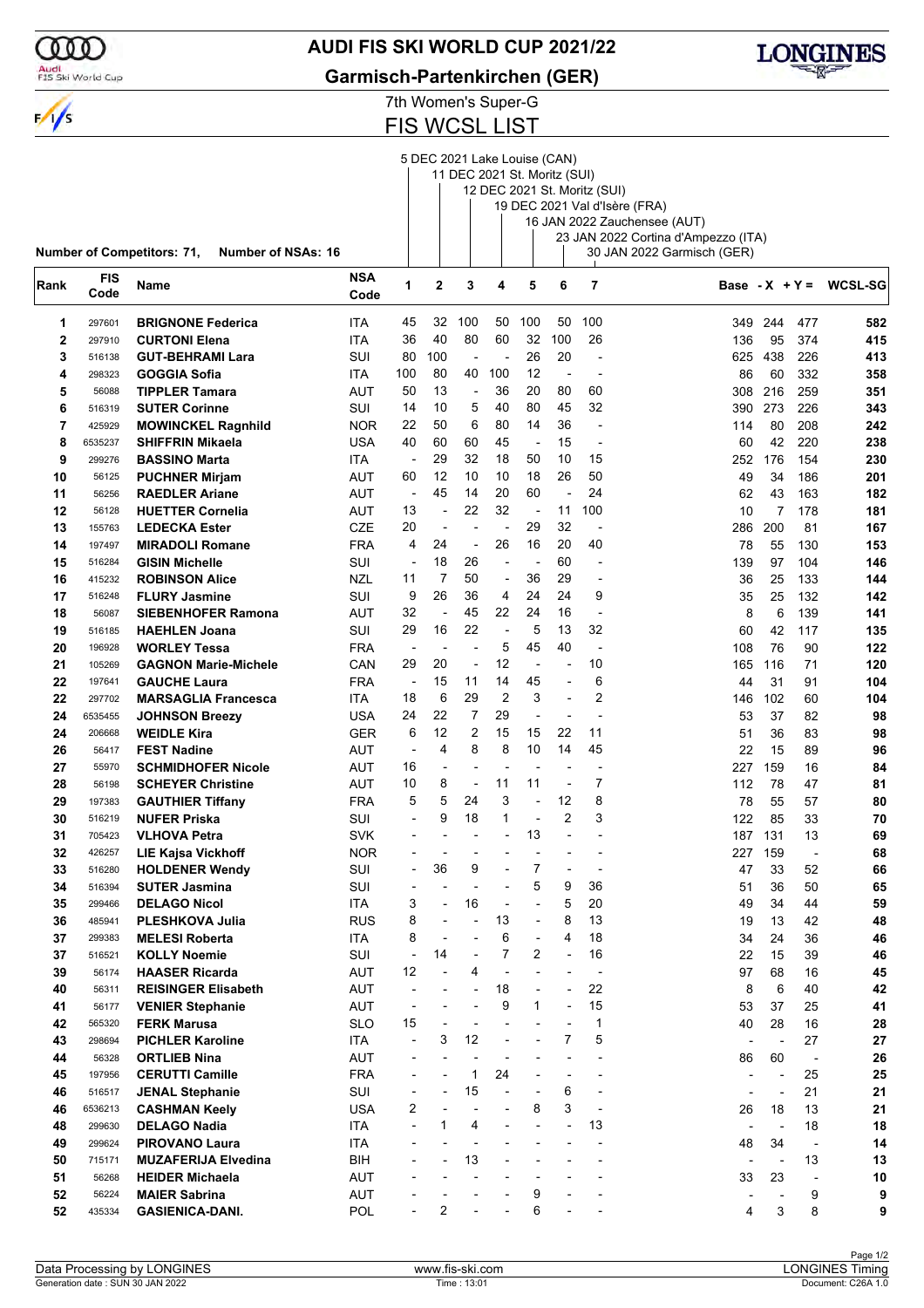# AUDI FIS SKI WORLD CUP 2021/22

## Garmisch-Partenkirchen (GER)

### 7th Women's Super-G

## FIS WCSL LIST

1. 5 DEC 2021 Lake Louise (CAN)
2. 11 DEC 2021 St. Moritz (SUI)
3. 12 DEC 2021 St. Moritz (SUI)
4. 19 DEC 2021 Val d'Isère (FRA)
5. 16 JAN 2022 Zauchensee (AUT)
6. 23 JAN 2022 Cortina d'Ampezzo (ITA)
7. 30 JAN 2022 Garmisch (GER)

**Number of Competitors: 71, Number of NSAs: 16**

| Rank | FIS Code | Name | NSA Code | 1 | 2 | 3 | 4 | 5 | 6 | 7 | Base | - X | + Y = | WCSL-SG |
|---|---|---|---|---|---|---|---|---|---|---|---|---|---|---|
| 1 | 297601 | **BRIGNONE Federica** | ITA | 45 | 32 | 100 | 50 | 100 | 50 | 100 | 349 | 244 | 477 | **582** |
| 2 | 297910 | **CURTONI Elena** | ITA | 36 | 40 | 80 | 60 | 32 | 100 | 26 | 136 | 95 | 374 | **415** |
| 3 | 516138 | **GUT-BEHRAMI Lara** | SUI | 80 | 100 | - | - | 26 | 20 | - | 625 | 438 | 226 | **413** |
| 4 | 298323 | **GOGGIA Sofia** | ITA | 100 | 80 | 40 | 100 | 12 | - | - | 86 | 60 | 332 | **358** |
| 5 | 56088 | **TIPPLER Tamara** | AUT | 50 | 13 | - | 36 | 20 | 80 | 60 | 308 | 216 | 259 | **351** |
| 6 | 516319 | **SUTER Corinne** | SUI | 14 | 10 | 5 | 40 | 80 | 45 | 32 | 390 | 273 | 226 | **343** |
| 7 | 425929 | **MOWINCKEL Ragnhild** | NOR | 22 | 50 | 6 | 80 | 14 | 36 | - | 114 | 80 | 208 | **242** |
| 8 | 6535237 | **SHIFFRIN Mikaela** | USA | 40 | 60 | 60 | 45 | - | 15 | - | 60 | 42 | 220 | **238** |
| 9 | 299276 | **BASSINO Marta** | ITA | - | 29 | 32 | 18 | 50 | 10 | 15 | 252 | 176 | 154 | **230** |
| 10 | 56125 | **PUCHNER Mirjam** | AUT | 60 | 12 | 10 | 10 | 18 | 26 | 50 | 49 | 34 | 186 | **201** |
| 11 | 56256 | **RAEDLER Ariane** | AUT | - | 45 | 14 | 20 | 60 | - | 24 | 62 | 43 | 163 | **182** |
| 12 | 56128 | **HUETTER Cornelia** | AUT | 13 | - | 22 | 32 | - | 11 | 100 | 10 | 7 | 178 | **181** |
| 13 | 155763 | **LEDECKA Ester** | CZE | 20 | - | - | - | 29 | 32 | - | 286 | 200 | 81 | **167** |
| 14 | 197497 | **MIRADOLI Romane** | FRA | 4 | 24 | - | 26 | 16 | 20 | 40 | 78 | 55 | 130 | **153** |
| 15 | 516284 | **GISIN Michelle** | SUI | - | 18 | 26 | - | - | 60 | - | 139 | 97 | 104 | **146** |
| 16 | 415232 | **ROBINSON Alice** | NZL | 11 | 7 | 50 | - | 36 | 29 | - | 36 | 25 | 133 | **144** |
| 17 | 516248 | **FLURY Jasmine** | SUI | 9 | 26 | 36 | 4 | 24 | 24 | 9 | 35 | 25 | 132 | **142** |
| 18 | 56087 | **SIEBENHOFER Ramona** | AUT | 32 | - | 45 | 22 | 24 | 16 | - | 8 | 6 | 139 | **141** |
| 19 | 516185 | **HAEHLEN Joana** | SUI | 29 | 16 | 22 | - | 5 | 13 | 32 | 60 | 42 | 117 | **135** |
| 20 | 196928 | **WORLEY Tessa** | FRA | - | - | - | 5 | 45 | 40 | - | 108 | 76 | 90 | **122** |
| 21 | 105269 | **GAGNON Marie-Michele** | CAN | 29 | 20 | - | 12 | - | - | 10 | 165 | 116 | 71 | **120** |
| 22 | 197641 | **GAUCHE Laura** | FRA | - | 15 | 11 | 14 | 45 | - | 6 | 44 | 31 | 91 | **104** |
| 22 | 297702 | **MARSAGLIA Francesca** | ITA | 18 | 6 | 29 | 2 | 3 | - | 2 | 146 | 102 | 60 | **104** |
| 24 | 6535455 | **JOHNSON Breezy** | USA | 24 | 22 | 7 | 29 | - | - | - | 53 | 37 | 82 | **98** |
| 24 | 206668 | **WEIDLE Kira** | GER | 6 | 12 | 2 | 15 | 15 | 22 | 11 | 51 | 36 | 83 | **98** |
| 26 | 56417 | **FEST Nadine** | AUT | - | 4 | 8 | 8 | 10 | 14 | 45 | 22 | 15 | 89 | **96** |
| 27 | 55970 | **SCHMIDHOFER Nicole** | AUT | 16 | - | - | - | - | - | - | 227 | 159 | 16 | **84** |
| 28 | 56198 | **SCHEYER Christine** | AUT | 10 | 8 | - | 11 | 11 | - | 7 | 112 | 78 | 47 | **81** |
| 29 | 197383 | **GAUTHIER Tiffany** | FRA | 5 | 5 | 24 | 3 | - | 12 | 8 | 78 | 55 | 57 | **80** |
| 30 | 516219 | **NUFER Priska** | SUI | - | 9 | 18 | 1 | - | 2 | 3 | 122 | 85 | 33 | **70** |
| 31 | 705423 | **VLHOVA Petra** | SVK | - | - | - | - | 13 | - | - | 187 | 131 | 13 | **69** |
| 32 | 426257 | **LIE Kajsa Vickhoff** | NOR | - | - | - | - | - | - | - | 227 | 159 | - | **68** |
| 33 | 516280 | **HOLDENER Wendy** | SUI | - | 36 | 9 | - | 7 | - | - | 47 | 33 | 52 | **66** |
| 34 | 516394 | **SUTER Jasmina** | SUI | - | - | - | - | 5 | 9 | 36 | 51 | 36 | 50 | **65** |
| 35 | 299466 | **DELAGO Nicol** | ITA | 3 | - | 16 | - | - | 5 | 20 | 49 | 34 | 44 | **59** |
| 36 | 485941 | **PLESHKOVA Julia** | RUS | 8 | - | - | 13 | - | 8 | 13 | 19 | 13 | 42 | **48** |
| 37 | 299383 | **MELESI Roberta** | ITA | 8 | - | - | 6 | - | 4 | 18 | 34 | 24 | 36 | **46** |
| 37 | 516521 | **KOLLY Noemie** | SUI | - | 14 | - | 7 | 2 | - | 16 | 22 | 15 | 39 | **46** |
| 39 | 56174 | **HAASER Ricarda** | AUT | 12 | - | 4 | - | - | - | - | 97 | 68 | 16 | **45** |
| 40 | 56311 | **REISINGER Elisabeth** | AUT | - | - | - | 18 | - | - | 22 | 8 | 6 | 40 | **42** |
| 41 | 56177 | **VENIER Stephanie** | AUT | - | - | - | 9 | 1 | - | 15 | 53 | 37 | 25 | **41** |
| 42 | 565320 | **FERK Marusa** | SLO | 15 | - | - | - | - | - | 1 | 40 | 28 | 16 | **28** |
| 43 | 298694 | **PICHLER Karoline** | ITA | - | 3 | 12 | - | - | 7 | 5 | - | - | 27 | **27** |
| 44 | 56328 | **ORTLIEB Nina** | AUT | - | - | - | - | - | - | - | 86 | 60 | - | **26** |
| 45 | 197956 | **CERUTTI Camille** | FRA | - | - | 1 | 24 | - | - | - | - | - | 25 | **25** |
| 46 | 516517 | **JENAL Stephanie** | SUI | - | - | 15 | - | - | 6 | - | - | - | 21 | **21** |
| 46 | 6536213 | **CASHMAN Keely** | USA | 2 | - | - | - | 8 | 3 | - | 26 | 18 | 13 | **21** |
| 48 | 299630 | **DELAGO Nadia** | ITA | - | 1 | 4 | - | - | - | 13 | - | - | 18 | **18** |
| 49 | 299624 | **PIROVANO Laura** | ITA | - | - | - | - | - | - | - | 48 | 34 | - | **14** |
| 50 | 715171 | **MUZAFERIJA Elvedina** | BIH | - | - | 13 | - | - | - | - | - | - | 13 | **13** |
| 51 | 56268 | **HEIDER Michaela** | AUT | - | - | - | - | - | - | - | 33 | 23 | - | **10** |
| 52 | 56224 | **MAIER Sabrina** | AUT | - | - | - | - | 9 | - | - | - | - | 9 | **9** |
| 52 | 435334 | **GASIENICA-DANI.** | POL | - | 2 | - | - | 6 | - | - | 4 | 3 | 8 | **9** |

Data Processing by LONGINES | www.fis-ski.com | LONGINES Timing

Generation date : SUN 30 JAN 2022 | Time : 13:01 | Document: C26A 1.0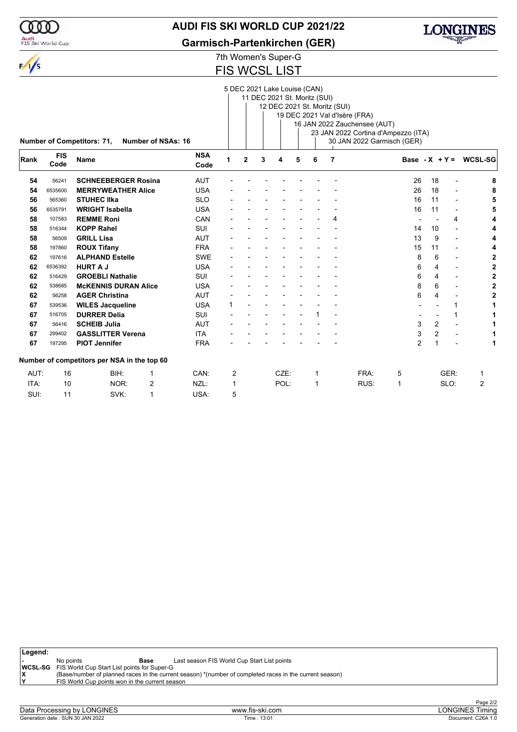# AUDI FIS SKI WORLD CUP 2021/22

## Garmisch-Partenkirchen (GER)

### 7th Women's Super-G

### FIS WCSL LIST

Number of Competitors: 71, Number of NSAs: 16

1. 5 DEC 2021 Lake Louise (CAN)
2. 11 DEC 2021 St. Moritz (SUI)
3. 12 DEC 2021 St. Moritz (SUI)
4. 19 DEC 2021 Val d'Isère (FRA)
5. 16 JAN 2022 Zauchensee (AUT)
6. 23 JAN 2022 Cortina d'Ampezzo (ITA)
7. 30 JAN 2022 Garmisch (GER)

| Rank | FIS Code | Name | NSA Code | 1 | 2 | 3 | 4 | 5 | 6 | 7 | Base | - X | + Y = | WCSL-SG |
|---|---|---|---|---|---|---|---|---|---|---|---|---|---|---|
| 54 | 56241 | **SCHNEEBERGER Rosina** | AUT | - | - | - | - | - | - | - | 26 | 18 | - | **8** |
| 54 | 6535600 | **MERRYWEATHER Alice** | USA | - | - | - | - | - | - | - | 26 | 18 | - | **8** |
| 56 | 565360 | **STUHEC Ilka** | SLO | - | - | - | - | - | - | - | 16 | 11 | - | **5** |
| 56 | 6535791 | **WRIGHT Isabella** | USA | - | - | - | - | - | - | - | 16 | 11 | - | **5** |
| 58 | 107583 | **REMME Roni** | CAN | - | - | - | - | - | - | 4 | - | - | 4 | **4** |
| 58 | 516344 | **KOPP Rahel** | SUI | - | - | - | - | - | - | - | 14 | 10 | - | **4** |
| 58 | 56509 | **GRILL Lisa** | AUT | - | - | - | - | - | - | - | 13 | 9 | - | **4** |
| 58 | 197860 | **ROUX Tifany** | FRA | - | - | - | - | - | - | - | 15 | 11 | - | **4** |
| 62 | 197616 | **ALPHAND Estelle** | SWE | - | - | - | - | - | - | - | 8 | 6 | - | **2** |
| 62 | 6536392 | **HURT A J** | USA | - | - | - | - | - | - | - | 6 | 4 | - | **2** |
| 62 | 516429 | **GROEBLI Nathalie** | SUI | - | - | - | - | - | - | - | 6 | 4 | - | **2** |
| 62 | 538685 | **McKENNIS DURAN Alice** | USA | - | - | - | - | - | - | - | 8 | 6 | - | **2** |
| 62 | 56258 | **AGER Christina** | AUT | - | - | - | - | - | - | - | 6 | 4 | - | **2** |
| 67 | 539536 | **WILES Jacqueline** | USA | 1 | - | - | - | - | - | - | - | - | 1 | **1** |
| 67 | 516705 | **DURRER Delia** | SUI | - | - | - | - | - | 1 | - | - | - | 1 | **1** |
| 67 | 56416 | **SCHEIB Julia** | AUT | - | - | - | - | - | - | - | 3 | 2 | - | **1** |
| 67 | 299402 | **GASSLITTER Verena** | ITA | - | - | - | - | - | - | - | 3 | 2 | - | **1** |
| 67 | 197295 | **PIOT Jennifer** | FRA | - | - | - | - | - | - | - | 2 | 1 | - | **1** |

**Number of competitors per NSA in the top 60**

| | | | | | | | | | | | |
|---|---|---|---|---|---|---|---|---|---|---|---|
| AUT: | 16 | BIH: | 1 | CAN: | 2 | CZE: | 1 | FRA: | 5 | GER: | 1 |
| ITA: | 10 | NOR: | 2 | NZL: | 1 | POL: | 1 | RUS: | 1 | SLO: | 2 |
| SUI: | 11 | SVK: | 1 | USA: | 5 | | | | | | |

**Legend:**

| | | | |
|---|---|---|---|
| - | No points | **Base** | Last season FIS World Cup Start List points |
| **WCSL-SG** | FIS World Cup Start List points for Super-G | | |
| **X** | (Base/number of planned races in the current season) *(number of completed races in the current season) | | |
| **Y** | FIS World Cup points won in the current season | | |

Data Processing by LONGINES | www.fis-ski.com | LONGINES Timing

Generation date : SUN 30 JAN 2022 | Time : 13:01 | Document: C26A 1.0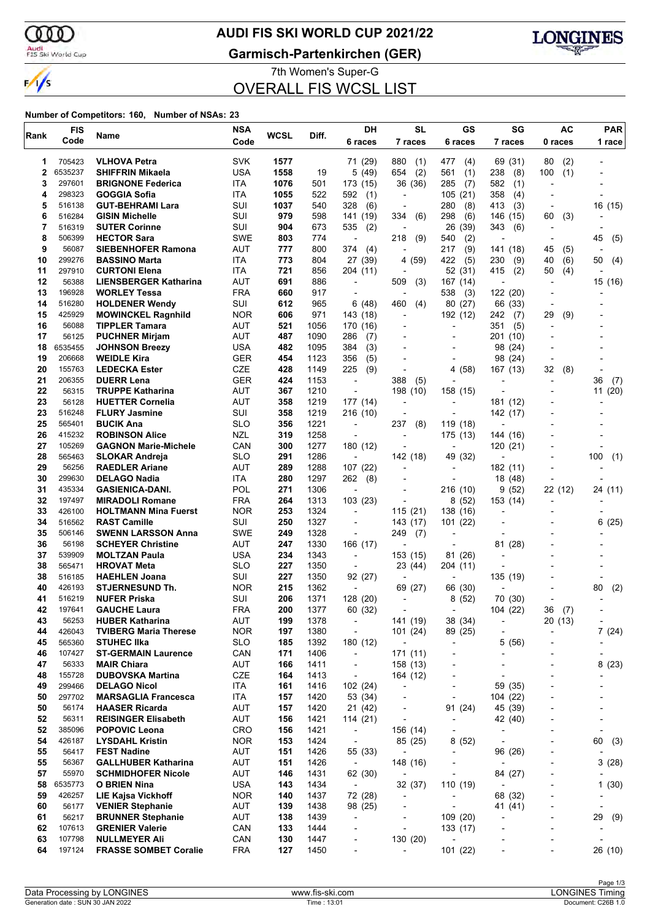# AUDI FIS SKI WORLD CUP 2021/22

## Garmisch-Partenkirchen (GER)

7th Women's Super-G

## OVERALL FIS WCSL LIST

**Number of Competitors: 160, Number of NSAs: 23**

| Rank | FIS Code | Name | NSA Code | WCSL | Diff. | DH 6 races | SL 7 races | GS 6 races | SG 7 races | AC 0 races | PAR 1 race |
|---|---|---|---|---|---|---|---|---|---|---|---|
| 1 | 705423 | **VLHOVA Petra** | SVK | **1577** | | 71 (29) | 880 (1) | 477 (4) | 69 (31) | 80 (2) | - |
| 2 | 6535237 | **SHIFFRIN Mikaela** | USA | **1558** | 19 | 5 (49) | 654 (2) | 561 (1) | 238 (8) | 100 (1) | - |
| 3 | 297601 | **BRIGNONE Federica** | ITA | **1076** | 501 | 173 (15) | 36 (36) | 285 (7) | 582 (1) | - | - |
| 4 | 298323 | **GOGGIA Sofia** | ITA | **1055** | 522 | 592 (1) | - | 105 (21) | 358 (4) | - | - |
| 5 | 516138 | **GUT-BEHRAMI Lara** | SUI | **1037** | 540 | 328 (6) | - | 280 (8) | 413 (3) | - | 16 (15) |
| 6 | 516284 | **GISIN Michelle** | SUI | **979** | 598 | 141 (19) | 334 (6) | 298 (6) | 146 (15) | 60 (3) | - |
| 7 | 516319 | **SUTER Corinne** | SUI | **904** | 673 | 535 (2) | - | 26 (39) | 343 (6) | - | - |
| 8 | 506399 | **HECTOR Sara** | SWE | **803** | 774 | - | 218 (9) | 540 (2) | - | - | 45 (5) |
| 9 | 56087 | **SIEBENHOFER Ramona** | AUT | **777** | 800 | 374 (4) | - | 217 (9) | 141 (18) | 45 (5) | - |
| 10 | 299276 | **BASSINO Marta** | ITA | **773** | 804 | 27 (39) | 4 (59) | 422 (5) | 230 (9) | 40 (6) | 50 (4) |
| 11 | 297910 | **CURTONI Elena** | ITA | **721** | 856 | 204 (11) | - | 52 (31) | 415 (2) | 50 (4) | - |
| 12 | 56388 | **LIENSBERGER Katharina** | AUT | **691** | 886 | - | 509 (3) | 167 (14) | - | - | 15 (16) |
| 13 | 196928 | **WORLEY Tessa** | FRA | **660** | 917 | - | - | 538 (3) | 122 (20) | - | - |
| 14 | 516280 | **HOLDENER Wendy** | SUI | **612** | 965 | 6 (48) | 460 (4) | 80 (27) | 66 (33) | - | - |
| 15 | 425929 | **MOWINCKEL Ragnhild** | NOR | **606** | 971 | 143 (18) | - | 192 (12) | 242 (7) | 29 (9) | - |
| 16 | 56088 | **TIPPLER Tamara** | AUT | **521** | 1056 | 170 (16) | - | - | 351 (5) | - | - |
| 17 | 56125 | **PUCHNER Mirjam** | AUT | **487** | 1090 | 286 (7) | - | - | 201 (10) | - | - |
| 18 | 6535455 | **JOHNSON Breezy** | USA | **482** | 1095 | 384 (3) | - | - | 98 (24) | - | - |
| 19 | 206668 | **WEIDLE Kira** | GER | **454** | 1123 | 356 (5) | - | - | 98 (24) | - | - |
| 20 | 155763 | **LEDECKA Ester** | CZE | **428** | 1149 | 225 (9) | - | 4 (58) | 167 (13) | 32 (8) | - |
| 21 | 206355 | **DUERR Lena** | GER | **424** | 1153 | - | 388 (5) | - | - | - | 36 (7) |
| 22 | 56315 | **TRUPPE Katharina** | AUT | **367** | 1210 | - | 198 (10) | 158 (15) | - | - | 11 (20) |
| 23 | 56128 | **HUETTER Cornelia** | AUT | **358** | 1219 | 177 (14) | - | - | 181 (12) | - | - |
| 23 | 516248 | **FLURY Jasmine** | SUI | **358** | 1219 | 216 (10) | - | - | 142 (17) | - | - |
| 25 | 565401 | **BUCIK Ana** | SLO | **356** | 1221 | - | 237 (8) | 119 (18) | - | - | - |
| 26 | 415232 | **ROBINSON Alice** | NZL | **319** | 1258 | - | - | 175 (13) | 144 (16) | - | - |
| 27 | 105269 | **GAGNON Marie-Michele** | CAN | **300** | 1277 | 180 (12) | - | - | 120 (21) | - | - |
| 28 | 565463 | **SLOKAR Andreja** | SLO | **291** | 1286 | - | 142 (18) | 49 (32) | - | - | 100 (1) |
| 29 | 56256 | **RAEDLER Ariane** | AUT | **289** | 1288 | 107 (22) | - | - | 182 (11) | - | - |
| 30 | 299630 | **DELAGO Nadia** | ITA | **280** | 1297 | 262 (8) | - | - | 18 (48) | - | - |
| 31 | 435334 | **GASIENICA-DANI.** | POL | **271** | 1306 | - | - | 216 (10) | 9 (52) | 22 (12) | 24 (11) |
| 32 | 197497 | **MIRADOLI Romane** | FRA | **264** | 1313 | 103 (23) | - | 8 (52) | 153 (14) | - | - |
| 33 | 426100 | **HOLTMANN Mina Fuerst** | NOR | **253** | 1324 | - | 115 (21) | 138 (16) | - | - | - |
| 34 | 516562 | **RAST Camille** | SUI | **250** | 1327 | - | 143 (17) | 101 (22) | - | - | 6 (25) |
| 35 | 506146 | **SWENN LARSSON Anna** | SWE | **249** | 1328 | - | 249 (7) | - | - | - | - |
| 36 | 56198 | **SCHEYER Christine** | AUT | **247** | 1330 | 166 (17) | - | - | 81 (28) | - | - |
| 37 | 539909 | **MOLTZAN Paula** | USA | **234** | 1343 | - | 153 (15) | 81 (26) | - | - | - |
| 38 | 565471 | **HROVAT Meta** | SLO | **227** | 1350 | - | 23 (44) | 204 (11) | - | - | - |
| 38 | 516185 | **HAEHLEN Joana** | SUI | **227** | 1350 | 92 (27) | - | - | 135 (19) | - | - |
| 40 | 426193 | **STJERNESUND Th.** | NOR | **215** | 1362 | - | 69 (27) | 66 (30) | - | - | 80 (2) |
| 41 | 516219 | **NUFER Priska** | SUI | **206** | 1371 | 128 (20) | - | 8 (52) | 70 (30) | - | - |
| 42 | 197641 | **GAUCHE Laura** | FRA | **200** | 1377 | 60 (32) | - | - | 104 (22) | 36 (7) | - |
| 43 | 56253 | **HUBER Katharina** | AUT | **199** | 1378 | - | 141 (19) | 38 (34) | - | 20 (13) | - |
| 44 | 426043 | **TVIBERG Maria Therese** | NOR | **197** | 1380 | - | 101 (24) | 89 (25) | - | - | 7 (24) |
| 45 | 565360 | **STUHEC Ilka** | SLO | **185** | 1392 | 180 (12) | - | - | 5 (56) | - | - |
| 46 | 107427 | **ST-GERMAIN Laurence** | CAN | **171** | 1406 | - | 171 (11) | - | - | - | - |
| 47 | 56333 | **MAIR Chiara** | AUT | **166** | 1411 | - | 158 (13) | - | - | - | 8 (23) |
| 48 | 155728 | **DUBOVSKA Martina** | CZE | **164** | 1413 | - | 164 (12) | - | - | - | - |
| 49 | 299466 | **DELAGO Nicol** | ITA | **161** | 1416 | 102 (24) | - | - | 59 (35) | - | - |
| 50 | 297702 | **MARSAGLIA Francesca** | ITA | **157** | 1420 | 53 (34) | - | - | 104 (22) | - | - |
| 50 | 56174 | **HAASER Ricarda** | AUT | **157** | 1420 | 21 (42) | - | 91 (24) | 45 (39) | - | - |
| 52 | 56311 | **REISINGER Elisabeth** | AUT | **156** | 1421 | 114 (21) | - | - | 42 (40) | - | - |
| 52 | 385096 | **POPOVIC Leona** | CRO | **156** | 1421 | - | 156 (14) | - | - | - | - |
| 54 | 426187 | **LYSDAHL Kristin** | NOR | **153** | 1424 | - | 85 (25) | 8 (52) | - | - | 60 (3) |
| 55 | 56417 | **FEST Nadine** | AUT | **151** | 1426 | 55 (33) | - | - | 96 (26) | - | - |
| 55 | 56367 | **GALLHUBER Katharina** | AUT | **151** | 1426 | - | 148 (16) | - | - | - | 3 (28) |
| 57 | 55970 | **SCHMIDHOFER Nicole** | AUT | **146** | 1431 | 62 (30) | - | - | 84 (27) | - | - |
| 58 | 6535773 | **O BRIEN Nina** | USA | **143** | 1434 | - | 32 (37) | 110 (19) | - | - | 1 (30) |
| 59 | 426257 | **LIE Kajsa Vickhoff** | NOR | **140** | 1437 | 72 (28) | - | - | 68 (32) | - | - |
| 60 | 56177 | **VENIER Stephanie** | AUT | **139** | 1438 | 98 (25) | - | - | 41 (41) | - | - |
| 61 | 56217 | **BRUNNER Stephanie** | AUT | **138** | 1439 | - | - | 109 (20) | - | - | 29 (9) |
| 62 | 107613 | **GRENIER Valerie** | CAN | **133** | 1444 | - | - | 133 (17) | - | - | - |
| 63 | 107798 | **NULLMEYER Ali** | CAN | **130** | 1447 | - | 130 (20) | - | - | - | - |
| 64 | 197124 | **FRASSE SOMBET Coralie** | FRA | **127** | 1450 | - | - | 101 (22) | - | - | 26 (10) |

Data Processing by LONGINES | www.fis-ski.com | LONGINES Timing

Generation date : SUN 30 JAN 2022 | Time : 13:01 | Document: C26B 1.0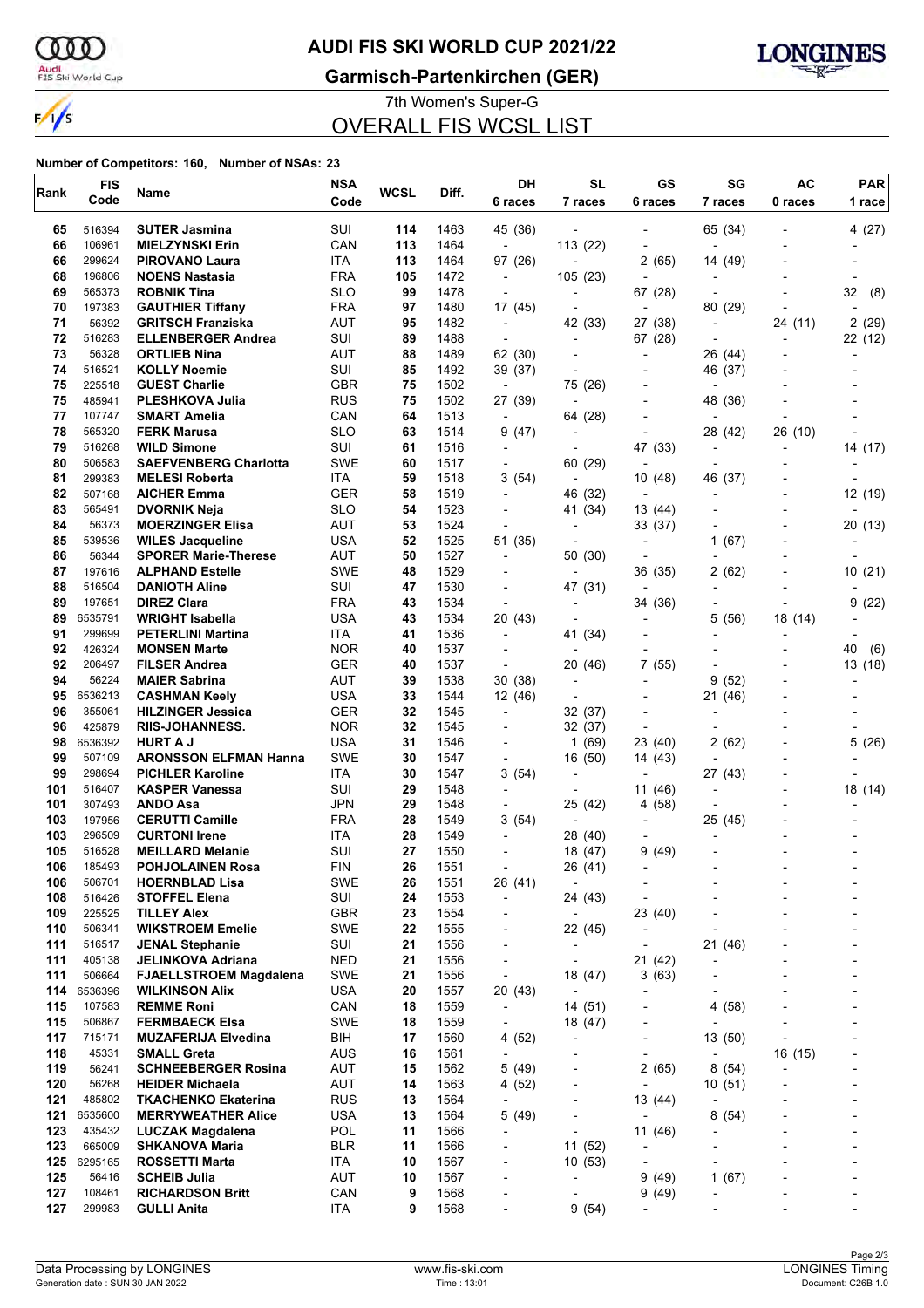# AUDI FIS SKI WORLD CUP 2021/22

**Garmisch-Partenkirchen (GER)**

7th Women's Super-G

## OVERALL FIS WCSL LIST

**Number of Competitors: 160, Number of NSAs: 23**

| Rank | FIS Code | Name | NSA Code | WCSL | Diff. | DH 6 races | SL 7 races | GS 6 races | SG 7 races | AC 0 races | PAR 1 race |
|---|---|---|---|---|---|---|---|---|---|---|---|
| 65 | 516394 | **SUTER Jasmina** | SUI | **114** | 1463 | 45 (36) | - | - | 65 (34) | - | 4 (27) |
| 66 | 106961 | **MIELZYNSKI Erin** | CAN | **113** | 1464 | - | 113 (22) | - | - | - | - |
| 66 | 299624 | **PIROVANO Laura** | ITA | **113** | 1464 | 97 (26) | - | 2 (65) | 14 (49) | - | - |
| 68 | 196806 | **NOENS Nastasia** | FRA | **105** | 1472 | - | 105 (23) | - | - | - | - |
| 69 | 565373 | **ROBNIK Tina** | SLO | **99** | 1478 | - | - | 67 (28) | - | - | 32 (8) |
| 70 | 197383 | **GAUTHIER Tiffany** | FRA | **97** | 1480 | 17 (45) | - | - | 80 (29) | - | - |
| 71 | 56392 | **GRITSCH Franziska** | AUT | **95** | 1482 | - | 42 (33) | 27 (38) | - | 24 (11) | 2 (29) |
| 72 | 516283 | **ELLENBERGER Andrea** | SUI | **89** | 1488 | - | - | 67 (28) | - | - | 22 (12) |
| 73 | 56328 | **ORTLIEB Nina** | AUT | **88** | 1489 | 62 (30) | - | - | 26 (44) | - | - |
| 74 | 516521 | **KOLLY Noemie** | SUI | **85** | 1492 | 39 (37) | - | - | 46 (37) | - | - |
| 75 | 225518 | **GUEST Charlie** | GBR | **75** | 1502 | - | 75 (26) | - | - | - | - |
| 75 | 485941 | **PLESHKOVA Julia** | RUS | **75** | 1502 | 27 (39) | - | - | 48 (36) | - | - |
| 77 | 107747 | **SMART Amelia** | CAN | **64** | 1513 | - | 64 (28) | - | - | - | - |
| 78 | 565320 | **FERK Marusa** | SLO | **63** | 1514 | 9 (47) | - | - | 28 (42) | 26 (10) | - |
| 79 | 516268 | **WILD Simone** | SUI | **61** | 1516 | - | - | 47 (33) | - | - | 14 (17) |
| 80 | 506583 | **SAEFVENBERG Charlotta** | SWE | **60** | 1517 | - | 60 (29) | - | - | - | - |
| 81 | 299383 | **MELESI Roberta** | ITA | **59** | 1518 | 3 (54) | - | 10 (48) | 46 (37) | - | - |
| 82 | 507168 | **AICHER Emma** | GER | **58** | 1519 | - | 46 (32) | - | - | - | 12 (19) |
| 83 | 565491 | **DVORNIK Neja** | SLO | **54** | 1523 | - | 41 (34) | 13 (44) | - | - | - |
| 84 | 56373 | **MOERZINGER Elisa** | AUT | **53** | 1524 | - | - | 33 (37) | - | - | 20 (13) |
| 85 | 539536 | **WILES Jacqueline** | USA | **52** | 1525 | 51 (35) | - | - | 1 (67) | - | - |
| 86 | 56344 | **SPORER Marie-Therese** | AUT | **50** | 1527 | - | 50 (30) | - | - | - | - |
| 87 | 197616 | **ALPHAND Estelle** | SWE | **48** | 1529 | - | - | 36 (35) | 2 (62) | - | 10 (21) |
| 88 | 516504 | **DANIOTH Aline** | SUI | **47** | 1530 | - | 47 (31) | - | - | - | - |
| 89 | 197651 | **DIREZ Clara** | FRA | **43** | 1534 | - | - | 34 (36) | - | - | 9 (22) |
| 89 | 6535791 | **WRIGHT Isabella** | USA | **43** | 1534 | 20 (43) | - | - | 5 (56) | 18 (14) | - |
| 91 | 299699 | **PETERLINI Martina** | ITA | **41** | 1536 | - | 41 (34) | - | - | - | - |
| 92 | 426324 | **MONSEN Marte** | NOR | **40** | 1537 | - | - | - | - | - | 40 (6) |
| 92 | 206497 | **FILSER Andrea** | GER | **40** | 1537 | - | 20 (46) | 7 (55) | - | - | 13 (18) |
| 94 | 56224 | **MAIER Sabrina** | AUT | **39** | 1538 | 30 (38) | - | - | 9 (52) | - | - |
| 95 | 6536213 | **CASHMAN Keely** | USA | **33** | 1544 | 12 (46) | - | - | 21 (46) | - | - |
| 96 | 355061 | **HILZINGER Jessica** | GER | **32** | 1545 | - | 32 (37) | - | - | - | - |
| 96 | 425879 | **RIIS-JOHANNESS.** | NOR | **32** | 1545 | - | 32 (37) | - | - | - | - |
| 98 | 6536392 | **HURT A J** | USA | **31** | 1546 | - | 1 (69) | 23 (40) | 2 (62) | - | 5 (26) |
| 99 | 507109 | **ARONSSON ELFMAN Hanna** | SWE | **30** | 1547 | - | 16 (50) | 14 (43) | - | - | - |
| 99 | 298694 | **PICHLER Karoline** | ITA | **30** | 1547 | 3 (54) | - | - | 27 (43) | - | - |
| 101 | 516407 | **KASPER Vanessa** | SUI | **29** | 1548 | - | - | 11 (46) | - | - | 18 (14) |
| 101 | 307493 | **ANDO Asa** | JPN | **29** | 1548 | - | 25 (42) | 4 (58) | - | - | - |
| 103 | 197956 | **CERUTTI Camille** | FRA | **28** | 1549 | 3 (54) | - | - | 25 (45) | - | - |
| 103 | 296509 | **CURTONI Irene** | ITA | **28** | 1549 | - | 28 (40) | - | - | - | - |
| 105 | 516528 | **MEILLARD Melanie** | SUI | **27** | 1550 | - | 18 (47) | 9 (49) | - | - | - |
| 106 | 185493 | **POHJOLAINEN Rosa** | FIN | **26** | 1551 | - | 26 (41) | - | - | - | - |
| 106 | 506701 | **HOERNBLAD Lisa** | SWE | **26** | 1551 | 26 (41) | - | - | - | - | - |
| 108 | 516426 | **STOFFEL Elena** | SUI | **24** | 1553 | - | 24 (43) | - | - | - | - |
| 109 | 225525 | **TILLEY Alex** | GBR | **23** | 1554 | - | - | 23 (40) | - | - | - |
| 110 | 506341 | **WIKSTROEM Emelie** | SWE | **22** | 1555 | - | 22 (45) | - | - | - | - |
| 111 | 516517 | **JENAL Stephanie** | SUI | **21** | 1556 | - | - | - | 21 (46) | - | - |
| 111 | 405138 | **JELINKOVA Adriana** | NED | **21** | 1556 | - | - | 21 (42) | - | - | - |
| 111 | 506664 | **FJAELLSTROEM Magdalena** | SWE | **21** | 1556 | - | 18 (47) | 3 (63) | - | - | - |
| 114 | 6536396 | **WILKINSON Alix** | USA | **20** | 1557 | 20 (43) | - | - | - | - | - |
| 115 | 107583 | **REMME Roni** | CAN | **18** | 1559 | - | 14 (51) | - | 4 (58) | - | - |
| 115 | 506867 | **FERMBAECK Elsa** | SWE | **18** | 1559 | - | 18 (47) | - | - | - | - |
| 117 | 715171 | **MUZAFERIJA Elvedina** | BIH | **17** | 1560 | 4 (52) | - | - | 13 (50) | - | - |
| 118 | 45331 | **SMALL Greta** | AUS | **16** | 1561 | - | - | - | - | 16 (15) | - |
| 119 | 56241 | **SCHNEEBERGER Rosina** | AUT | **15** | 1562 | 5 (49) | - | 2 (65) | 8 (54) | - | - |
| 120 | 56268 | **HEIDER Michaela** | AUT | **14** | 1563 | 4 (52) | - | - | 10 (51) | - | - |
| 121 | 485802 | **TKACHENKO Ekaterina** | RUS | **13** | 1564 | - | - | 13 (44) | - | - | - |
| 121 | 6535600 | **MERRYWEATHER Alice** | USA | **13** | 1564 | 5 (49) | - | - | 8 (54) | - | - |
| 123 | 435432 | **LUCZAK Magdalena** | POL | **11** | 1566 | - | - | 11 (46) | - | - | - |
| 123 | 665009 | **SHKANOVA Maria** | BLR | **11** | 1566 | - | 11 (52) | - | - | - | - |
| 125 | 6295165 | **ROSSETTI Marta** | ITA | **10** | 1567 | - | 10 (53) | - | - | - | - |
| 125 | 56416 | **SCHEIB Julia** | AUT | **10** | 1567 | - | - | 9 (49) | 1 (67) | - | - |
| 127 | 108461 | **RICHARDSON Britt** | CAN | **9** | 1568 | - | - | 9 (49) | - | - | - |
| 127 | 299983 | **GULLI Anita** | ITA | **9** | 1568 | - | 9 (54) | - | - | - | - |

Data Processing by LONGINES — www.fis-ski.com — LONGINES Timing

Generation date : SUN 30 JAN 2022 — Time : 13:01 — Document: C26B 1.0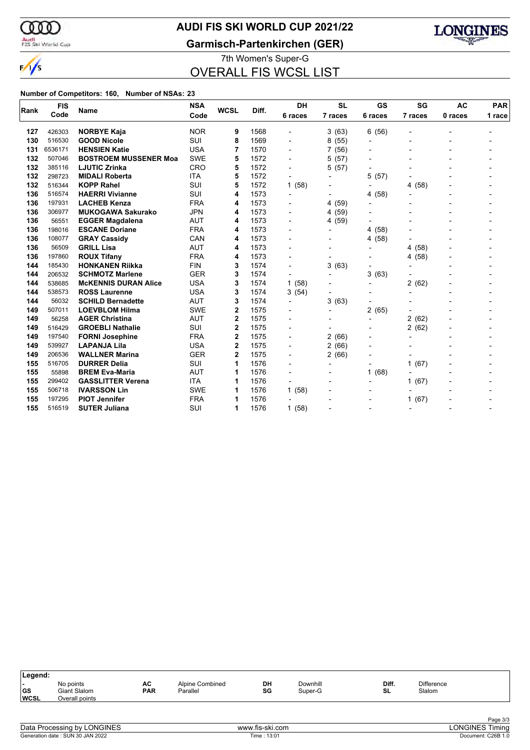# AUDI FIS SKI WORLD CUP 2021/22

## Garmisch-Partenkirchen (GER)

7th Women's Super-G

## OVERALL FIS WCSL LIST

**Number of Competitors: 160, Number of NSAs: 23**

| Rank | FIS Code | Name | NSA Code | WCSL | Diff. | DH 6 races | SL 7 races | GS 6 races | SG 7 races | AC 0 races | PAR 1 race |
|---|---|---|---|---|---|---|---|---|---|---|---|
| 127 | 426303 | **NORBYE Kaja** | NOR | **9** | 1568 | - | 3 (63) | 6 (56) | - | - | - |
| 130 | 516530 | **GOOD Nicole** | SUI | **8** | 1569 | - | 8 (55) | - | - | - | - |
| 131 | 6536171 | **HENSIEN Katie** | USA | **7** | 1570 | - | 7 (56) | - | - | - | - |
| 132 | 507046 | **BOSTROEM MUSSENER Moa** | SWE | **5** | 1572 | - | 5 (57) | - | - | - | - |
| 132 | 385116 | **LJUTIC Zrinka** | CRO | **5** | 1572 | - | 5 (57) | - | - | - | - |
| 132 | 298723 | **MIDALI Roberta** | ITA | **5** | 1572 | - | - | 5 (57) | - | - | - |
| 132 | 516344 | **KOPP Rahel** | SUI | **5** | 1572 | 1 (58) | - | - | 4 (58) | - | - |
| 136 | 516574 | **HAERRI Vivianne** | SUI | **4** | 1573 | - | - | 4 (58) | - | - | - |
| 136 | 197931 | **LACHEB Kenza** | FRA | **4** | 1573 | - | 4 (59) | - | - | - | - |
| 136 | 306977 | **MUKOGAWA Sakurako** | JPN | **4** | 1573 | - | 4 (59) | - | - | - | - |
| 136 | 56551 | **EGGER Magdalena** | AUT | **4** | 1573 | - | 4 (59) | - | - | - | - |
| 136 | 198016 | **ESCANE Doriane** | FRA | **4** | 1573 | - | - | 4 (58) | - | - | - |
| 136 | 108077 | **GRAY Cassidy** | CAN | **4** | 1573 | - | - | 4 (58) | - | - | - |
| 136 | 56509 | **GRILL Lisa** | AUT | **4** | 1573 | - | - | - | 4 (58) | - | - |
| 136 | 197860 | **ROUX Tifany** | FRA | **4** | 1573 | - | - | - | 4 (58) | - | - |
| 144 | 185430 | **HONKANEN Riikka** | FIN | **3** | 1574 | - | 3 (63) | - | - | - | - |
| 144 | 206532 | **SCHMOTZ Marlene** | GER | **3** | 1574 | - | - | 3 (63) | - | - | - |
| 144 | 538685 | **McKENNIS DURAN Alice** | USA | **3** | 1574 | 1 (58) | - | - | 2 (62) | - | - |
| 144 | 538573 | **ROSS Laurenne** | USA | **3** | 1574 | 3 (54) | - | - | - | - | - |
| 144 | 56032 | **SCHILD Bernadette** | AUT | **3** | 1574 | - | 3 (63) | - | - | - | - |
| 149 | 507011 | **LOEVBLOM Hilma** | SWE | **2** | 1575 | - | - | 2 (65) | - | - | - |
| 149 | 56258 | **AGER Christina** | AUT | **2** | 1575 | - | - | - | 2 (62) | - | - |
| 149 | 516429 | **GROEBLI Nathalie** | SUI | **2** | 1575 | - | - | - | 2 (62) | - | - |
| 149 | 197540 | **FORNI Josephine** | FRA | **2** | 1575 | - | 2 (66) | - | - | - | - |
| 149 | 539927 | **LAPANJA Lila** | USA | **2** | 1575 | - | 2 (66) | - | - | - | - |
| 149 | 206536 | **WALLNER Marina** | GER | **2** | 1575 | - | 2 (66) | - | - | - | - |
| 155 | 516705 | **DURRER Delia** | SUI | **1** | 1576 | - | - | - | 1 (67) | - | - |
| 155 | 55898 | **BREM Eva-Maria** | AUT | **1** | 1576 | - | - | 1 (68) | - | - | - |
| 155 | 299402 | **GASSLITTER Verena** | ITA | **1** | 1576 | - | - | - | 1 (67) | - | - |
| 155 | 506718 | **IVARSSON Lin** | SWE | **1** | 1576 | 1 (58) | - | - | - | - | - |
| 155 | 197295 | **PIOT Jennifer** | FRA | **1** | 1576 | - | - | - | 1 (67) | - | - |
| 155 | 516519 | **SUTER Juliana** | SUI | **1** | 1576 | 1 (58) | - | - | - | - | - |

**Legend:**

| | | | | | | | |
|---|---|---|---|---|---|---|---|
| - | No points | AC | Alpine Combined | DH | Downhill | Diff. | Difference |
| GS | Giant Slalom | PAR | Parallel | SG | Super-G | SL | Slalom |
| WCSL | Overall points | | | | | | |

Data Processing by LONGINES — www.fis-ski.com — LONGINES Timing

Generation date : SUN 30 JAN 2022 — Time : 13:01 — Document: C26B 1.0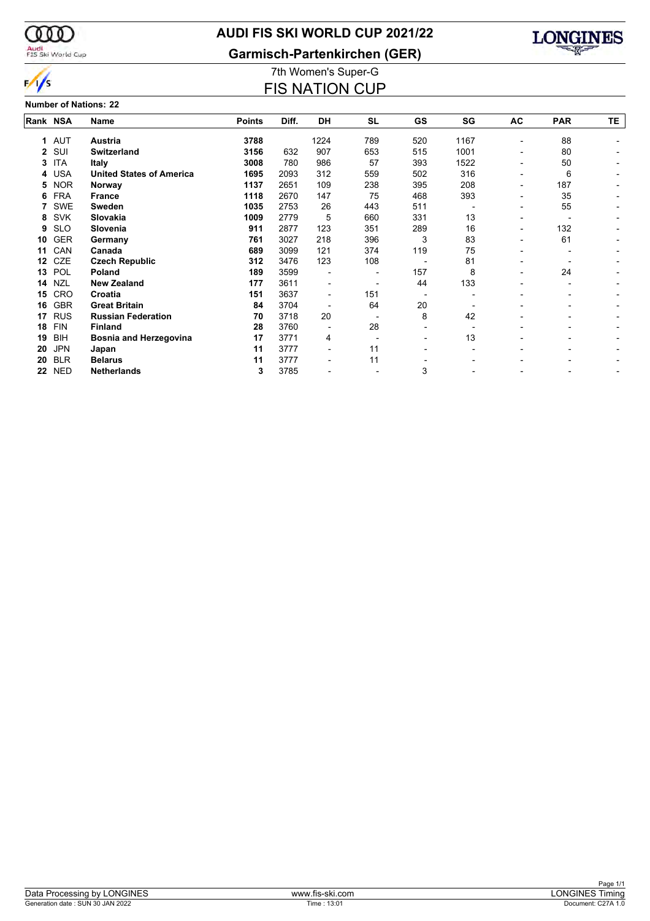# AUDI FIS SKI WORLD CUP 2021/22

## Garmisch-Partenkirchen (GER)

### 7th Women's Super-G

## FIS NATION CUP

**Number of Nations: 22**

| Rank | NSA | Name | Points | Diff. | DH | SL | GS | SG | AC | PAR | TE |
|---|---|---|---|---|---|---|---|---|---|---|---|
| 1 | AUT | **Austria** | **3788** | | 1224 | 789 | 520 | 1167 | - | 88 | - |
| 2 | SUI | **Switzerland** | **3156** | 632 | 907 | 653 | 515 | 1001 | - | 80 | - |
| 3 | ITA | **Italy** | **3008** | 780 | 986 | 57 | 393 | 1522 | - | 50 | - |
| 4 | USA | **United States of America** | **1695** | 2093 | 312 | 559 | 502 | 316 | - | 6 | - |
| 5 | NOR | **Norway** | **1137** | 2651 | 109 | 238 | 395 | 208 | - | 187 | - |
| 6 | FRA | **France** | **1118** | 2670 | 147 | 75 | 468 | 393 | - | 35 | - |
| 7 | SWE | **Sweden** | **1035** | 2753 | 26 | 443 | 511 | - | - | 55 | - |
| 8 | SVK | **Slovakia** | **1009** | 2779 | 5 | 660 | 331 | 13 | - | - | - |
| 9 | SLO | **Slovenia** | **911** | 2877 | 123 | 351 | 289 | 16 | - | 132 | - |
| 10 | GER | **Germany** | **761** | 3027 | 218 | 396 | 3 | 83 | - | 61 | - |
| 11 | CAN | **Canada** | **689** | 3099 | 121 | 374 | 119 | 75 | - | - | - |
| 12 | CZE | **Czech Republic** | **312** | 3476 | 123 | 108 | - | 81 | - | - | - |
| 13 | POL | **Poland** | **189** | 3599 | - | - | 157 | 8 | - | 24 | - |
| 14 | NZL | **New Zealand** | **177** | 3611 | - | - | 44 | 133 | - | - | - |
| 15 | CRO | **Croatia** | **151** | 3637 | - | 151 | - | - | - | - | - |
| 16 | GBR | **Great Britain** | **84** | 3704 | - | 64 | 20 | - | - | - | - |
| 17 | RUS | **Russian Federation** | **70** | 3718 | 20 | - | 8 | 42 | - | - | - |
| 18 | FIN | **Finland** | **28** | 3760 | - | 28 | - | - | - | - | - |
| 19 | BIH | **Bosnia and Herzegovina** | **17** | 3771 | 4 | - | - | 13 | - | - | - |
| 20 | JPN | **Japan** | **11** | 3777 | - | 11 | - | - | - | - | - |
| 20 | BLR | **Belarus** | **11** | 3777 | - | 11 | - | - | - | - | - |
| 22 | NED | **Netherlands** | **3** | 3785 | - | - | 3 | - | - | - | - |

Data Processing by LONGINES | www.fis-ski.com | LONGINES Timing

Generation date : SUN 30 JAN 2022 | Time : 13:01 | Document: C27A 1.0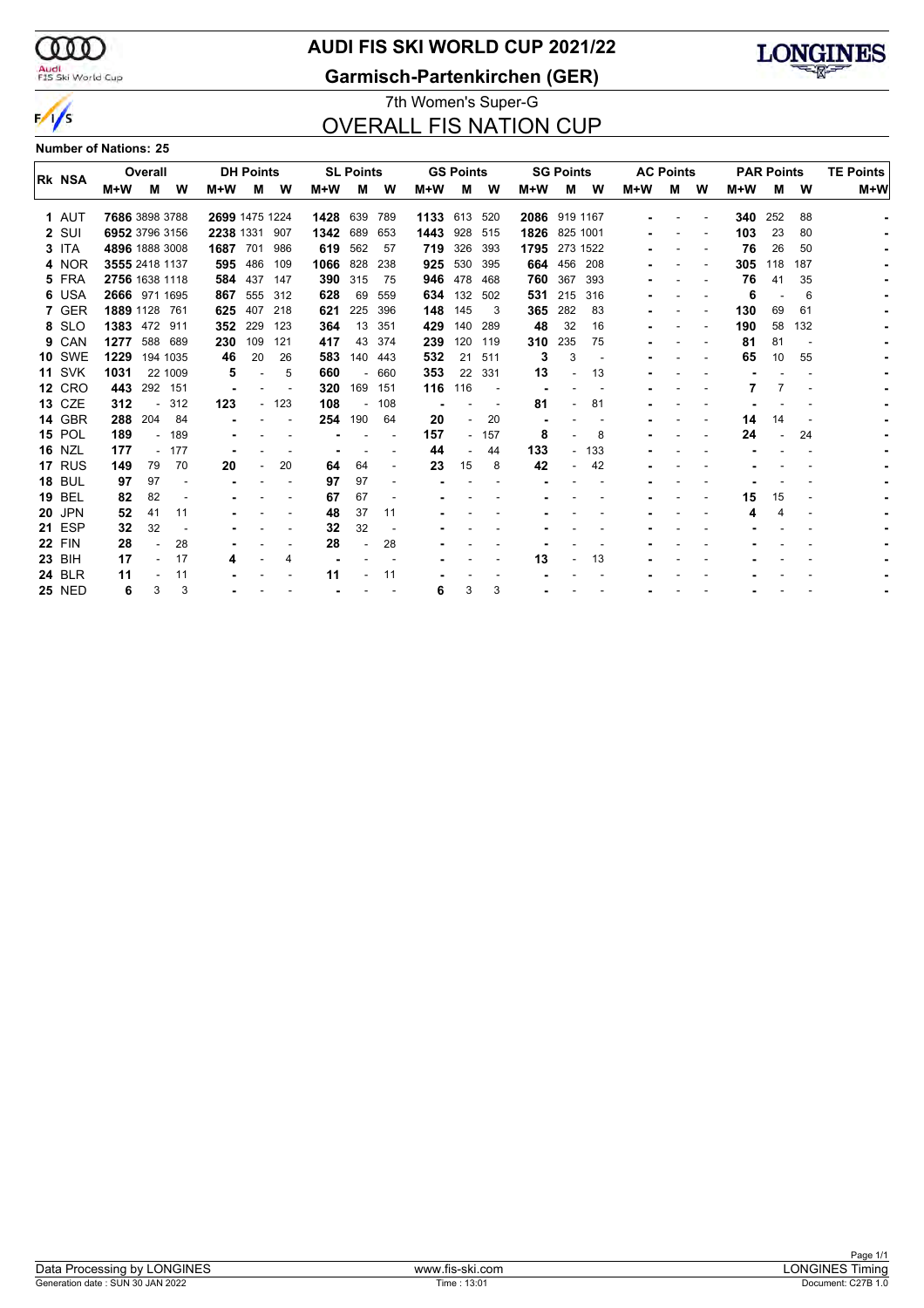# AUDI FIS SKI WORLD CUP 2021/22

## Garmisch-Partenkirchen (GER)

7th Women's Super-G

## OVERALL FIS NATION CUP

**Number of Nations: 25**

| Rk | NSA | Overall | | | DH Points | | | SL Points | | | GS Points | | | SG Points | | | AC Points | | | PAR Points | | | TE Points |
|---|---|---|---|---|---|---|---|---|---|---|---|---|---|---|---|---|---|---|---|---|---|---|---|
| | | M+W | M | W | M+W | M | W | M+W | M | W | M+W | M | W | M+W | M | W | M+W | M | W | M+W | M | W | M+W |
| 1 | AUT | 7686 | 3898 | 3788 | 2699 | 1475 | 1224 | 1428 | 639 | 789 | 1133 | 613 | 520 | 2086 | 919 | 1167 | - | - | - | 340 | 252 | 88 | - |
| 2 | SUI | 6952 | 3796 | 3156 | 2238 | 1331 | 907 | 1342 | 689 | 653 | 1443 | 928 | 515 | 1826 | 825 | 1001 | - | - | - | 103 | 23 | 80 | - |
| 3 | ITA | 4896 | 1888 | 3008 | 1687 | 701 | 986 | 619 | 562 | 57 | 719 | 326 | 393 | 1795 | 273 | 1522 | - | - | - | 76 | 26 | 50 | - |
| 4 | NOR | 3555 | 2418 | 1137 | 595 | 486 | 109 | 1066 | 828 | 238 | 925 | 530 | 395 | 664 | 456 | 208 | - | - | - | 305 | 118 | 187 | - |
| 5 | FRA | 2756 | 1638 | 1118 | 584 | 437 | 147 | 390 | 315 | 75 | 946 | 478 | 468 | 760 | 367 | 393 | - | - | - | 76 | 41 | 35 | - |
| 6 | USA | 2666 | 971 | 1695 | 867 | 555 | 312 | 628 | 69 | 559 | 634 | 132 | 502 | 531 | 215 | 316 | - | - | - | 6 | - | 6 | - |
| 7 | GER | 1889 | 1128 | 761 | 625 | 407 | 218 | 621 | 225 | 396 | 148 | 145 | 3 | 365 | 282 | 83 | - | - | - | 130 | 69 | 61 | - |
| 8 | SLO | 1383 | 472 | 911 | 352 | 229 | 123 | 364 | 13 | 351 | 429 | 140 | 289 | 48 | 32 | 16 | - | - | - | 190 | 58 | 132 | - |
| 9 | CAN | 1277 | 588 | 689 | 230 | 109 | 121 | 417 | 43 | 374 | 239 | 120 | 119 | 310 | 235 | 75 | - | - | - | 81 | 81 | - | - |
| 10 | SWE | 1229 | 194 | 1035 | 46 | 20 | 26 | 583 | 140 | 443 | 532 | 21 | 511 | 3 | 3 | - | - | - | - | 65 | 10 | 55 | - |
| 11 | SVK | 1031 | 22 | 1009 | 5 | - | 5 | 660 | - | 660 | 353 | 22 | 331 | 13 | - | 13 | - | - | - | - | - | - | - |
| 12 | CRO | 443 | 292 | 151 | - | - | - | 320 | 169 | 151 | 116 | 116 | - | - | - | - | - | - | - | 7 | 7 | - | - |
| 13 | CZE | 312 | - | 312 | 123 | - | 123 | 108 | - | 108 | - | - | - | 81 | - | 81 | - | - | - | - | - | - | - |
| 14 | GBR | 288 | 204 | 84 | - | - | - | 254 | 190 | 64 | 20 | - | 20 | - | - | - | - | - | - | 14 | 14 | - | - |
| 15 | POL | 189 | - | 189 | - | - | - | - | - | - | 157 | - | 157 | 8 | - | 8 | - | - | - | 24 | - | 24 | - |
| 16 | NZL | 177 | - | 177 | - | - | - | - | - | - | 44 | - | 44 | 133 | - | 133 | - | - | - | - | - | - | - |
| 17 | RUS | 149 | 79 | 70 | 20 | - | 20 | 64 | 64 | - | 23 | 15 | 8 | 42 | - | 42 | - | - | - | - | - | - | - |
| 18 | BUL | 97 | 97 | - | - | - | - | 97 | 97 | - | - | - | - | - | - | - | - | - | - | - | - | - | - |
| 19 | BEL | 82 | 82 | - | - | - | - | 67 | 67 | - | - | - | - | - | - | - | - | - | - | 15 | 15 | - | - |
| 20 | JPN | 52 | 41 | 11 | - | - | - | 48 | 37 | 11 | - | - | - | - | - | - | - | - | - | 4 | 4 | - | - |
| 21 | ESP | 32 | 32 | - | - | - | - | 32 | 32 | - | - | - | - | - | - | - | - | - | - | - | - | - | - |
| 22 | FIN | 28 | - | 28 | - | - | - | 28 | - | 28 | - | - | - | - | - | - | - | - | - | - | - | - | - |
| 23 | BIH | 17 | - | 17 | 4 | - | 4 | - | - | - | - | - | - | 13 | - | 13 | - | - | - | - | - | - | - |
| 24 | BLR | 11 | - | 11 | - | - | - | 11 | - | 11 | - | - | - | - | - | - | - | - | - | - | - | - | - |
| 25 | NED | 6 | 3 | 3 | - | - | - | - | - | - | 6 | 3 | 3 | - | - | - | - | - | - | - | - | - | - |

Data Processing by LONGINES | www.fis-ski.com | LONGINES Timing

Generation date : SUN 30 JAN 2022 | Time : 13:01 | Document: C27B 1.0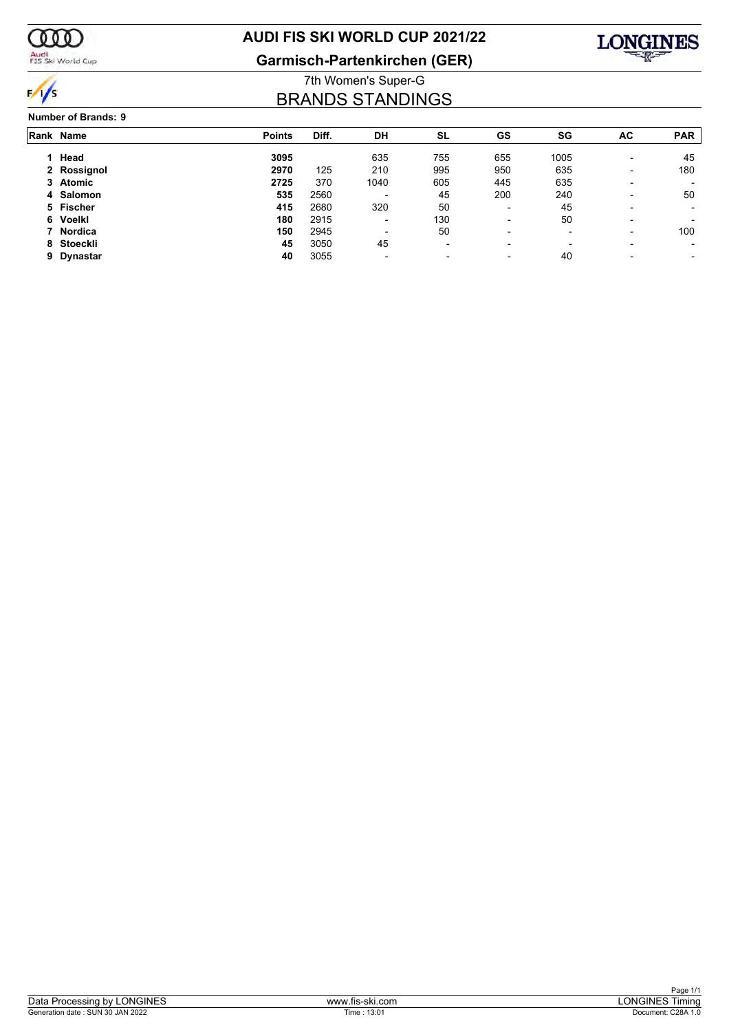# AUDI FIS SKI WORLD CUP 2021/22

## Garmisch-Partenkirchen (GER)

7th Women's Super-G

## BRANDS STANDINGS

**Number of Brands: 9**

| Rank | Name | Points | Diff. | DH | SL | GS | SG | AC | PAR |
|---|---|---|---|---|---|---|---|---|---|
| 1 | **Head** | **3095** | | 635 | 755 | 655 | 1005 | - | 45 |
| 2 | **Rossignol** | **2970** | 125 | 210 | 995 | 950 | 635 | - | 180 |
| 3 | **Atomic** | **2725** | 370 | 1040 | 605 | 445 | 635 | - | - |
| 4 | **Salomon** | **535** | 2560 | - | 45 | 200 | 240 | - | 50 |
| 5 | **Fischer** | **415** | 2680 | 320 | 50 | - | 45 | - | - |
| 6 | **Voelkl** | **180** | 2915 | - | 130 | - | 50 | - | - |
| 7 | **Nordica** | **150** | 2945 | - | 50 | - | - | - | 100 |
| 8 | **Stoeckli** | **45** | 3050 | 45 | - | - | - | - | - |
| 9 | **Dynastar** | **40** | 3055 | - | - | - | 40 | - | - |

Data Processing by LONGINES | www.fis-ski.com | LONGINES Timing

Generation date : SUN 30 JAN 2022 | Time : 13:01 | Document: C28A 1.0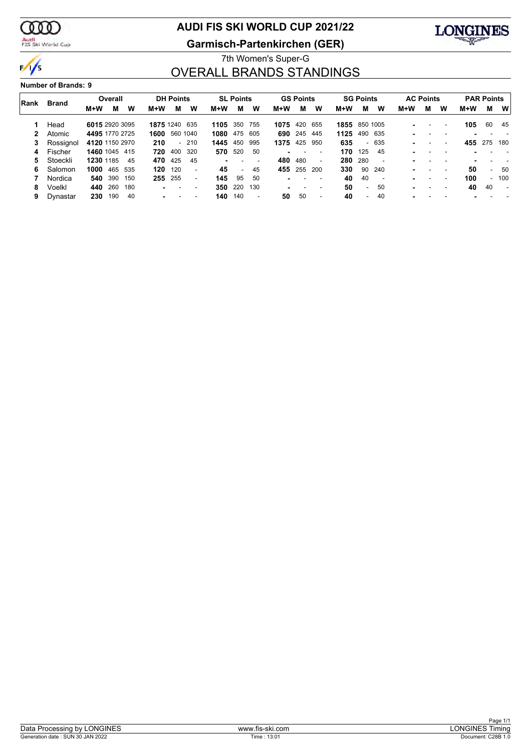# AUDI FIS SKI WORLD CUP 2021/22

## Garmisch-Partenkirchen (GER)

7th Women's Super-G

## OVERALL BRANDS STANDINGS

**Number of Brands: 9**

| Rank | Brand | Overall | | | DH Points | | | SL Points | | | GS Points | | | SG Points | | | AC Points | | | PAR Points | | |
|---|---|---|---|---|---|---|---|---|---|---|---|---|---|---|---|---|---|---|---|---|---|---|
| | | M+W | M | W | M+W | M | W | M+W | M | W | M+W | M | W | M+W | M | W | M+W | M | W | M+W | M | W |
| 1 | Head | **6015** | 2920 | 3095 | **1875** | 1240 | 635 | **1105** | 350 | 755 | **1075** | 420 | 655 | **1855** | 850 | 1005 | **-** | - | - | **105** | 60 | 45 |
| 2 | Atomic | **4495** | 1770 | 2725 | **1600** | 560 | 1040 | **1080** | 475 | 605 | **690** | 245 | 445 | **1125** | 490 | 635 | **-** | - | - | **-** | - | - |
| 3 | Rossignol | **4120** | 1150 | 2970 | **210** | - | 210 | **1445** | 450 | 995 | **1375** | 425 | 950 | **635** | - | 635 | **-** | - | - | **455** | 275 | 180 |
| 4 | Fischer | **1460** | 1045 | 415 | **720** | 400 | 320 | **570** | 520 | 50 | **-** | - | - | **170** | 125 | 45 | **-** | - | - | **-** | - | - |
| 5 | Stoeckli | **1230** | 1185 | 45 | **470** | 425 | 45 | **-** | - | - | **480** | 480 | - | **280** | 280 | - | **-** | - | - | **-** | - | - |
| 6 | Salomon | **1000** | 465 | 535 | **120** | 120 | - | **45** | - | 45 | **455** | 255 | 200 | **330** | 90 | 240 | **-** | - | - | **50** | - | 50 |
| 7 | Nordica | **540** | 390 | 150 | **255** | 255 | - | **145** | 95 | 50 | **-** | - | - | **40** | 40 | - | **-** | - | - | **100** | - | 100 |
| 8 | Voelkl | **440** | 260 | 180 | **-** | - | - | **350** | 220 | 130 | **-** | - | - | **50** | - | 50 | **-** | - | - | **40** | 40 | - |
| 9 | Dynastar | **230** | 190 | 40 | **-** | - | - | **140** | 140 | - | **50** | 50 | - | **40** | - | 40 | **-** | - | - | **-** | - | - |

Data Processing by LONGINES | www.fis-ski.com | LONGINES Timing

Generation date : SUN 30 JAN 2022 | Time : 13:01 | Document: C28B 1.0